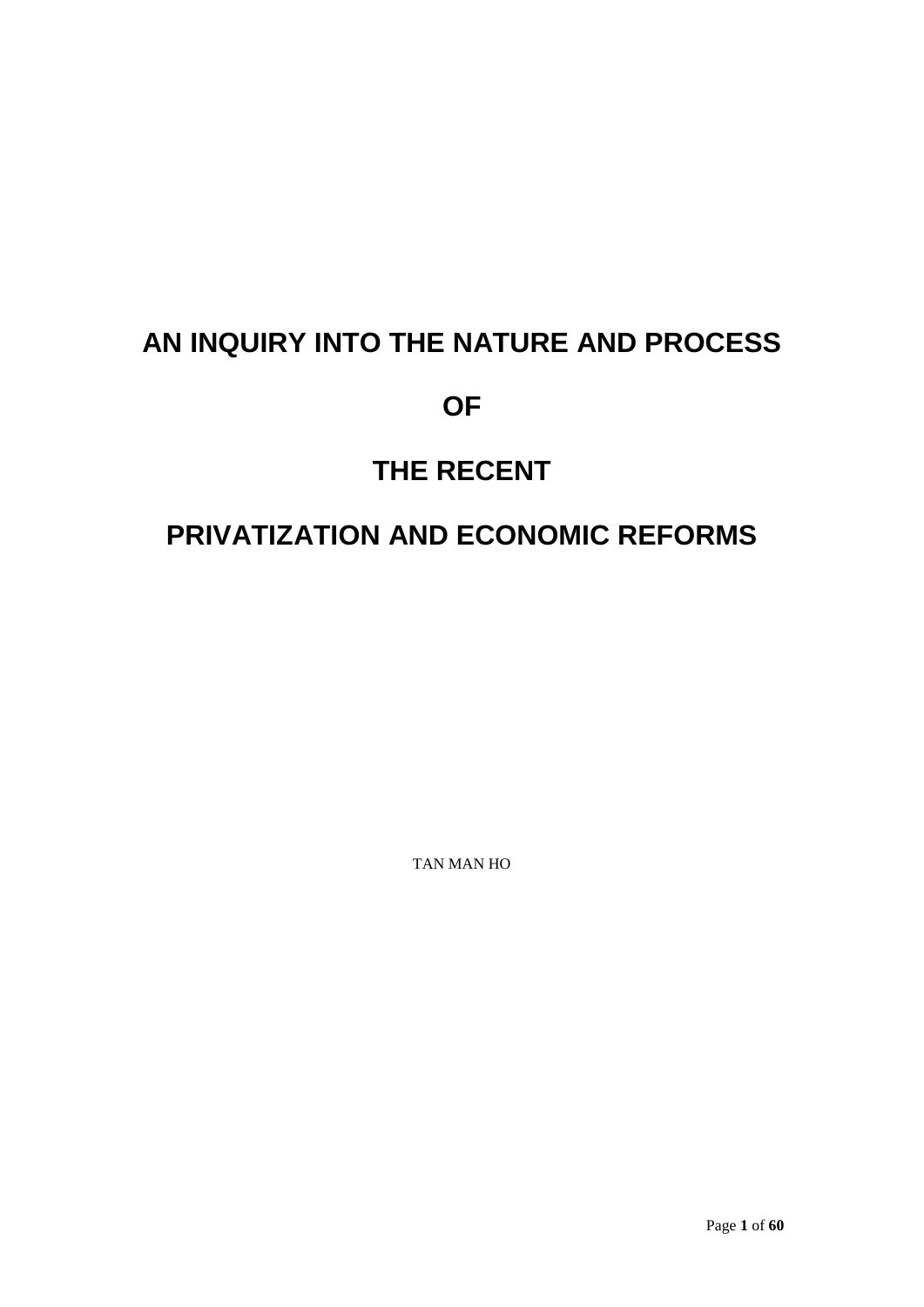# AN INQUIRY INTO THE NATURE AND PROCESS

# OF

# THE RECENT

# PRIVATIZATION AND ECONOMIC REFORMS

TAN MAN HO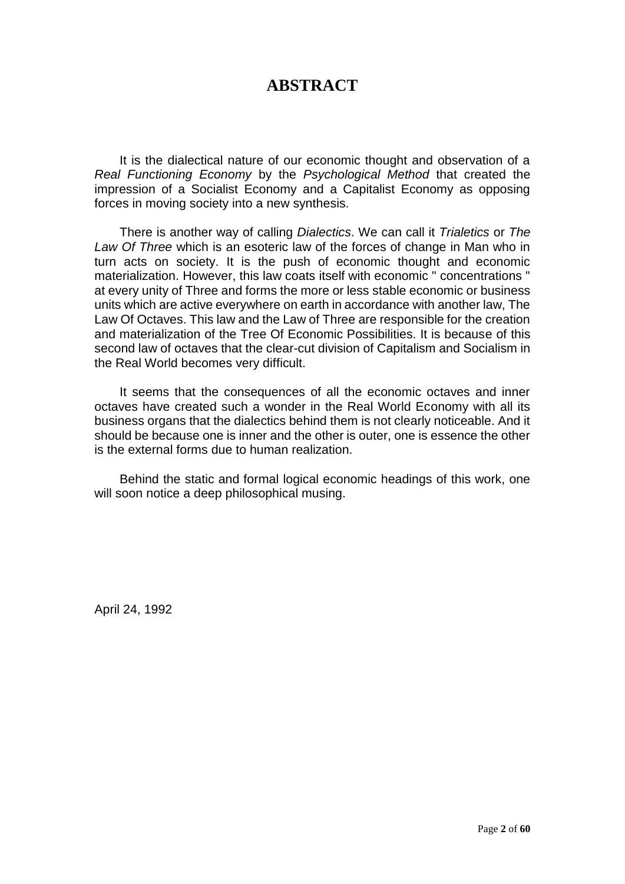# ABSTRACT

It is the dialectical nature of our economic thought and observation of a *Real Functioning Economy* by the *Psychological Method* that created the impression of a Socialist Economy and a Capitalist Economy as opposing forces in moving society into a new synthesis.

There is another way of calling *Dialectics*. We can call it *Trialetics* or *The Law Of Three* which is an esoteric law of the forces of change in Man who in turn acts on society. It is the push of economic thought and economic materialization. However, this law coats itself with economic " concentrations " at every unity of Three and forms the more or less stable economic or business units which are active everywhere on earth in accordance with another law, The Law Of Octaves. This law and the Law of Three are responsible for the creation and materialization of the Tree Of Economic Possibilities. It is because of this second law of octaves that the clear-cut division of Capitalism and Socialism in the Real World becomes very difficult.

It seems that the consequences of all the economic octaves and inner octaves have created such a wonder in the Real World Economy with all its business organs that the dialectics behind them is not clearly noticeable. And it should be because one is inner and the other is outer, one is essence the other is the external forms due to human realization.

Behind the static and formal logical economic headings of this work, one will soon notice a deep philosophical musing.

April 24, 1992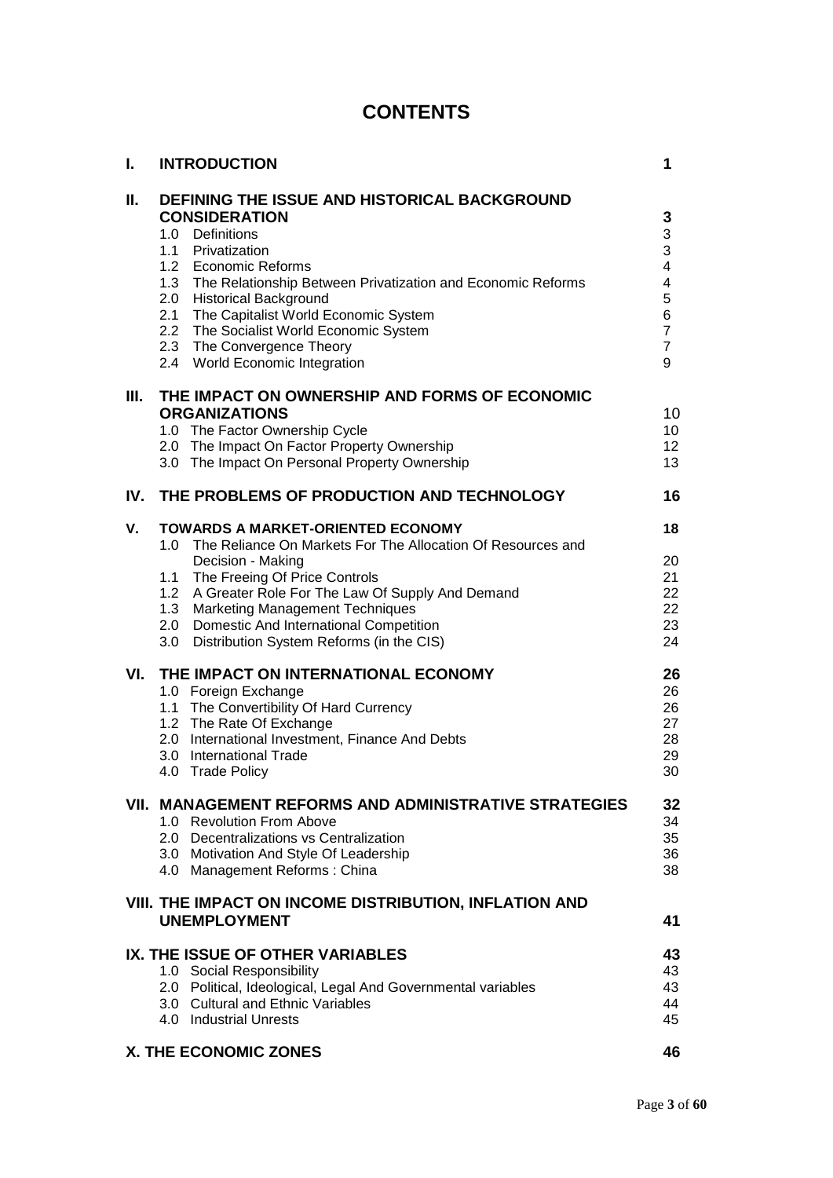# CONTENTS

| | | |
|---|---|---|
| **I.** | **INTRODUCTION** | **1** |
| **II.** | **DEFINING THE ISSUE AND HISTORICAL BACKGROUND CONSIDERATION** | **3** |
| | 1.0 Definitions | 3 |
| | 1.1 Privatization | 3 |
| | 1.2 Economic Reforms | 4 |
| | 1.3 The Relationship Between Privatization and Economic Reforms | 4 |
| | 2.0 Historical Background | 5 |
| | 2.1 The Capitalist World Economic System | 6 |
| | 2.2 The Socialist World Economic System | 7 |
| | 2.3 The Convergence Theory | 7 |
| | 2.4 World Economic Integration | 9 |
| **III.** | **THE IMPACT ON OWNERSHIP AND FORMS OF ECONOMIC ORGANIZATIONS** | 10 |
| | 1.0 The Factor Ownership Cycle | 10 |
| | 2.0 The Impact On Factor Property Ownership | 12 |
| | 3.0 The Impact On Personal Property Ownership | 13 |
| **IV.** | **THE PROBLEMS OF PRODUCTION AND TECHNOLOGY** | **16** |
| **V.** | **TOWARDS A MARKET-ORIENTED ECONOMY** | **18** |
| | 1.0 The Reliance On Markets For The Allocation Of Resources and Decision - Making | 20 |
| | 1.1 The Freeing Of Price Controls | 21 |
| | 1.2 A Greater Role For The Law Of Supply And Demand | 22 |
| | 1.3 Marketing Management Techniques | 22 |
| | 2.0 Domestic And International Competition | 23 |
| | 3.0 Distribution System Reforms (in the CIS) | 24 |
| **VI.** | **THE IMPACT ON INTERNATIONAL ECONOMY** | **26** |
| | 1.0 Foreign Exchange | 26 |
| | 1.1 The Convertibility Of Hard Currency | 26 |
| | 1.2 The Rate Of Exchange | 27 |
| | 2.0 International Investment, Finance And Debts | 28 |
| | 3.0 International Trade | 29 |
| | 4.0 Trade Policy | 30 |
| **VII.** | **MANAGEMENT REFORMS AND ADMINISTRATIVE STRATEGIES** | **32** |
| | 1.0 Revolution From Above | 34 |
| | 2.0 Decentralizations vs Centralization | 35 |
| | 3.0 Motivation And Style Of Leadership | 36 |
| | 4.0 Management Reforms : China | 38 |
| **VIII.** | **THE IMPACT ON INCOME DISTRIBUTION, INFLATION AND UNEMPLOYMENT** | **41** |
| **IX.** | **THE ISSUE OF OTHER VARIABLES** | **43** |
| | 1.0 Social Responsibility | 43 |
| | 2.0 Political, Ideological, Legal And Governmental variables | 43 |
| | 3.0 Cultural and Ethnic Variables | 44 |
| | 4.0 Industrial Unrests | 45 |
| **X.** | **THE ECONOMIC ZONES** | **46** |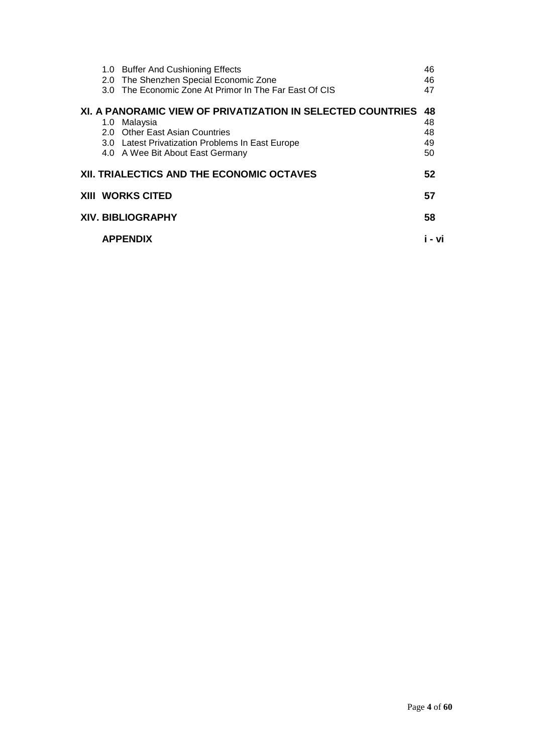| | |
|---|---|
| 1.0 Buffer And Cushioning Effects | 46 |
| 2.0 The Shenzhen Special Economic Zone | 46 |
| 3.0 The Economic Zone At Primor In The Far East Of CIS | 47 |
| **XI. A PANORAMIC VIEW OF PRIVATIZATION IN SELECTED COUNTRIES** | **48** |
| 1.0 Malaysia | 48 |
| 2.0 Other East Asian Countries | 48 |
| 3.0 Latest Privatization Problems In East Europe | 49 |
| 4.0 A Wee Bit About East Germany | 50 |
| **XII. TRIALECTICS AND THE ECONOMIC OCTAVES** | **52** |
| **XIII WORKS CITED** | **57** |
| **XIV. BIBLIOGRAPHY** | **58** |
| **APPENDIX** | **i - vi** |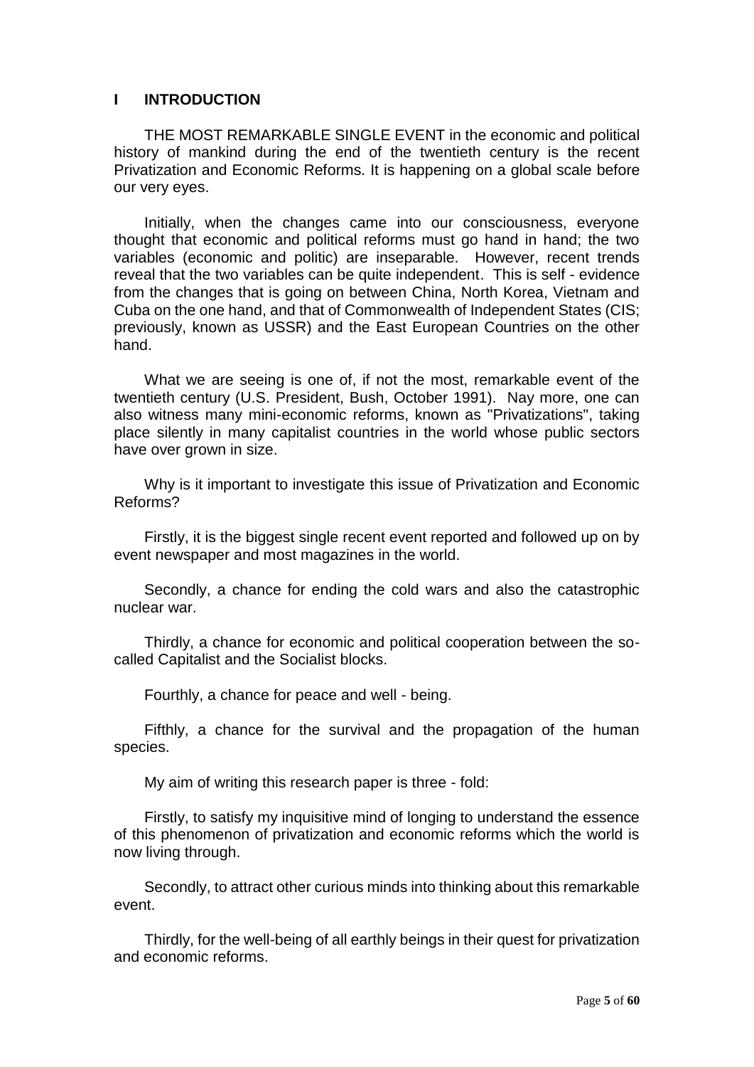## I INTRODUCTION

THE MOST REMARKABLE SINGLE EVENT in the economic and political history of mankind during the end of the twentieth century is the recent Privatization and Economic Reforms. It is happening on a global scale before our very eyes.

Initially, when the changes came into our consciousness, everyone thought that economic and political reforms must go hand in hand; the two variables (economic and politic) are inseparable. However, recent trends reveal that the two variables can be quite independent. This is self - evidence from the changes that is going on between China, North Korea, Vietnam and Cuba on the one hand, and that of Commonwealth of Independent States (CIS; previously, known as USSR) and the East European Countries on the other hand.

What we are seeing is one of, if not the most, remarkable event of the twentieth century (U.S. President, Bush, October 1991). Nay more, one can also witness many mini-economic reforms, known as "Privatizations", taking place silently in many capitalist countries in the world whose public sectors have over grown in size.

Why is it important to investigate this issue of Privatization and Economic Reforms?

Firstly, it is the biggest single recent event reported and followed up on by event newspaper and most magazines in the world.

Secondly, a chance for ending the cold wars and also the catastrophic nuclear war.

Thirdly, a chance for economic and political cooperation between the so-called Capitalist and the Socialist blocks.

Fourthly, a chance for peace and well - being.

Fifthly, a chance for the survival and the propagation of the human species.

My aim of writing this research paper is three - fold:

Firstly, to satisfy my inquisitive mind of longing to understand the essence of this phenomenon of privatization and economic reforms which the world is now living through.

Secondly, to attract other curious minds into thinking about this remarkable event.

Thirdly, for the well-being of all earthly beings in their quest for privatization and economic reforms.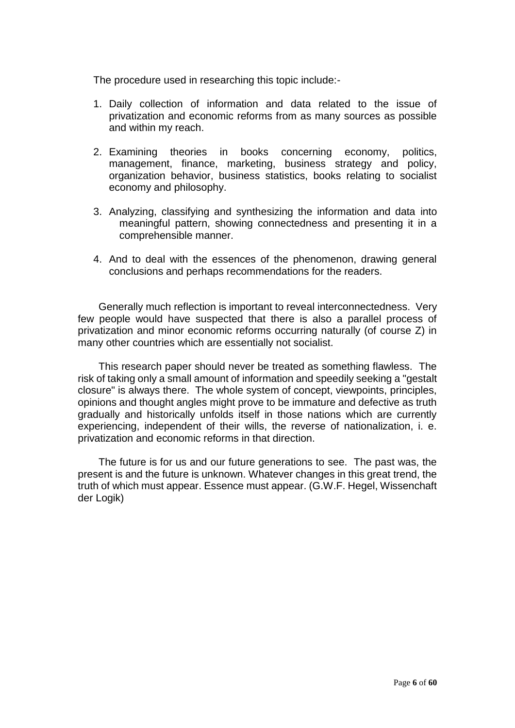The procedure used in researching this topic include:-

1. Daily collection of information and data related to the issue of privatization and economic reforms from as many sources as possible and within my reach.

2. Examining theories in books concerning economy, politics, management, finance, marketing, business strategy and policy, organization behavior, business statistics, books relating to socialist economy and philosophy.

3. Analyzing, classifying and synthesizing the information and data into meaningful pattern, showing connectedness and presenting it in a comprehensible manner.

4. And to deal with the essences of the phenomenon, drawing general conclusions and perhaps recommendations for the readers.

Generally much reflection is important to reveal interconnectedness. Very few people would have suspected that there is also a parallel process of privatization and minor economic reforms occurring naturally (of course Z) in many other countries which are essentially not socialist.

This research paper should never be treated as something flawless. The risk of taking only a small amount of information and speedily seeking a "gestalt closure" is always there. The whole system of concept, viewpoints, principles, opinions and thought angles might prove to be immature and defective as truth gradually and historically unfolds itself in those nations which are currently experiencing, independent of their wills, the reverse of nationalization, i. e. privatization and economic reforms in that direction.

The future is for us and our future generations to see. The past was, the present is and the future is unknown. Whatever changes in this great trend, the truth of which must appear. Essence must appear. (G.W.F. Hegel, Wissenchaft der Logik)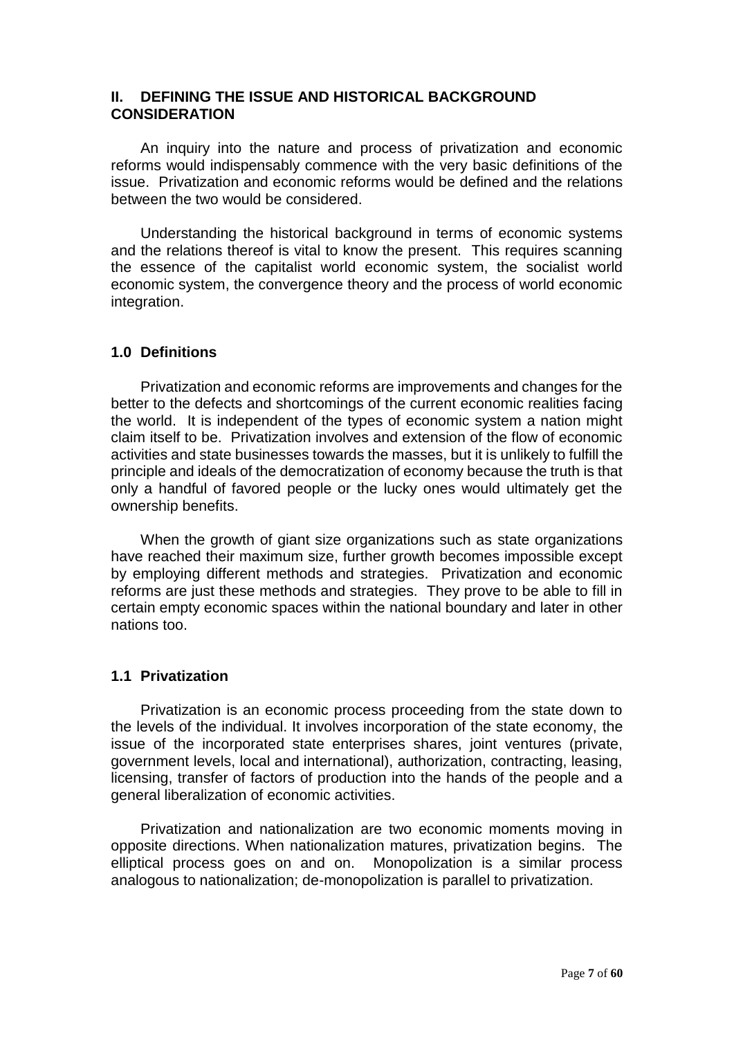## II. DEFINING THE ISSUE AND HISTORICAL BACKGROUND CONSIDERATION

An inquiry into the nature and process of privatization and economic reforms would indispensably commence with the very basic definitions of the issue. Privatization and economic reforms would be defined and the relations between the two would be considered.

Understanding the historical background in terms of economic systems and the relations thereof is vital to know the present. This requires scanning the essence of the capitalist world economic system, the socialist world economic system, the convergence theory and the process of world economic integration.

### 1.0 Definitions

Privatization and economic reforms are improvements and changes for the better to the defects and shortcomings of the current economic realities facing the world. It is independent of the types of economic system a nation might claim itself to be. Privatization involves and extension of the flow of economic activities and state businesses towards the masses, but it is unlikely to fulfill the principle and ideals of the democratization of economy because the truth is that only a handful of favored people or the lucky ones would ultimately get the ownership benefits.

When the growth of giant size organizations such as state organizations have reached their maximum size, further growth becomes impossible except by employing different methods and strategies. Privatization and economic reforms are just these methods and strategies. They prove to be able to fill in certain empty economic spaces within the national boundary and later in other nations too.

### 1.1 Privatization

Privatization is an economic process proceeding from the state down to the levels of the individual. It involves incorporation of the state economy, the issue of the incorporated state enterprises shares, joint ventures (private, government levels, local and international), authorization, contracting, leasing, licensing, transfer of factors of production into the hands of the people and a general liberalization of economic activities.

Privatization and nationalization are two economic moments moving in opposite directions. When nationalization matures, privatization begins. The elliptical process goes on and on. Monopolization is a similar process analogous to nationalization; de-monopolization is parallel to privatization.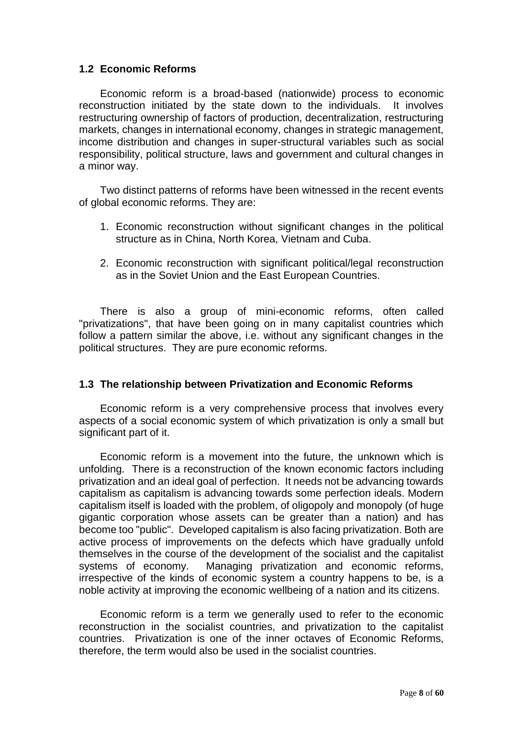## 1.2 Economic Reforms

Economic reform is a broad-based (nationwide) process to economic reconstruction initiated by the state down to the individuals. It involves restructuring ownership of factors of production, decentralization, restructuring markets, changes in international economy, changes in strategic management, income distribution and changes in super-structural variables such as social responsibility, political structure, laws and government and cultural changes in a minor way.

Two distinct patterns of reforms have been witnessed in the recent events of global economic reforms. They are:

1. Economic reconstruction without significant changes in the political structure as in China, North Korea, Vietnam and Cuba.
2. Economic reconstruction with significant political/legal reconstruction as in the Soviet Union and the East European Countries.

There is also a group of mini-economic reforms, often called "privatizations", that have been going on in many capitalist countries which follow a pattern similar the above, i.e. without any significant changes in the political structures. They are pure economic reforms.

## 1.3 The relationship between Privatization and Economic Reforms

Economic reform is a very comprehensive process that involves every aspects of a social economic system of which privatization is only a small but significant part of it.

Economic reform is a movement into the future, the unknown which is unfolding. There is a reconstruction of the known economic factors including privatization and an ideal goal of perfection. It needs not be advancing towards capitalism as capitalism is advancing towards some perfection ideals. Modern capitalism itself is loaded with the problem, of oligopoly and monopoly (of huge gigantic corporation whose assets can be greater than a nation) and has become too "public". Developed capitalism is also facing privatization. Both are active process of improvements on the defects which have gradually unfold themselves in the course of the development of the socialist and the capitalist systems of economy. Managing privatization and economic reforms, irrespective of the kinds of economic system a country happens to be, is a noble activity at improving the economic wellbeing of a nation and its citizens.

Economic reform is a term we generally used to refer to the economic reconstruction in the socialist countries, and privatization to the capitalist countries. Privatization is one of the inner octaves of Economic Reforms, therefore, the term would also be used in the socialist countries.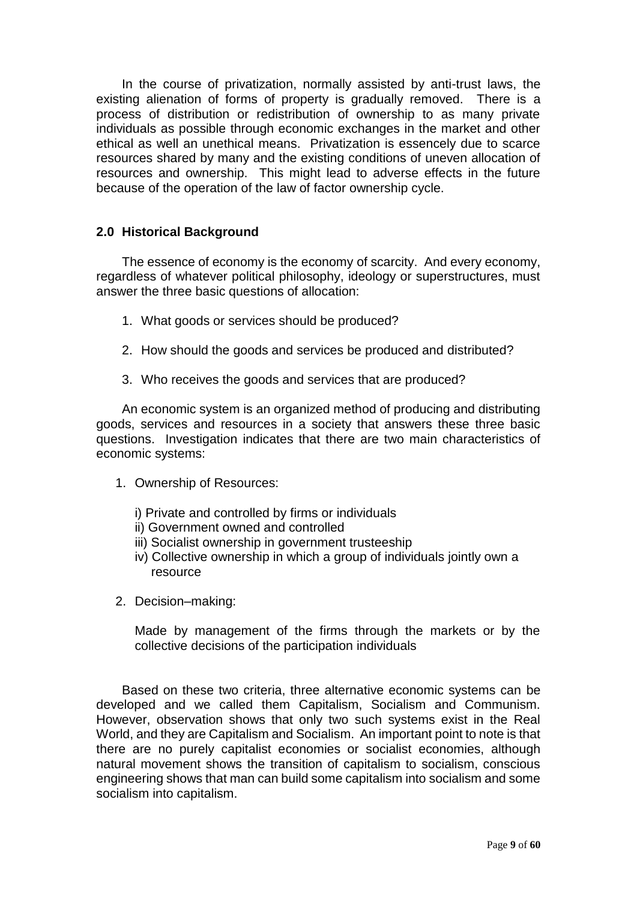In the course of privatization, normally assisted by anti-trust laws, the existing alienation of forms of property is gradually removed. There is a process of distribution or redistribution of ownership to as many private individuals as possible through economic exchanges in the market and other ethical as well an unethical means. Privatization is essencely due to scarce resources shared by many and the existing conditions of uneven allocation of resources and ownership. This might lead to adverse effects in the future because of the operation of the law of factor ownership cycle.

## 2.0 Historical Background

The essence of economy is the economy of scarcity. And every economy, regardless of whatever political philosophy, ideology or superstructures, must answer the three basic questions of allocation:

1. What goods or services should be produced?
2. How should the goods and services be produced and distributed?
3. Who receives the goods and services that are produced?

An economic system is an organized method of producing and distributing goods, services and resources in a society that answers these three basic questions. Investigation indicates that there are two main characteristics of economic systems:

1. Ownership of Resources:

   i) Private and controlled by firms or individuals
   ii) Government owned and controlled
   iii) Socialist ownership in government trusteeship
   iv) Collective ownership in which a group of individuals jointly own a resource

2. Decision–making:

   Made by management of the firms through the markets or by the collective decisions of the participation individuals

Based on these two criteria, three alternative economic systems can be developed and we called them Capitalism, Socialism and Communism. However, observation shows that only two such systems exist in the Real World, and they are Capitalism and Socialism. An important point to note is that there are no purely capitalist economies or socialist economies, although natural movement shows the transition of capitalism to socialism, conscious engineering shows that man can build some capitalism into socialism and some socialism into capitalism.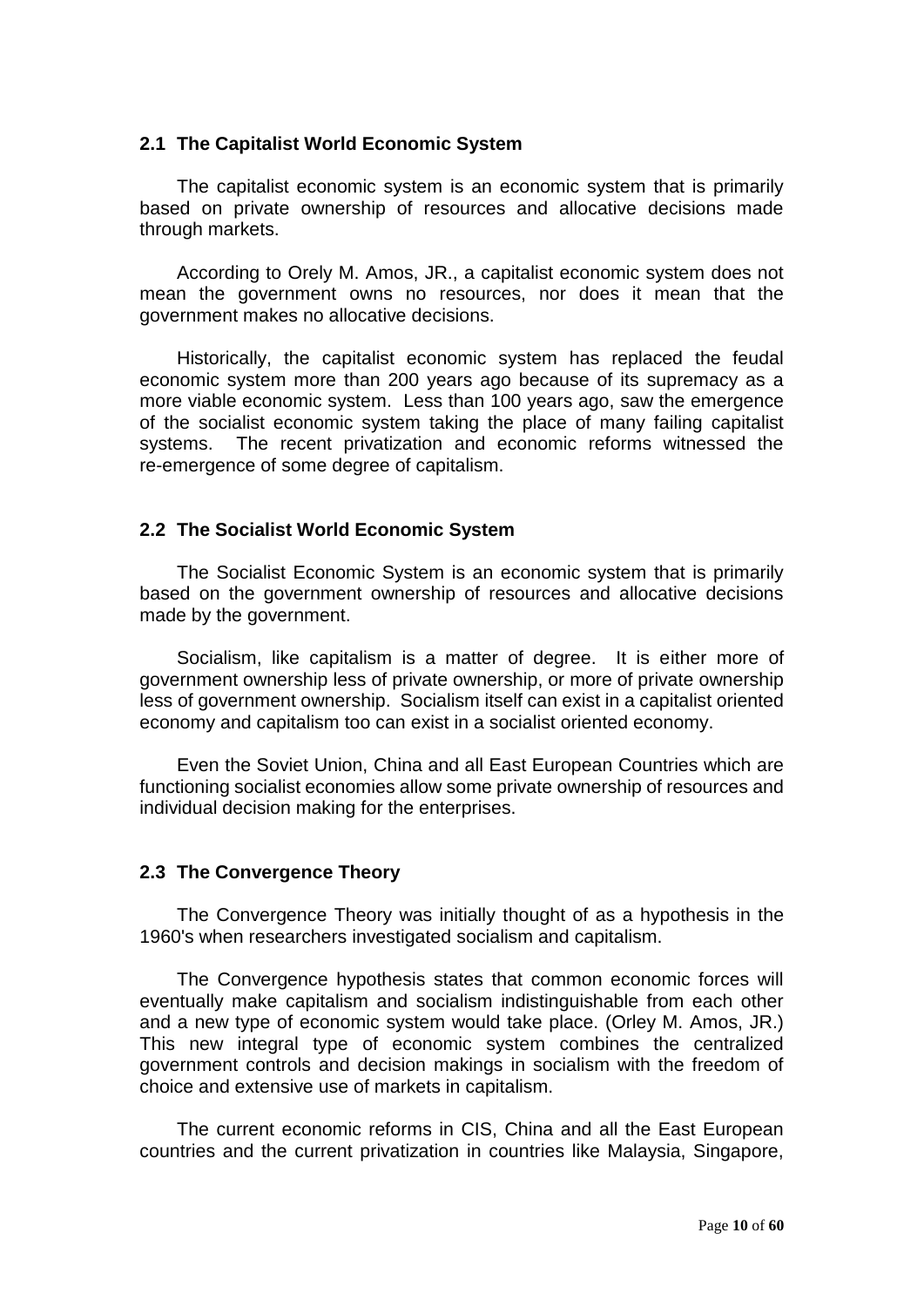## 2.1 The Capitalist World Economic System

The capitalist economic system is an economic system that is primarily based on private ownership of resources and allocative decisions made through markets.

According to Orely M. Amos, JR., a capitalist economic system does not mean the government owns no resources, nor does it mean that the government makes no allocative decisions.

Historically, the capitalist economic system has replaced the feudal economic system more than 200 years ago because of its supremacy as a more viable economic system. Less than 100 years ago, saw the emergence of the socialist economic system taking the place of many failing capitalist systems. The recent privatization and economic reforms witnessed the re-emergence of some degree of capitalism.

## 2.2 The Socialist World Economic System

The Socialist Economic System is an economic system that is primarily based on the government ownership of resources and allocative decisions made by the government.

Socialism, like capitalism is a matter of degree. It is either more of government ownership less of private ownership, or more of private ownership less of government ownership. Socialism itself can exist in a capitalist oriented economy and capitalism too can exist in a socialist oriented economy.

Even the Soviet Union, China and all East European Countries which are functioning socialist economies allow some private ownership of resources and individual decision making for the enterprises.

## 2.3 The Convergence Theory

The Convergence Theory was initially thought of as a hypothesis in the 1960's when researchers investigated socialism and capitalism.

The Convergence hypothesis states that common economic forces will eventually make capitalism and socialism indistinguishable from each other and a new type of economic system would take place. (Orley M. Amos, JR.) This new integral type of economic system combines the centralized government controls and decision makings in socialism with the freedom of choice and extensive use of markets in capitalism.

The current economic reforms in CIS, China and all the East European countries and the current privatization in countries like Malaysia, Singapore,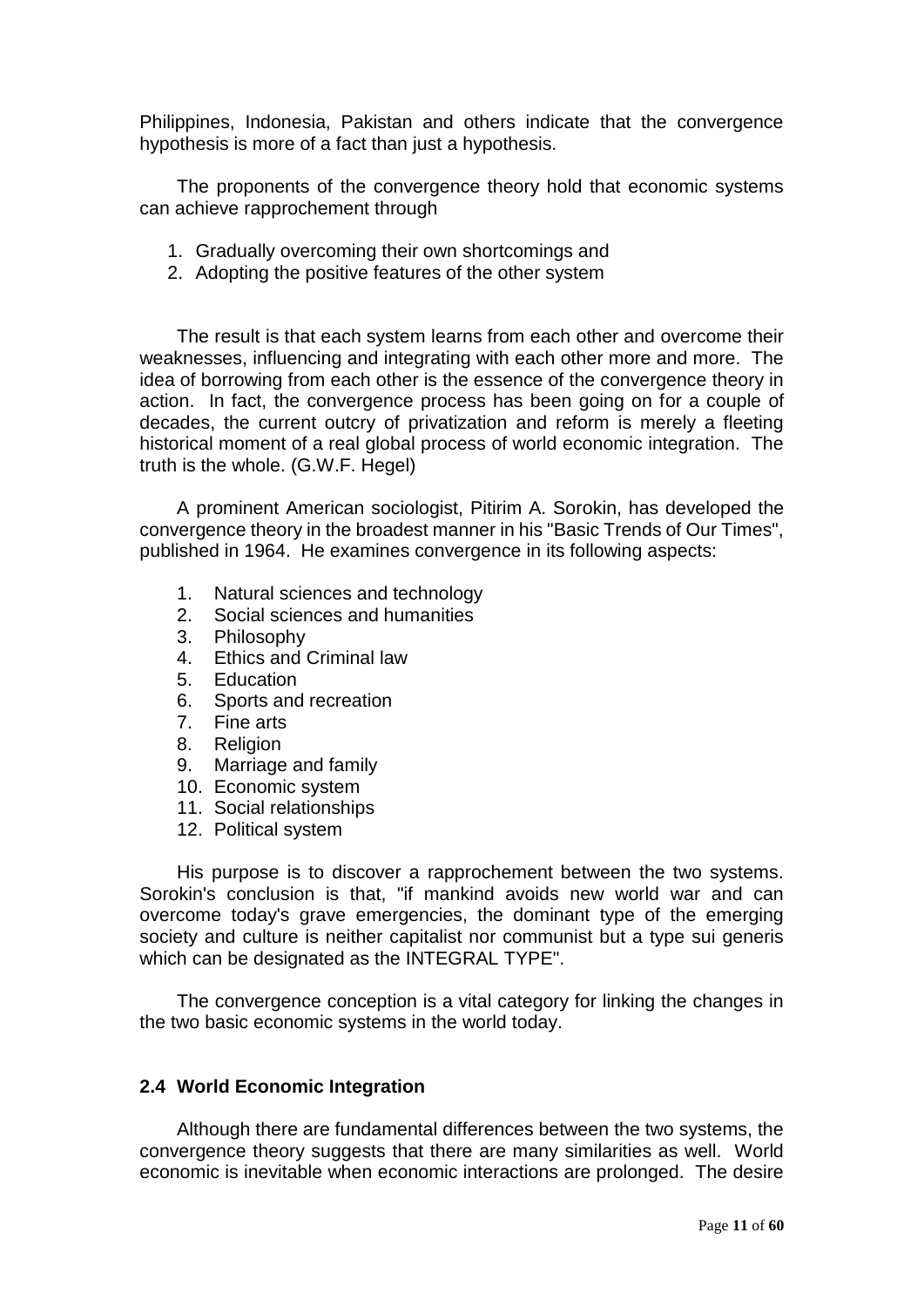Philippines, Indonesia, Pakistan and others indicate that the convergence hypothesis is more of a fact than just a hypothesis.

The proponents of the convergence theory hold that economic systems can achieve rapprochement through

1. Gradually overcoming their own shortcomings and
2. Adopting the positive features of the other system

The result is that each system learns from each other and overcome their weaknesses, influencing and integrating with each other more and more. The idea of borrowing from each other is the essence of the convergence theory in action. In fact, the convergence process has been going on for a couple of decades, the current outcry of privatization and reform is merely a fleeting historical moment of a real global process of world economic integration. The truth is the whole. (G.W.F. Hegel)

A prominent American sociologist, Pitirim A. Sorokin, has developed the convergence theory in the broadest manner in his "Basic Trends of Our Times", published in 1964. He examines convergence in its following aspects:

1. Natural sciences and technology
2. Social sciences and humanities
3. Philosophy
4. Ethics and Criminal law
5. Education
6. Sports and recreation
7. Fine arts
8. Religion
9. Marriage and family
10. Economic system
11. Social relationships
12. Political system

His purpose is to discover a rapprochement between the two systems. Sorokin's conclusion is that, "if mankind avoids new world war and can overcome today's grave emergencies, the dominant type of the emerging society and culture is neither capitalist nor communist but a type sui generis which can be designated as the INTEGRAL TYPE".

The convergence conception is a vital category for linking the changes in the two basic economic systems in the world today.

### 2.4 World Economic Integration

Although there are fundamental differences between the two systems, the convergence theory suggests that there are many similarities as well. World economic is inevitable when economic interactions are prolonged. The desire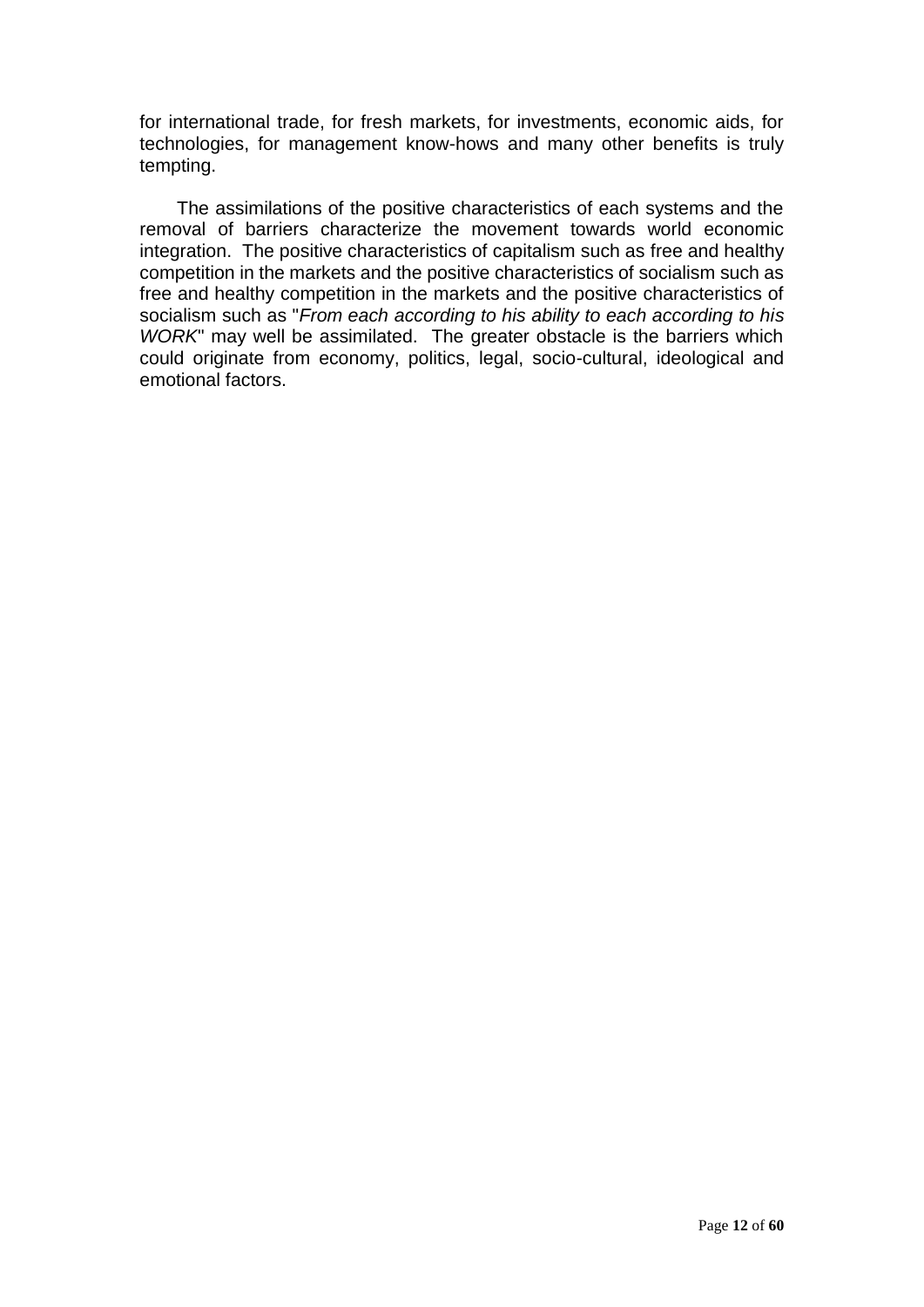for international trade, for fresh markets, for investments, economic aids, for technologies, for management know-hows and many other benefits is truly tempting.

The assimilations of the positive characteristics of each systems and the removal of barriers characterize the movement towards world economic integration. The positive characteristics of capitalism such as free and healthy competition in the markets and the positive characteristics of socialism such as free and healthy competition in the markets and the positive characteristics of socialism such as "*From each according to his ability to each according to his WORK*" may well be assimilated. The greater obstacle is the barriers which could originate from economy, politics, legal, socio-cultural, ideological and emotional factors.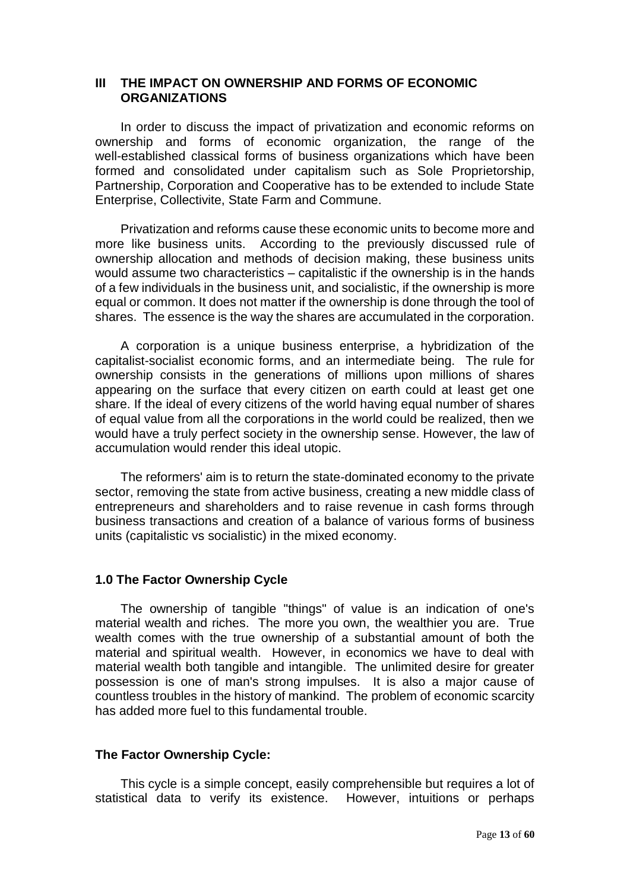## III THE IMPACT ON OWNERSHIP AND FORMS OF ECONOMIC ORGANIZATIONS

In order to discuss the impact of privatization and economic reforms on ownership and forms of economic organization, the range of the well-established classical forms of business organizations which have been formed and consolidated under capitalism such as Sole Proprietorship, Partnership, Corporation and Cooperative has to be extended to include State Enterprise, Collectivite, State Farm and Commune.

Privatization and reforms cause these economic units to become more and more like business units. According to the previously discussed rule of ownership allocation and methods of decision making, these business units would assume two characteristics – capitalistic if the ownership is in the hands of a few individuals in the business unit, and socialistic, if the ownership is more equal or common. It does not matter if the ownership is done through the tool of shares. The essence is the way the shares are accumulated in the corporation.

A corporation is a unique business enterprise, a hybridization of the capitalist-socialist economic forms, and an intermediate being. The rule for ownership consists in the generations of millions upon millions of shares appearing on the surface that every citizen on earth could at least get one share. If the ideal of every citizens of the world having equal number of shares of equal value from all the corporations in the world could be realized, then we would have a truly perfect society in the ownership sense. However, the law of accumulation would render this ideal utopic.

The reformers' aim is to return the state-dominated economy to the private sector, removing the state from active business, creating a new middle class of entrepreneurs and shareholders and to raise revenue in cash forms through business transactions and creation of a balance of various forms of business units (capitalistic vs socialistic) in the mixed economy.

### 1.0 The Factor Ownership Cycle

The ownership of tangible "things" of value is an indication of one's material wealth and riches. The more you own, the wealthier you are. True wealth comes with the true ownership of a substantial amount of both the material and spiritual wealth. However, in economics we have to deal with material wealth both tangible and intangible. The unlimited desire for greater possession is one of man's strong impulses. It is also a major cause of countless troubles in the history of mankind. The problem of economic scarcity has added more fuel to this fundamental trouble.

### The Factor Ownership Cycle:

This cycle is a simple concept, easily comprehensible but requires a lot of statistical data to verify its existence. However, intuitions or perhaps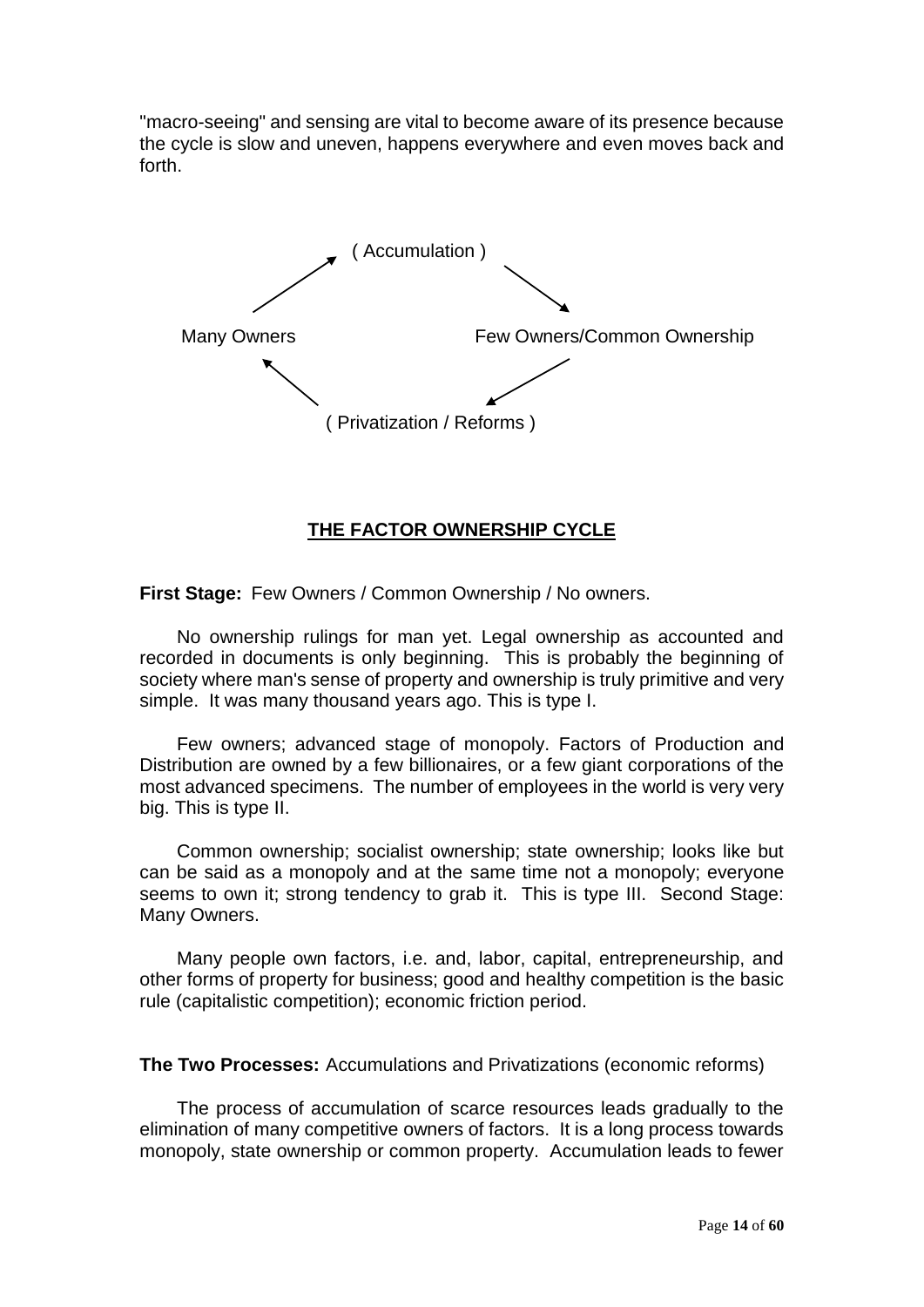"macro-seeing" and sensing are vital to become aware of its presence because the cycle is slow and uneven, happens everywhere and even moves back and forth.

```
                    ( Accumulation )
              ↗                        ↘
   Many Owners                    Few Owners/Common Ownership
              ↖                        ↙
               ( Privatization / Reforms )
```

**<u>THE FACTOR OWNERSHIP CYCLE</u>**

**First Stage:** Few Owners / Common Ownership / No owners.

No ownership rulings for man yet. Legal ownership as accounted and recorded in documents is only beginning. This is probably the beginning of society where man's sense of property and ownership is truly primitive and very simple. It was many thousand years ago. This is type I.

Few owners; advanced stage of monopoly. Factors of Production and Distribution are owned by a few billionaires, or a few giant corporations of the most advanced specimens. The number of employees in the world is very very big. This is type II.

Common ownership; socialist ownership; state ownership; looks like but can be said as a monopoly and at the same time not a monopoly; everyone seems to own it; strong tendency to grab it. This is type III. Second Stage: Many Owners.

Many people own factors, i.e. and, labor, capital, entrepreneurship, and other forms of property for business; good and healthy competition is the basic rule (capitalistic competition); economic friction period.

**The Two Processes:** Accumulations and Privatizations (economic reforms)

The process of accumulation of scarce resources leads gradually to the elimination of many competitive owners of factors. It is a long process towards monopoly, state ownership or common property. Accumulation leads to fewer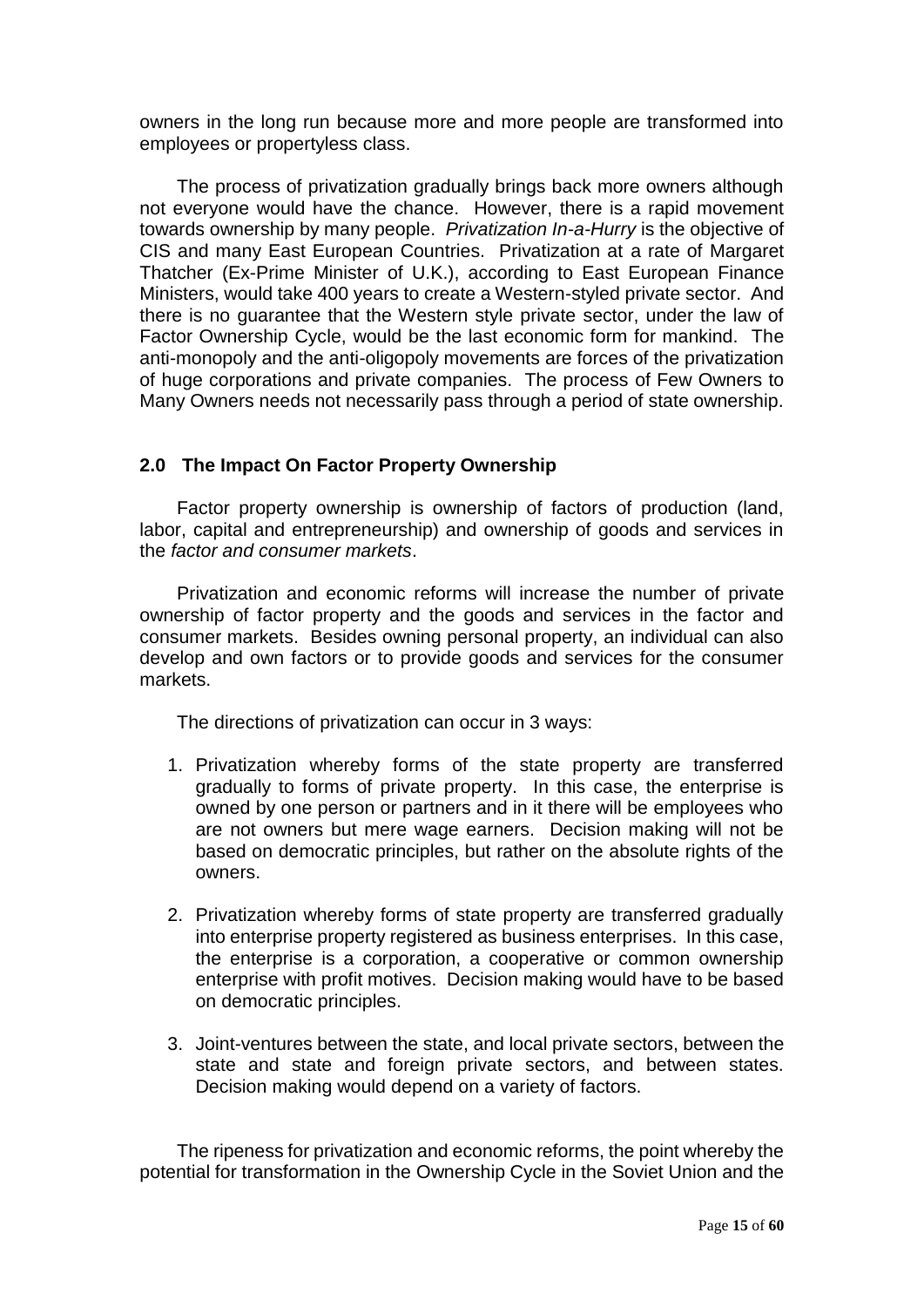owners in the long run because more and more people are transformed into employees or propertyless class.

The process of privatization gradually brings back more owners although not everyone would have the chance. However, there is a rapid movement towards ownership by many people. *Privatization In-a-Hurry* is the objective of CIS and many East European Countries. Privatization at a rate of Margaret Thatcher (Ex-Prime Minister of U.K.), according to East European Finance Ministers, would take 400 years to create a Western-styled private sector. And there is no guarantee that the Western style private sector, under the law of Factor Ownership Cycle, would be the last economic form for mankind. The anti-monopoly and the anti-oligopoly movements are forces of the privatization of huge corporations and private companies. The process of Few Owners to Many Owners needs not necessarily pass through a period of state ownership.

## 2.0 The Impact On Factor Property Ownership

Factor property ownership is ownership of factors of production (land, labor, capital and entrepreneurship) and ownership of goods and services in the *factor and consumer markets*.

Privatization and economic reforms will increase the number of private ownership of factor property and the goods and services in the factor and consumer markets. Besides owning personal property, an individual can also develop and own factors or to provide goods and services for the consumer markets.

The directions of privatization can occur in 3 ways:

1. Privatization whereby forms of the state property are transferred gradually to forms of private property. In this case, the enterprise is owned by one person or partners and in it there will be employees who are not owners but mere wage earners. Decision making will not be based on democratic principles, but rather on the absolute rights of the owners.
2. Privatization whereby forms of state property are transferred gradually into enterprise property registered as business enterprises. In this case, the enterprise is a corporation, a cooperative or common ownership enterprise with profit motives. Decision making would have to be based on democratic principles.
3. Joint-ventures between the state, and local private sectors, between the state and state and foreign private sectors, and between states. Decision making would depend on a variety of factors.

The ripeness for privatization and economic reforms, the point whereby the potential for transformation in the Ownership Cycle in the Soviet Union and the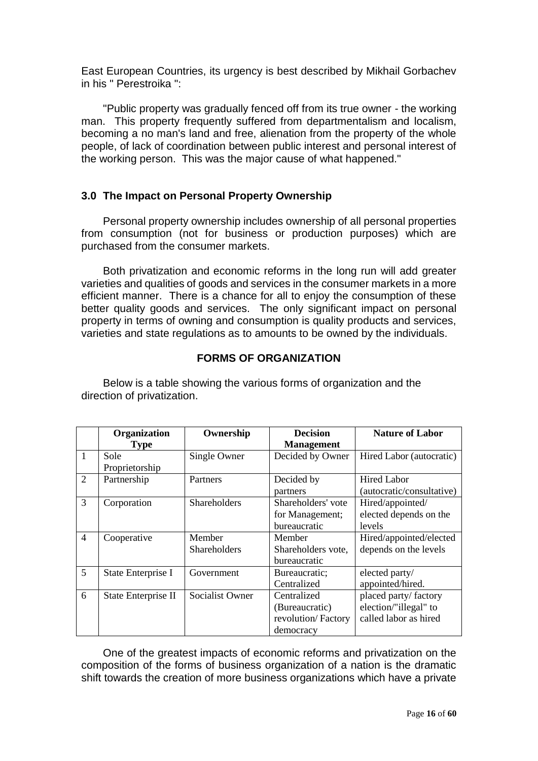East European Countries, its urgency is best described by Mikhail Gorbachev in his " Perestroika ":

"Public property was gradually fenced off from its true owner - the working man. This property frequently suffered from departmentalism and localism, becoming a no man's land and free, alienation from the property of the whole people, of lack of coordination between public interest and personal interest of the working person. This was the major cause of what happened."

### 3.0 The Impact on Personal Property Ownership

Personal property ownership includes ownership of all personal properties from consumption (not for business or production purposes) which are purchased from the consumer markets.

Both privatization and economic reforms in the long run will add greater varieties and qualities of goods and services in the consumer markets in a more efficient manner. There is a chance for all to enjoy the consumption of these better quality goods and services. The only significant impact on personal property in terms of owning and consumption is quality products and services, varieties and state regulations as to amounts to be owned by the individuals.

#### FORMS OF ORGANIZATION

Below is a table showing the various forms of organization and the direction of privatization.

| | Organization Type | Ownership | Decision Management | Nature of Labor |
|---|---|---|---|---|
| 1 | Sole Proprietorship | Single Owner | Decided by Owner | Hired Labor (autocratic) |
| 2 | Partnership | Partners | Decided by partners | Hired Labor (autocratic/consultative) |
| 3 | Corporation | Shareholders | Shareholders' vote for Management; bureaucratic | Hired/appointed/ elected depends on the levels |
| 4 | Cooperative | Member Shareholders | Member Shareholders vote, bureaucratic | Hired/appointed/elected depends on the levels |
| 5 | State Enterprise I | Government | Bureaucratic; Centralized | elected party/ appointed/hired. |
| 6 | State Enterprise II | Socialist Owner | Centralized (Bureaucratic) revolution/ Factory democracy | placed party/ factory election/"illegal" to called labor as hired |

One of the greatest impacts of economic reforms and privatization on the composition of the forms of business organization of a nation is the dramatic shift towards the creation of more business organizations which have a private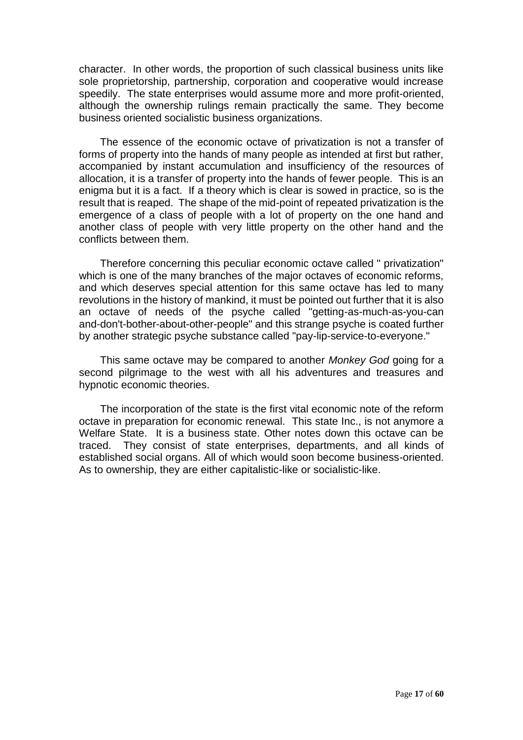character. In other words, the proportion of such classical business units like sole proprietorship, partnership, corporation and cooperative would increase speedily. The state enterprises would assume more and more profit-oriented, although the ownership rulings remain practically the same. They become business oriented socialistic business organizations.

The essence of the economic octave of privatization is not a transfer of forms of property into the hands of many people as intended at first but rather, accompanied by instant accumulation and insufficiency of the resources of allocation, it is a transfer of property into the hands of fewer people. This is an enigma but it is a fact. If a theory which is clear is sowed in practice, so is the result that is reaped. The shape of the mid-point of repeated privatization is the emergence of a class of people with a lot of property on the one hand and another class of people with very little property on the other hand and the conflicts between them.

Therefore concerning this peculiar economic octave called " privatization" which is one of the many branches of the major octaves of economic reforms, and which deserves special attention for this same octave has led to many revolutions in the history of mankind, it must be pointed out further that it is also an octave of needs of the psyche called "getting-as-much-as-you-can and-don't-bother-about-other-people" and this strange psyche is coated further by another strategic psyche substance called "pay-lip-service-to-everyone."

This same octave may be compared to another *Monkey God* going for a second pilgrimage to the west with all his adventures and treasures and hypnotic economic theories.

The incorporation of the state is the first vital economic note of the reform octave in preparation for economic renewal. This state Inc., is not anymore a Welfare State. It is a business state. Other notes down this octave can be traced. They consist of state enterprises, departments, and all kinds of established social organs. All of which would soon become business-oriented. As to ownership, they are either capitalistic-like or socialistic-like.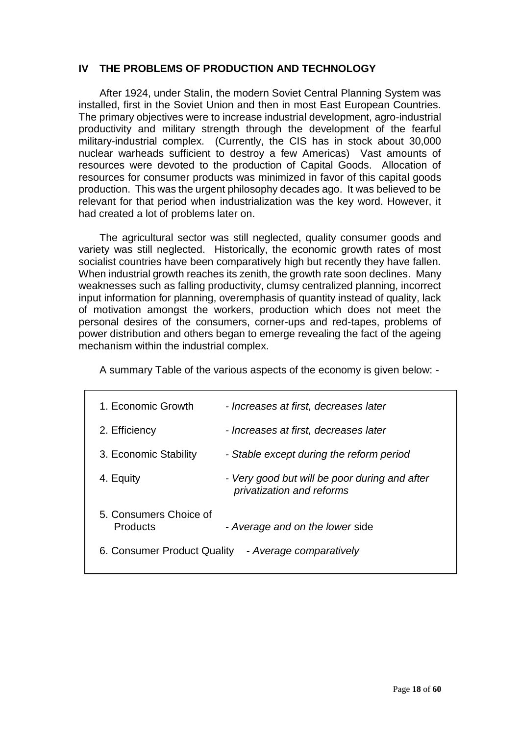## IV THE PROBLEMS OF PRODUCTION AND TECHNOLOGY

After 1924, under Stalin, the modern Soviet Central Planning System was installed, first in the Soviet Union and then in most East European Countries. The primary objectives were to increase industrial development, agro-industrial productivity and military strength through the development of the fearful military-industrial complex. (Currently, the CIS has in stock about 30,000 nuclear warheads sufficient to destroy a few Americas) Vast amounts of resources were devoted to the production of Capital Goods. Allocation of resources for consumer products was minimized in favor of this capital goods production. This was the urgent philosophy decades ago. It was believed to be relevant for that period when industrialization was the key word. However, it had created a lot of problems later on.

The agricultural sector was still neglected, quality consumer goods and variety was still neglected. Historically, the economic growth rates of most socialist countries have been comparatively high but recently they have fallen. When industrial growth reaches its zenith, the growth rate soon declines. Many weaknesses such as falling productivity, clumsy centralized planning, incorrect input information for planning, overemphasis of quantity instead of quality, lack of motivation amongst the workers, production which does not meet the personal desires of the consumers, corner-ups and red-tapes, problems of power distribution and others began to emerge revealing the fact of the ageing mechanism within the industrial complex.

A summary Table of the various aspects of the economy is given below: -

| Aspect | Assessment |
|---|---|
| 1. Economic Growth | - *Increases at first, decreases later* |
| 2. Efficiency | - *Increases at first, decreases later* |
| 3. Economic Stability | - *Stable except during the reform period* |
| 4. Equity | - *Very good but will be poor during and after privatization and reforms* |
| 5. Consumers Choice of Products | - *Average and on the lower* side |
| 6. Consumer Product Quality | - *Average comparatively* |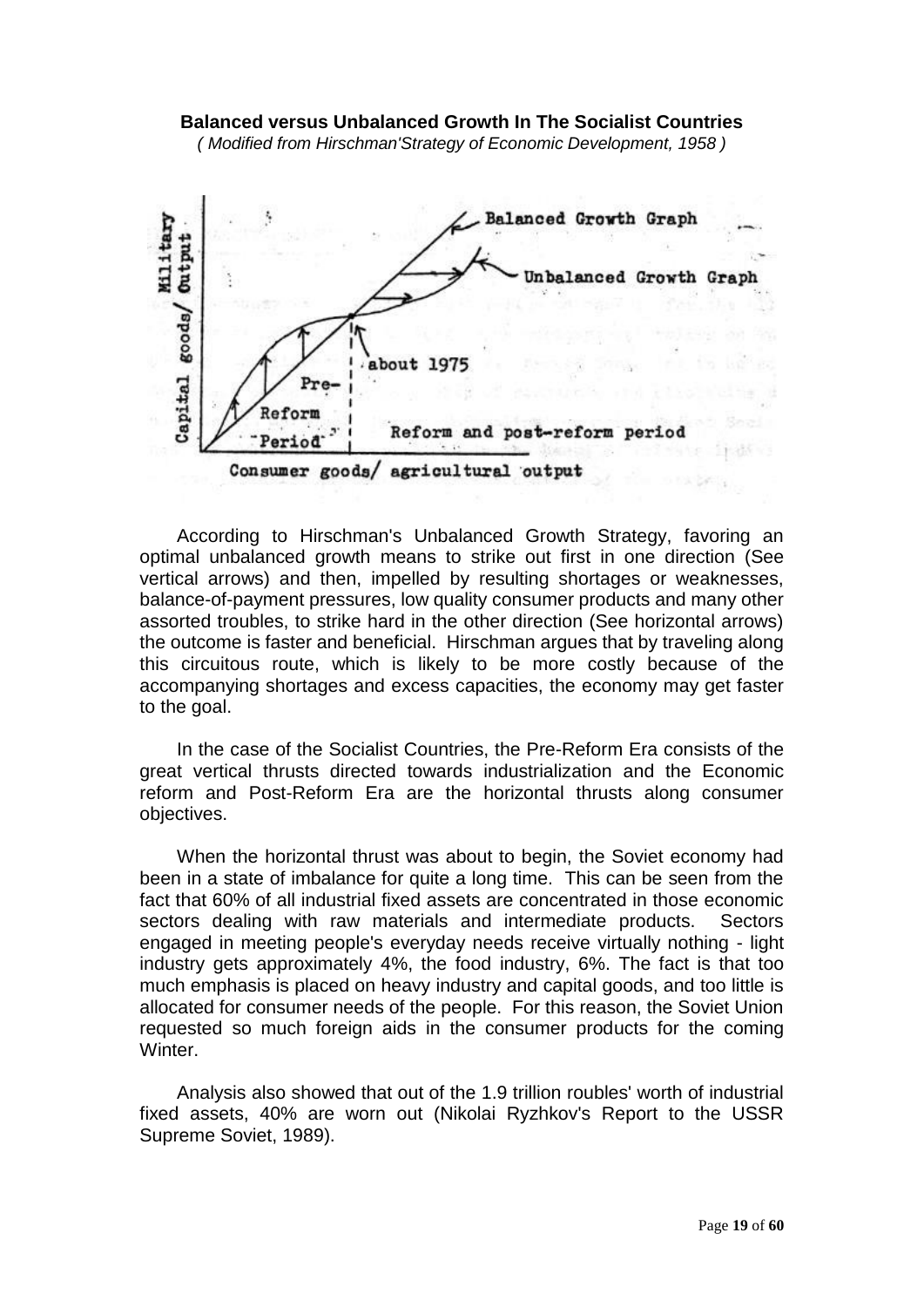**Balanced versus Unbalanced Growth In The Socialist Countries**

*( Modified from Hirschman'Strategy of Economic Development, 1958 )*

Balanced Growth Graph

Unbalanced Growth Graph

Capital goods/ Military Output

about 1975

Pre-Reform Period

Reform and post-reform period

Consumer goods/ agricultural output

According to Hirschman's Unbalanced Growth Strategy, favoring an optimal unbalanced growth means to strike out first in one direction (See vertical arrows) and then, impelled by resulting shortages or weaknesses, balance-of-payment pressures, low quality consumer products and many other assorted troubles, to strike hard in the other direction (See horizontal arrows) the outcome is faster and beneficial. Hirschman argues that by traveling along this circuitous route, which is likely to be more costly because of the accompanying shortages and excess capacities, the economy may get faster to the goal.

In the case of the Socialist Countries, the Pre-Reform Era consists of the great vertical thrusts directed towards industrialization and the Economic reform and Post-Reform Era are the horizontal thrusts along consumer objectives.

When the horizontal thrust was about to begin, the Soviet economy had been in a state of imbalance for quite a long time. This can be seen from the fact that 60% of all industrial fixed assets are concentrated in those economic sectors dealing with raw materials and intermediate products. Sectors engaged in meeting people's everyday needs receive virtually nothing - light industry gets approximately 4%, the food industry, 6%. The fact is that too much emphasis is placed on heavy industry and capital goods, and too little is allocated for consumer needs of the people. For this reason, the Soviet Union requested so much foreign aids in the consumer products for the coming Winter.

Analysis also showed that out of the 1.9 trillion roubles' worth of industrial fixed assets, 40% are worn out (Nikolai Ryzhkov's Report to the USSR Supreme Soviet, 1989).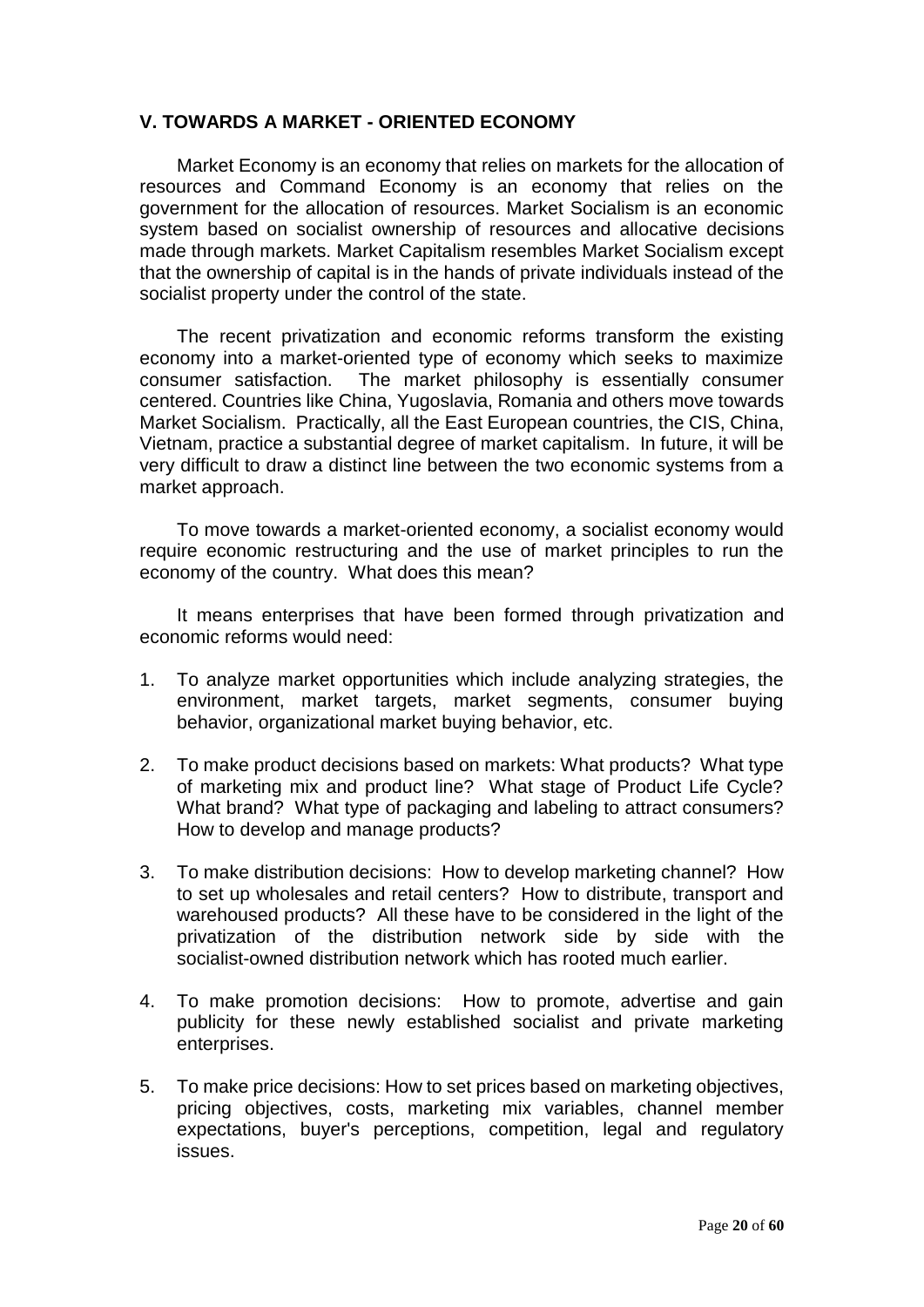### V. TOWARDS A MARKET - ORIENTED ECONOMY

Market Economy is an economy that relies on markets for the allocation of resources and Command Economy is an economy that relies on the government for the allocation of resources. Market Socialism is an economic system based on socialist ownership of resources and allocative decisions made through markets. Market Capitalism resembles Market Socialism except that the ownership of capital is in the hands of private individuals instead of the socialist property under the control of the state.

The recent privatization and economic reforms transform the existing economy into a market-oriented type of economy which seeks to maximize consumer satisfaction. The market philosophy is essentially consumer centered. Countries like China, Yugoslavia, Romania and others move towards Market Socialism. Practically, all the East European countries, the CIS, China, Vietnam, practice a substantial degree of market capitalism. In future, it will be very difficult to draw a distinct line between the two economic systems from a market approach.

To move towards a market-oriented economy, a socialist economy would require economic restructuring and the use of market principles to run the economy of the country. What does this mean?

It means enterprises that have been formed through privatization and economic reforms would need:

1. To analyze market opportunities which include analyzing strategies, the environment, market targets, market segments, consumer buying behavior, organizational market buying behavior, etc.

2. To make product decisions based on markets: What products? What type of marketing mix and product line? What stage of Product Life Cycle? What brand? What type of packaging and labeling to attract consumers? How to develop and manage products?

3. To make distribution decisions: How to develop marketing channel? How to set up wholesales and retail centers? How to distribute, transport and warehoused products? All these have to be considered in the light of the privatization of the distribution network side by side with the socialist-owned distribution network which has rooted much earlier.

4. To make promotion decisions: How to promote, advertise and gain publicity for these newly established socialist and private marketing enterprises.

5. To make price decisions: How to set prices based on marketing objectives, pricing objectives, costs, marketing mix variables, channel member expectations, buyer's perceptions, competition, legal and regulatory issues.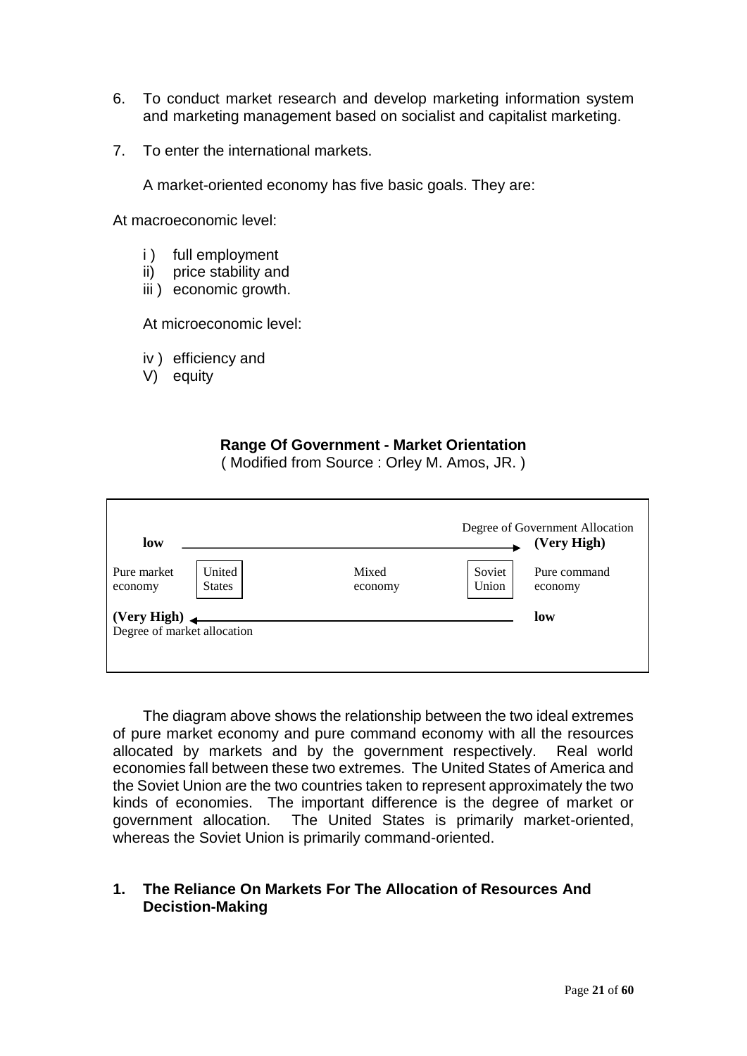6. To conduct market research and develop marketing information system and marketing management based on socialist and capitalist marketing.

7. To enter the international markets.

   A market-oriented economy has five basic goals. They are:

At macroeconomic level:

- i ) full employment
- ii) price stability and
- iii ) economic growth.

At microeconomic level:

- iv ) efficiency and
- V) equity

**Range Of Government - Market Orientation**

( Modified from Source : Orley M. Amos, JR. )

| **low** → | | | Degree of Government Allocation **(Very High)** | |
|---|---|---|---|---|
| Pure market economy | United States | Mixed economy | Soviet Union | Pure command economy |
| **(Very High)** ← Degree of market allocation | | | | **low** |

The diagram above shows the relationship between the two ideal extremes of pure market economy and pure command economy with all the resources allocated by markets and by the government respectively. Real world economies fall between these two extremes. The United States of America and the Soviet Union are the two countries taken to represent approximately the two kinds of economies. The important difference is the degree of market or government allocation. The United States is primarily market-oriented, whereas the Soviet Union is primarily command-oriented.

### 1. The Reliance On Markets For The Allocation of Resources And Decistion-Making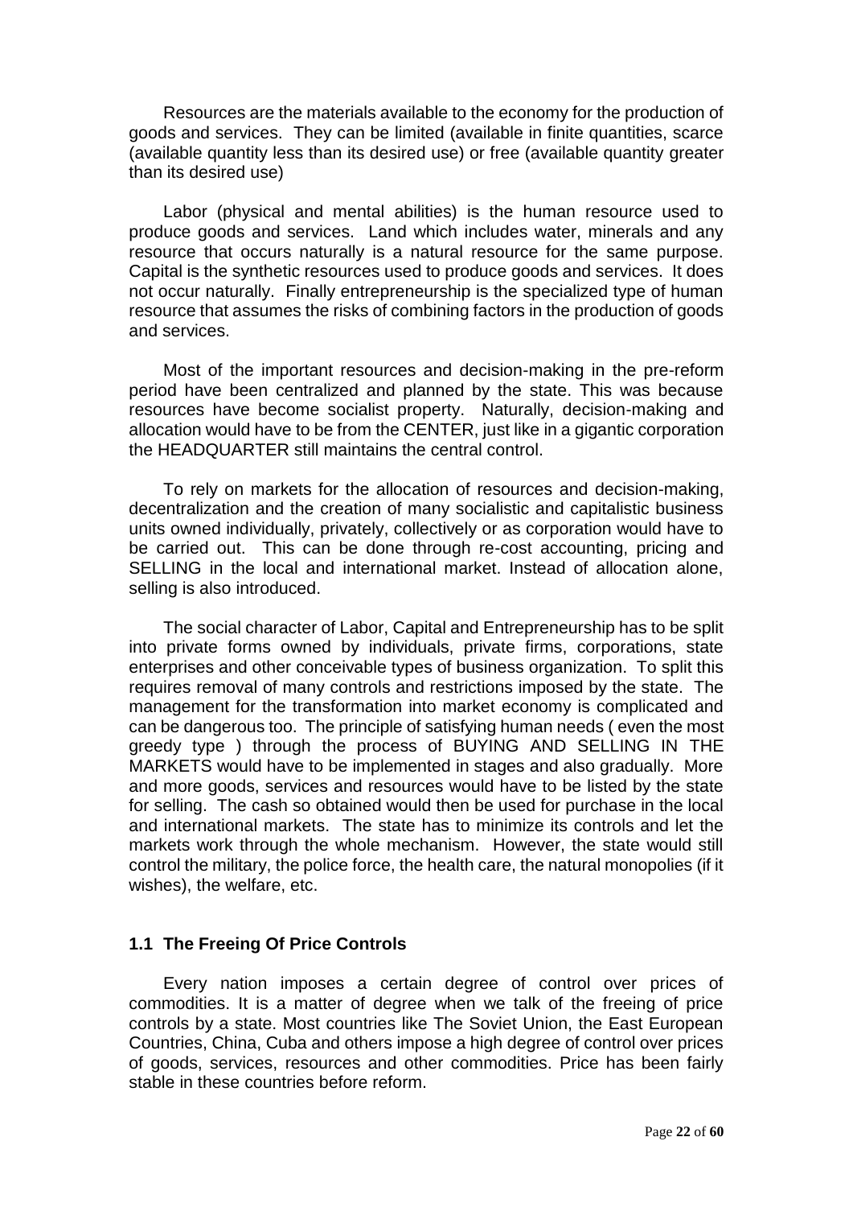Resources are the materials available to the economy for the production of goods and services. They can be limited (available in finite quantities, scarce (available quantity less than its desired use) or free (available quantity greater than its desired use)

Labor (physical and mental abilities) is the human resource used to produce goods and services. Land which includes water, minerals and any resource that occurs naturally is a natural resource for the same purpose. Capital is the synthetic resources used to produce goods and services. It does not occur naturally. Finally entrepreneurship is the specialized type of human resource that assumes the risks of combining factors in the production of goods and services.

Most of the important resources and decision-making in the pre-reform period have been centralized and planned by the state. This was because resources have become socialist property. Naturally, decision-making and allocation would have to be from the CENTER, just like in a gigantic corporation the HEADQUARTER still maintains the central control.

To rely on markets for the allocation of resources and decision-making, decentralization and the creation of many socialistic and capitalistic business units owned individually, privately, collectively or as corporation would have to be carried out. This can be done through re-cost accounting, pricing and SELLING in the local and international market. Instead of allocation alone, selling is also introduced.

The social character of Labor, Capital and Entrepreneurship has to be split into private forms owned by individuals, private firms, corporations, state enterprises and other conceivable types of business organization. To split this requires removal of many controls and restrictions imposed by the state. The management for the transformation into market economy is complicated and can be dangerous too. The principle of satisfying human needs ( even the most greedy type ) through the process of BUYING AND SELLING IN THE MARKETS would have to be implemented in stages and also gradually. More and more goods, services and resources would have to be listed by the state for selling. The cash so obtained would then be used for purchase in the local and international markets. The state has to minimize its controls and let the markets work through the whole mechanism. However, the state would still control the military, the police force, the health care, the natural monopolies (if it wishes), the welfare, etc.

### 1.1 The Freeing Of Price Controls

Every nation imposes a certain degree of control over prices of commodities. It is a matter of degree when we talk of the freeing of price controls by a state. Most countries like The Soviet Union, the East European Countries, China, Cuba and others impose a high degree of control over prices of goods, services, resources and other commodities. Price has been fairly stable in these countries before reform.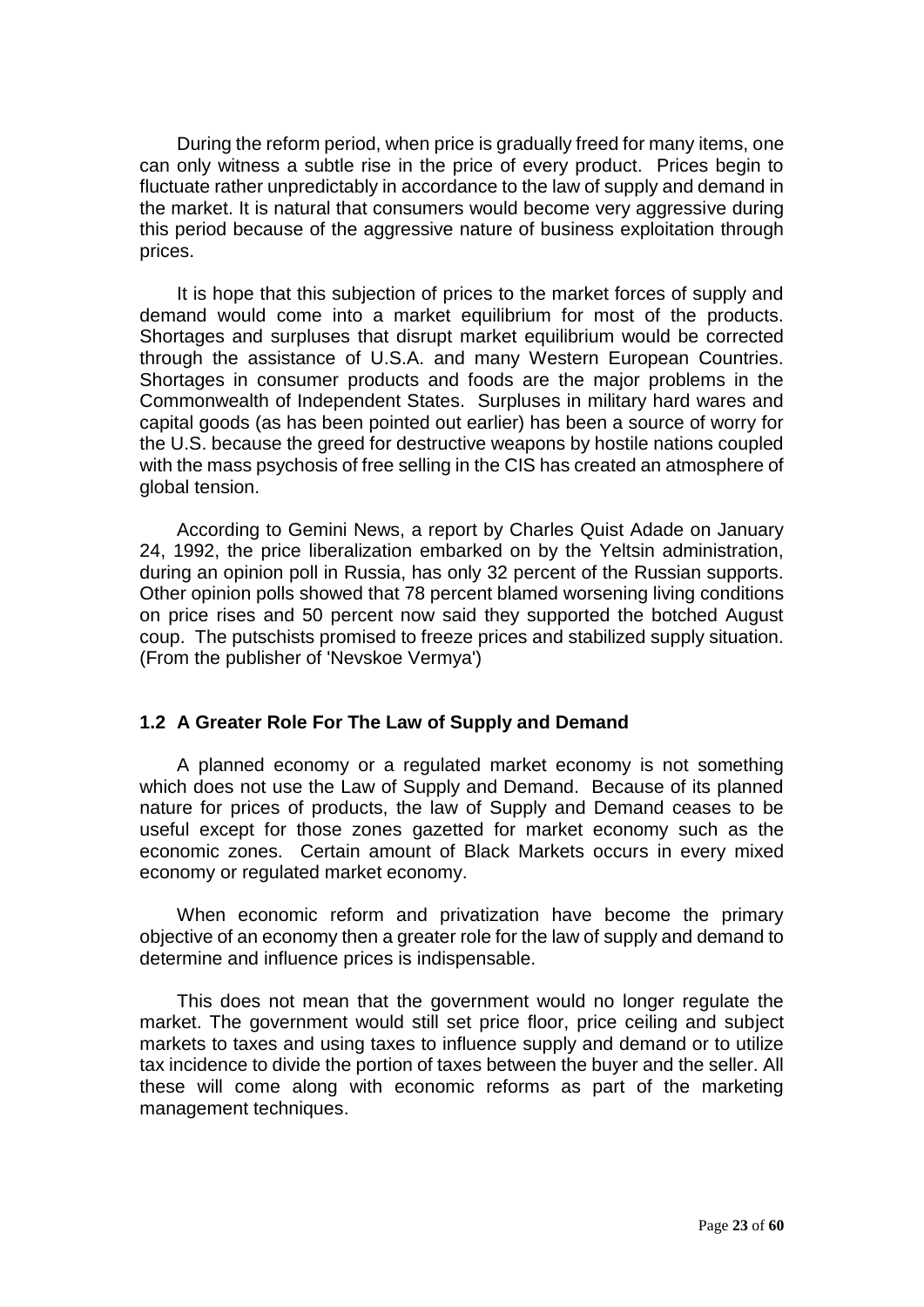During the reform period, when price is gradually freed for many items, one can only witness a subtle rise in the price of every product. Prices begin to fluctuate rather unpredictably in accordance to the law of supply and demand in the market. It is natural that consumers would become very aggressive during this period because of the aggressive nature of business exploitation through prices.

It is hope that this subjection of prices to the market forces of supply and demand would come into a market equilibrium for most of the products. Shortages and surpluses that disrupt market equilibrium would be corrected through the assistance of U.S.A. and many Western European Countries. Shortages in consumer products and foods are the major problems in the Commonwealth of Independent States. Surpluses in military hard wares and capital goods (as has been pointed out earlier) has been a source of worry for the U.S. because the greed for destructive weapons by hostile nations coupled with the mass psychosis of free selling in the CIS has created an atmosphere of global tension.

According to Gemini News, a report by Charles Quist Adade on January 24, 1992, the price liberalization embarked on by the Yeltsin administration, during an opinion poll in Russia, has only 32 percent of the Russian supports. Other opinion polls showed that 78 percent blamed worsening living conditions on price rises and 50 percent now said they supported the botched August coup. The putschists promised to freeze prices and stabilized supply situation. (From the publisher of 'Nevskoe Vermya')

### 1.2 A Greater Role For The Law of Supply and Demand

A planned economy or a regulated market economy is not something which does not use the Law of Supply and Demand. Because of its planned nature for prices of products, the law of Supply and Demand ceases to be useful except for those zones gazetted for market economy such as the economic zones. Certain amount of Black Markets occurs in every mixed economy or regulated market economy.

When economic reform and privatization have become the primary objective of an economy then a greater role for the law of supply and demand to determine and influence prices is indispensable.

This does not mean that the government would no longer regulate the market. The government would still set price floor, price ceiling and subject markets to taxes and using taxes to influence supply and demand or to utilize tax incidence to divide the portion of taxes between the buyer and the seller. All these will come along with economic reforms as part of the marketing management techniques.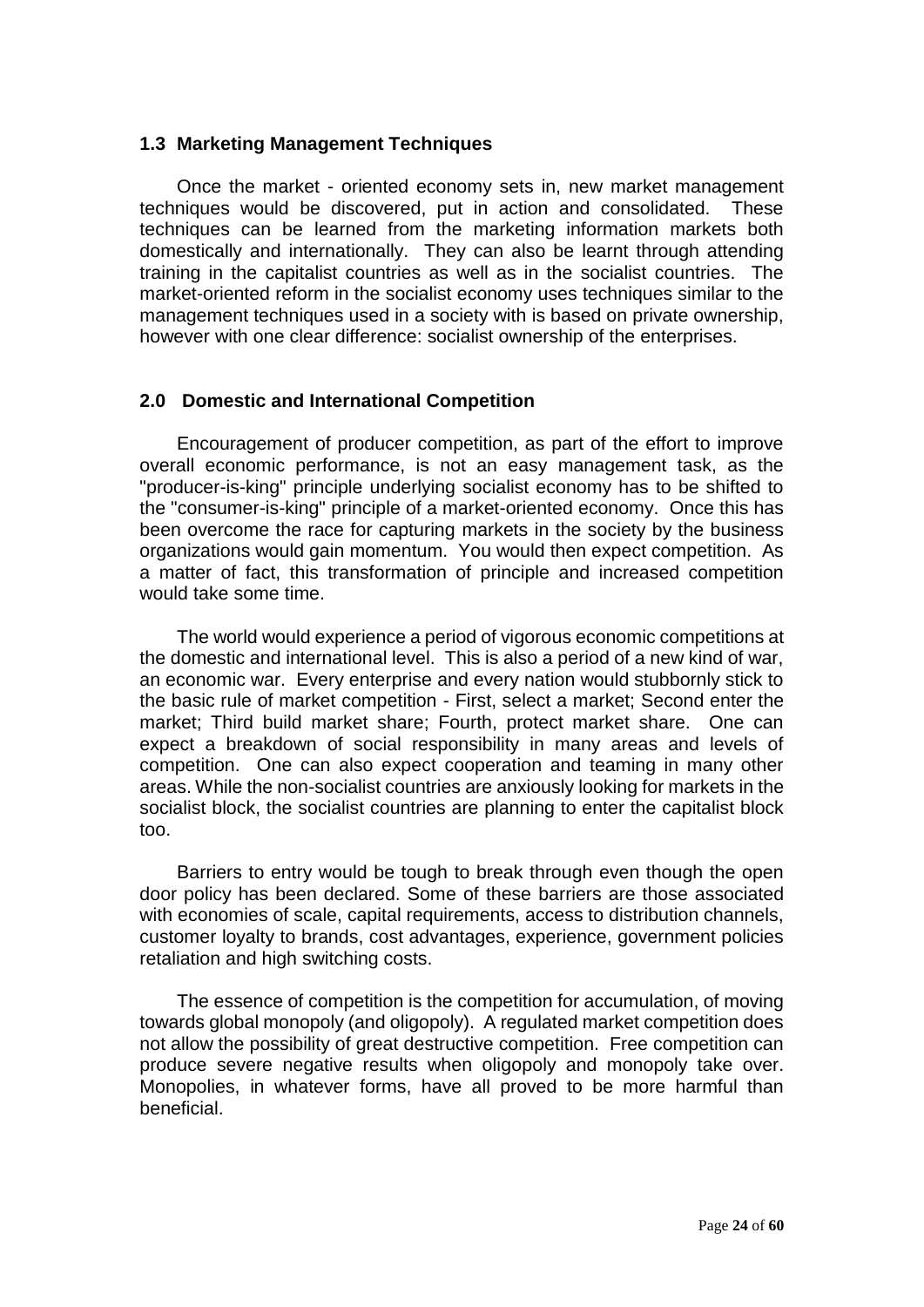### 1.3 Marketing Management Techniques

Once the market - oriented economy sets in, new market management techniques would be discovered, put in action and consolidated. These techniques can be learned from the marketing information markets both domestically and internationally. They can also be learnt through attending training in the capitalist countries as well as in the socialist countries. The market-oriented reform in the socialist economy uses techniques similar to the management techniques used in a society with is based on private ownership, however with one clear difference: socialist ownership of the enterprises.

## 2.0 Domestic and International Competition

Encouragement of producer competition, as part of the effort to improve overall economic performance, is not an easy management task, as the "producer-is-king" principle underlying socialist economy has to be shifted to the "consumer-is-king" principle of a market-oriented economy. Once this has been overcome the race for capturing markets in the society by the business organizations would gain momentum. You would then expect competition. As a matter of fact, this transformation of principle and increased competition would take some time.

The world would experience a period of vigorous economic competitions at the domestic and international level. This is also a period of a new kind of war, an economic war. Every enterprise and every nation would stubbornly stick to the basic rule of market competition - First, select a market; Second enter the market; Third build market share; Fourth, protect market share. One can expect a breakdown of social responsibility in many areas and levels of competition. One can also expect cooperation and teaming in many other areas. While the non-socialist countries are anxiously looking for markets in the socialist block, the socialist countries are planning to enter the capitalist block too.

Barriers to entry would be tough to break through even though the open door policy has been declared. Some of these barriers are those associated with economies of scale, capital requirements, access to distribution channels, customer loyalty to brands, cost advantages, experience, government policies retaliation and high switching costs.

The essence of competition is the competition for accumulation, of moving towards global monopoly (and oligopoly). A regulated market competition does not allow the possibility of great destructive competition. Free competition can produce severe negative results when oligopoly and monopoly take over. Monopolies, in whatever forms, have all proved to be more harmful than beneficial.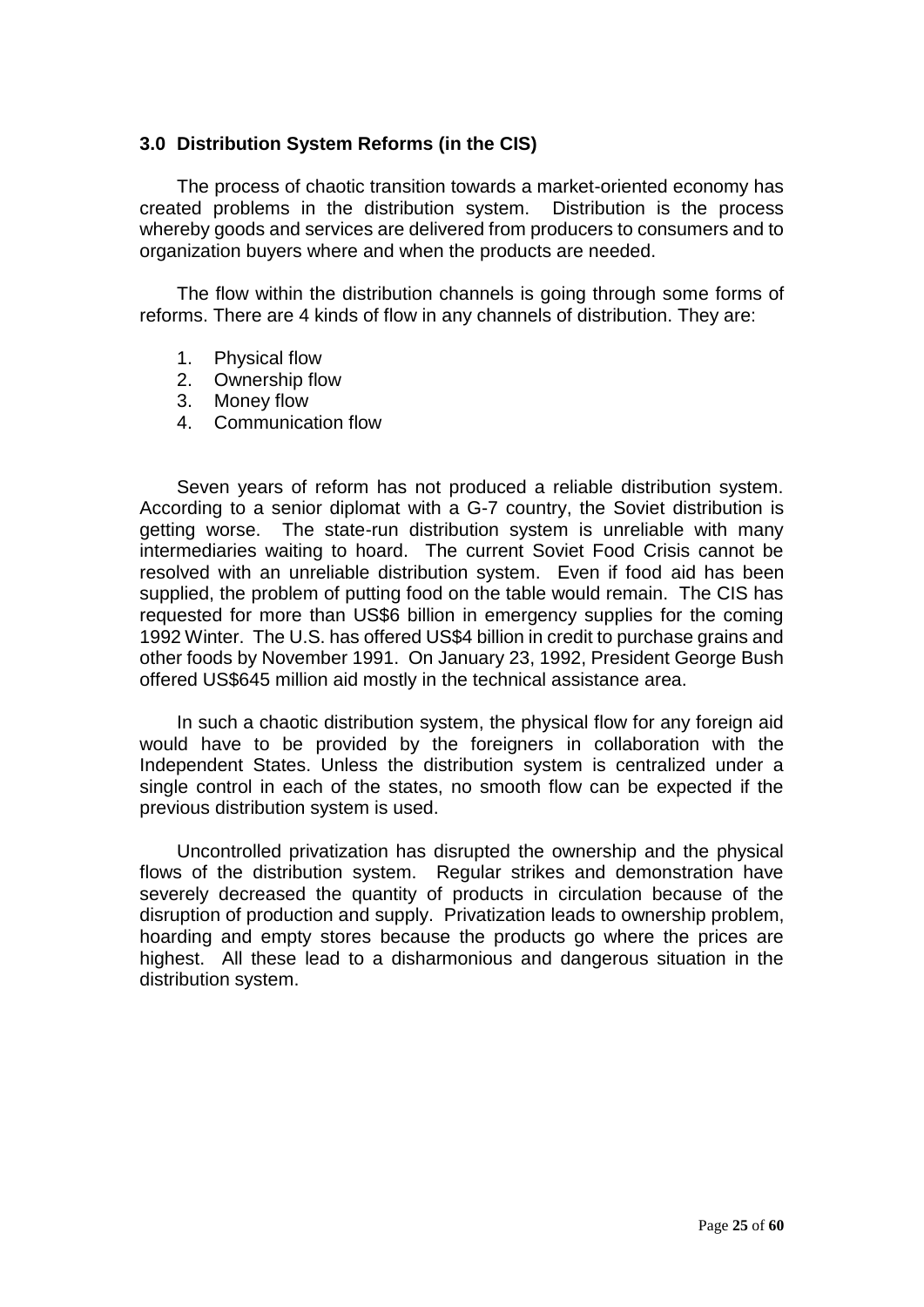### 3.0 Distribution System Reforms (in the CIS)

The process of chaotic transition towards a market-oriented economy has created problems in the distribution system. Distribution is the process whereby goods and services are delivered from producers to consumers and to organization buyers where and when the products are needed.

The flow within the distribution channels is going through some forms of reforms. There are 4 kinds of flow in any channels of distribution. They are:

1. Physical flow
2. Ownership flow
3. Money flow
4. Communication flow

Seven years of reform has not produced a reliable distribution system. According to a senior diplomat with a G-7 country, the Soviet distribution is getting worse. The state-run distribution system is unreliable with many intermediaries waiting to hoard. The current Soviet Food Crisis cannot be resolved with an unreliable distribution system. Even if food aid has been supplied, the problem of putting food on the table would remain. The CIS has requested for more than US$6 billion in emergency supplies for the coming 1992 Winter. The U.S. has offered US$4 billion in credit to purchase grains and other foods by November 1991. On January 23, 1992, President George Bush offered US$645 million aid mostly in the technical assistance area.

In such a chaotic distribution system, the physical flow for any foreign aid would have to be provided by the foreigners in collaboration with the Independent States. Unless the distribution system is centralized under a single control in each of the states, no smooth flow can be expected if the previous distribution system is used.

Uncontrolled privatization has disrupted the ownership and the physical flows of the distribution system. Regular strikes and demonstration have severely decreased the quantity of products in circulation because of the disruption of production and supply. Privatization leads to ownership problem, hoarding and empty stores because the products go where the prices are highest. All these lead to a disharmonious and dangerous situation in the distribution system.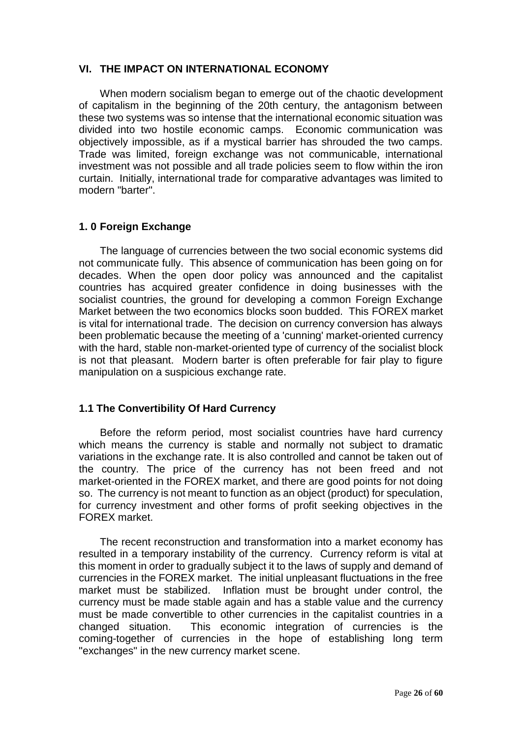## VI. THE IMPACT ON INTERNATIONAL ECONOMY

When modern socialism began to emerge out of the chaotic development of capitalism in the beginning of the 20th century, the antagonism between these two systems was so intense that the international economic situation was divided into two hostile economic camps. Economic communication was objectively impossible, as if a mystical barrier has shrouded the two camps. Trade was limited, foreign exchange was not communicable, international investment was not possible and all trade policies seem to flow within the iron curtain. Initially, international trade for comparative advantages was limited to modern "barter".

### 1. 0 Foreign Exchange

The language of currencies between the two social economic systems did not communicate fully. This absence of communication has been going on for decades. When the open door policy was announced and the capitalist countries has acquired greater confidence in doing businesses with the socialist countries, the ground for developing a common Foreign Exchange Market between the two economics blocks soon budded. This FOREX market is vital for international trade. The decision on currency conversion has always been problematic because the meeting of a 'cunning' market-oriented currency with the hard, stable non-market-oriented type of currency of the socialist block is not that pleasant. Modern barter is often preferable for fair play to figure manipulation on a suspicious exchange rate.

### 1.1 The Convertibility Of Hard Currency

Before the reform period, most socialist countries have hard currency which means the currency is stable and normally not subject to dramatic variations in the exchange rate. It is also controlled and cannot be taken out of the country. The price of the currency has not been freed and not market-oriented in the FOREX market, and there are good points for not doing so. The currency is not meant to function as an object (product) for speculation, for currency investment and other forms of profit seeking objectives in the FOREX market.

The recent reconstruction and transformation into a market economy has resulted in a temporary instability of the currency. Currency reform is vital at this moment in order to gradually subject it to the laws of supply and demand of currencies in the FOREX market. The initial unpleasant fluctuations in the free market must be stabilized. Inflation must be brought under control, the currency must be made stable again and has a stable value and the currency must be made convertible to other currencies in the capitalist countries in a changed situation. This economic integration of currencies is the coming-together of currencies in the hope of establishing long term "exchanges" in the new currency market scene.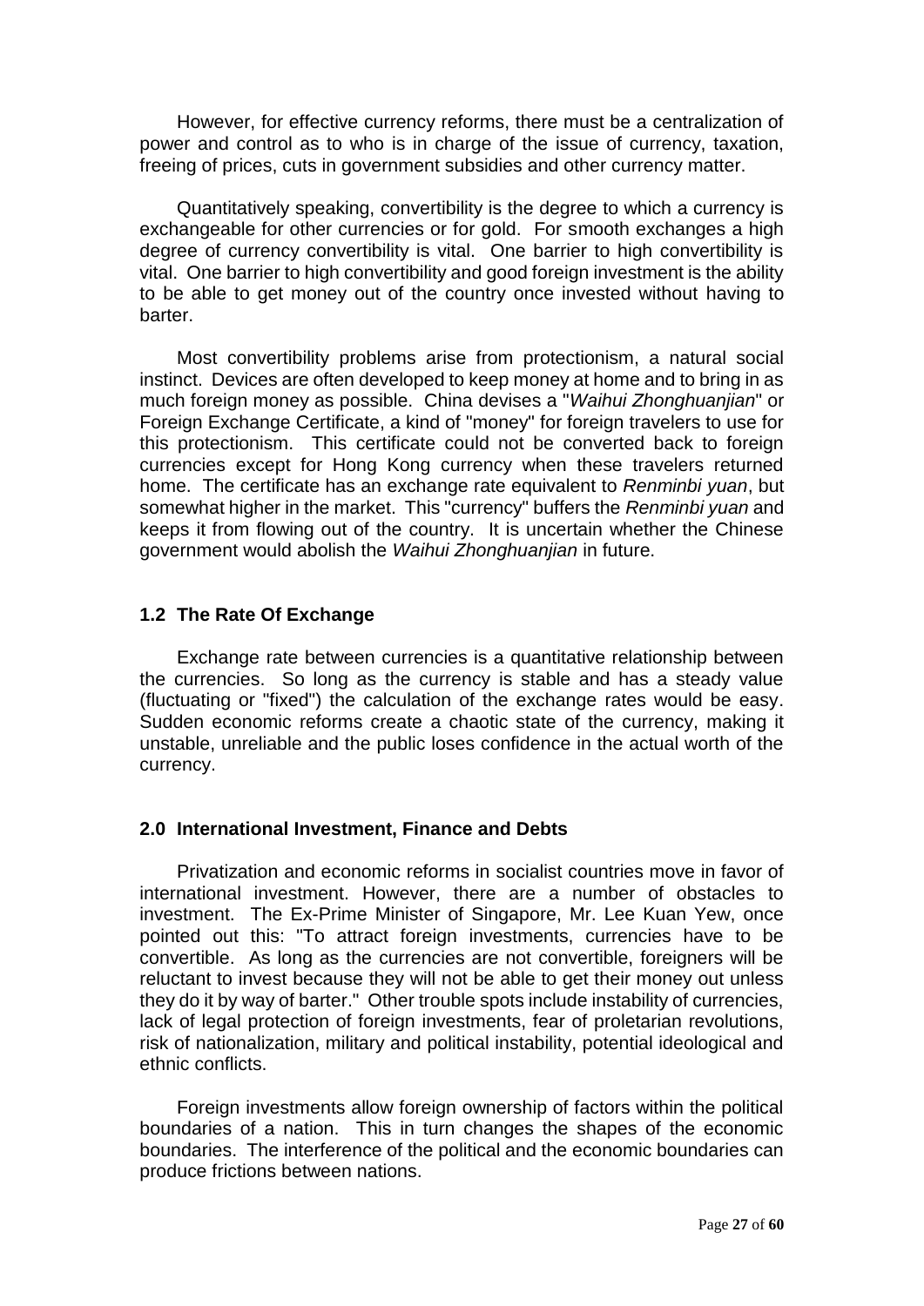However, for effective currency reforms, there must be a centralization of power and control as to who is in charge of the issue of currency, taxation, freeing of prices, cuts in government subsidies and other currency matter.

Quantitatively speaking, convertibility is the degree to which a currency is exchangeable for other currencies or for gold. For smooth exchanges a high degree of currency convertibility is vital. One barrier to high convertibility is vital. One barrier to high convertibility and good foreign investment is the ability to be able to get money out of the country once invested without having to barter.

Most convertibility problems arise from protectionism, a natural social instinct. Devices are often developed to keep money at home and to bring in as much foreign money as possible. China devises a "*Waihui Zhonghuanjian*" or Foreign Exchange Certificate, a kind of "money" for foreign travelers to use for this protectionism. This certificate could not be converted back to foreign currencies except for Hong Kong currency when these travelers returned home. The certificate has an exchange rate equivalent to *Renminbi yuan*, but somewhat higher in the market. This "currency" buffers the *Renminbi yuan* and keeps it from flowing out of the country. It is uncertain whether the Chinese government would abolish the *Waihui Zhonghuanjian* in future.

### 1.2 The Rate Of Exchange

Exchange rate between currencies is a quantitative relationship between the currencies. So long as the currency is stable and has a steady value (fluctuating or "fixed") the calculation of the exchange rates would be easy. Sudden economic reforms create a chaotic state of the currency, making it unstable, unreliable and the public loses confidence in the actual worth of the currency.

## 2.0 International Investment, Finance and Debts

Privatization and economic reforms in socialist countries move in favor of international investment. However, there are a number of obstacles to investment. The Ex-Prime Minister of Singapore, Mr. Lee Kuan Yew, once pointed out this: "To attract foreign investments, currencies have to be convertible. As long as the currencies are not convertible, foreigners will be reluctant to invest because they will not be able to get their money out unless they do it by way of barter." Other trouble spots include instability of currencies, lack of legal protection of foreign investments, fear of proletarian revolutions, risk of nationalization, military and political instability, potential ideological and ethnic conflicts.

Foreign investments allow foreign ownership of factors within the political boundaries of a nation. This in turn changes the shapes of the economic boundaries. The interference of the political and the economic boundaries can produce frictions between nations.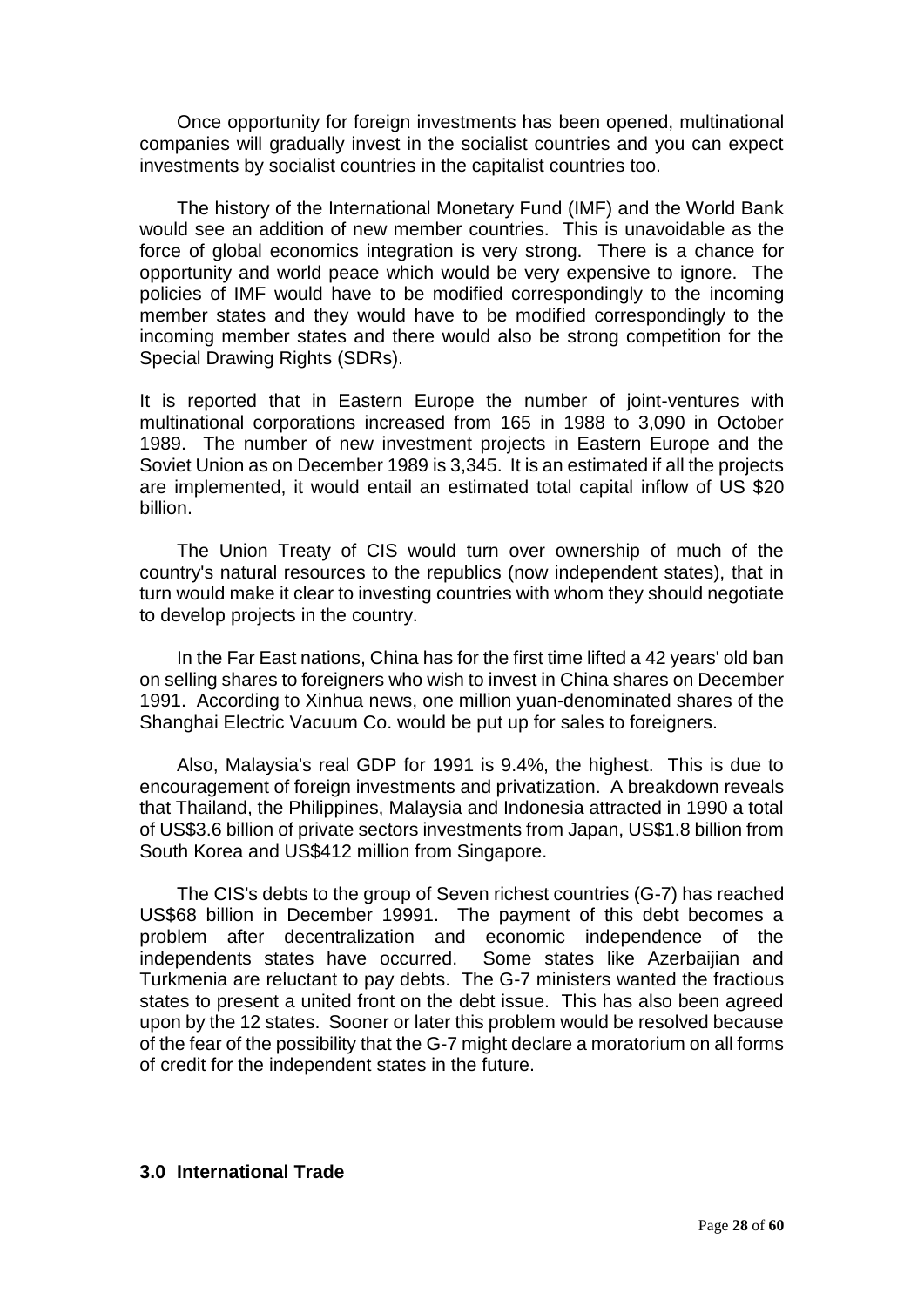Once opportunity for foreign investments has been opened, multinational companies will gradually invest in the socialist countries and you can expect investments by socialist countries in the capitalist countries too.

The history of the International Monetary Fund (IMF) and the World Bank would see an addition of new member countries. This is unavoidable as the force of global economics integration is very strong. There is a chance for opportunity and world peace which would be very expensive to ignore. The policies of IMF would have to be modified correspondingly to the incoming member states and they would have to be modified correspondingly to the incoming member states and there would also be strong competition for the Special Drawing Rights (SDRs).

It is reported that in Eastern Europe the number of joint-ventures with multinational corporations increased from 165 in 1988 to 3,090 in October 1989. The number of new investment projects in Eastern Europe and the Soviet Union as on December 1989 is 3,345. It is an estimated if all the projects are implemented, it would entail an estimated total capital inflow of US $20 billion.

The Union Treaty of CIS would turn over ownership of much of the country's natural resources to the republics (now independent states), that in turn would make it clear to investing countries with whom they should negotiate to develop projects in the country.

In the Far East nations, China has for the first time lifted a 42 years' old ban on selling shares to foreigners who wish to invest in China shares on December 1991. According to Xinhua news, one million yuan-denominated shares of the Shanghai Electric Vacuum Co. would be put up for sales to foreigners.

Also, Malaysia's real GDP for 1991 is 9.4%, the highest. This is due to encouragement of foreign investments and privatization. A breakdown reveals that Thailand, the Philippines, Malaysia and Indonesia attracted in 1990 a total of US$3.6 billion of private sectors investments from Japan, US$1.8 billion from South Korea and US$412 million from Singapore.

The CIS's debts to the group of Seven richest countries (G-7) has reached US$68 billion in December 19991. The payment of this debt becomes a problem after decentralization and economic independence of the independents states have occurred. Some states like Azerbaijian and Turkmenia are reluctant to pay debts. The G-7 ministers wanted the fractious states to present a united front on the debt issue. This has also been agreed upon by the 12 states. Sooner or later this problem would be resolved because of the fear of the possibility that the G-7 might declare a moratorium on all forms of credit for the independent states in the future.

## 3.0 International Trade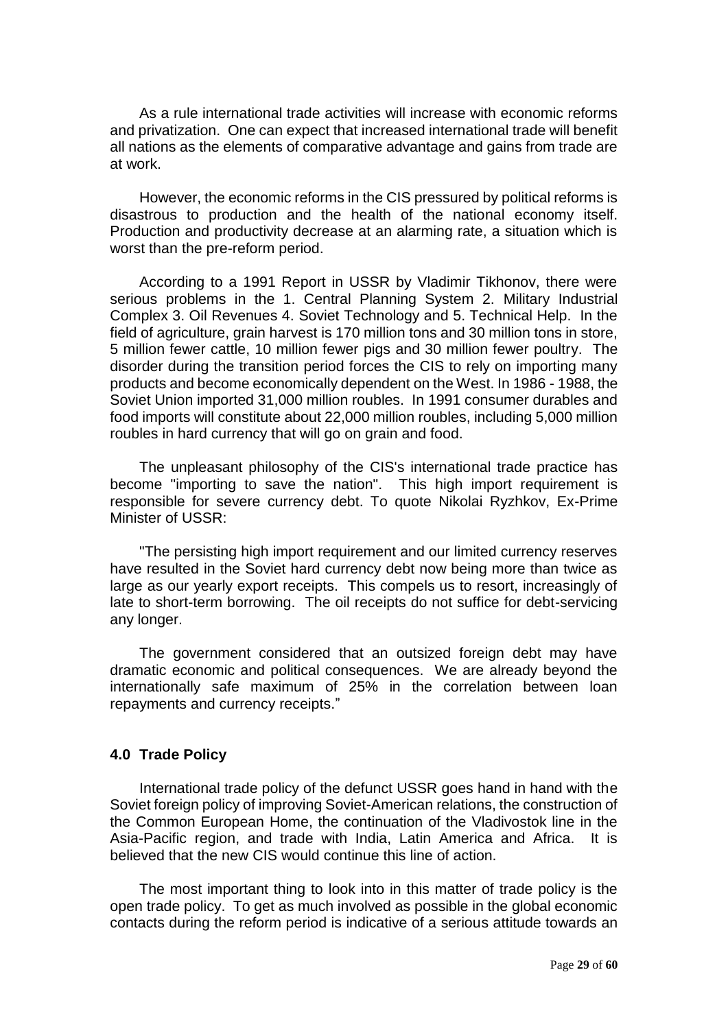As a rule international trade activities will increase with economic reforms and privatization. One can expect that increased international trade will benefit all nations as the elements of comparative advantage and gains from trade are at work.

However, the economic reforms in the CIS pressured by political reforms is disastrous to production and the health of the national economy itself. Production and productivity decrease at an alarming rate, a situation which is worst than the pre-reform period.

According to a 1991 Report in USSR by Vladimir Tikhonov, there were serious problems in the 1. Central Planning System 2. Military Industrial Complex 3. Oil Revenues 4. Soviet Technology and 5. Technical Help. In the field of agriculture, grain harvest is 170 million tons and 30 million tons in store, 5 million fewer cattle, 10 million fewer pigs and 30 million fewer poultry. The disorder during the transition period forces the CIS to rely on importing many products and become economically dependent on the West. In 1986 - 1988, the Soviet Union imported 31,000 million roubles. In 1991 consumer durables and food imports will constitute about 22,000 million roubles, including 5,000 million roubles in hard currency that will go on grain and food.

The unpleasant philosophy of the CIS's international trade practice has become "importing to save the nation". This high import requirement is responsible for severe currency debt. To quote Nikolai Ryzhkov, Ex-Prime Minister of USSR:

"The persisting high import requirement and our limited currency reserves have resulted in the Soviet hard currency debt now being more than twice as large as our yearly export receipts. This compels us to resort, increasingly of late to short-term borrowing. The oil receipts do not suffice for debt-servicing any longer.

The government considered that an outsized foreign debt may have dramatic economic and political consequences. We are already beyond the internationally safe maximum of 25% in the correlation between loan repayments and currency receipts."

## 4.0 Trade Policy

International trade policy of the defunct USSR goes hand in hand with the Soviet foreign policy of improving Soviet-American relations, the construction of the Common European Home, the continuation of the Vladivostok line in the Asia-Pacific region, and trade with India, Latin America and Africa. It is believed that the new CIS would continue this line of action.

The most important thing to look into in this matter of trade policy is the open trade policy. To get as much involved as possible in the global economic contacts during the reform period is indicative of a serious attitude towards an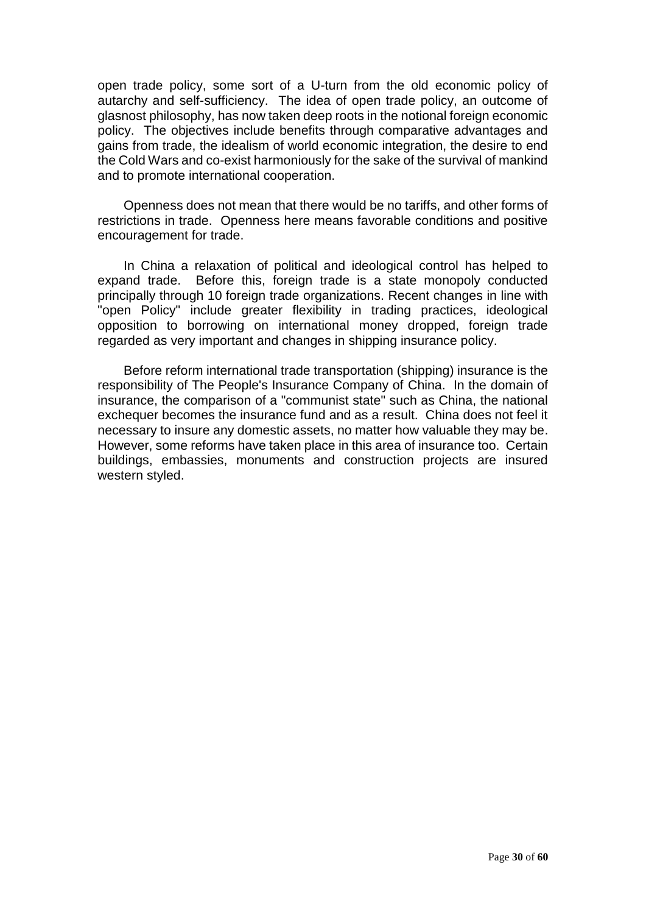open trade policy, some sort of a U-turn from the old economic policy of autarchy and self-sufficiency. The idea of open trade policy, an outcome of glasnost philosophy, has now taken deep roots in the notional foreign economic policy. The objectives include benefits through comparative advantages and gains from trade, the idealism of world economic integration, the desire to end the Cold Wars and co-exist harmoniously for the sake of the survival of mankind and to promote international cooperation.

Openness does not mean that there would be no tariffs, and other forms of restrictions in trade. Openness here means favorable conditions and positive encouragement for trade.

In China a relaxation of political and ideological control has helped to expand trade. Before this, foreign trade is a state monopoly conducted principally through 10 foreign trade organizations. Recent changes in line with "open Policy" include greater flexibility in trading practices, ideological opposition to borrowing on international money dropped, foreign trade regarded as very important and changes in shipping insurance policy.

Before reform international trade transportation (shipping) insurance is the responsibility of The People's Insurance Company of China. In the domain of insurance, the comparison of a "communist state" such as China, the national exchequer becomes the insurance fund and as a result. China does not feel it necessary to insure any domestic assets, no matter how valuable they may be. However, some reforms have taken place in this area of insurance too. Certain buildings, embassies, monuments and construction projects are insured western styled.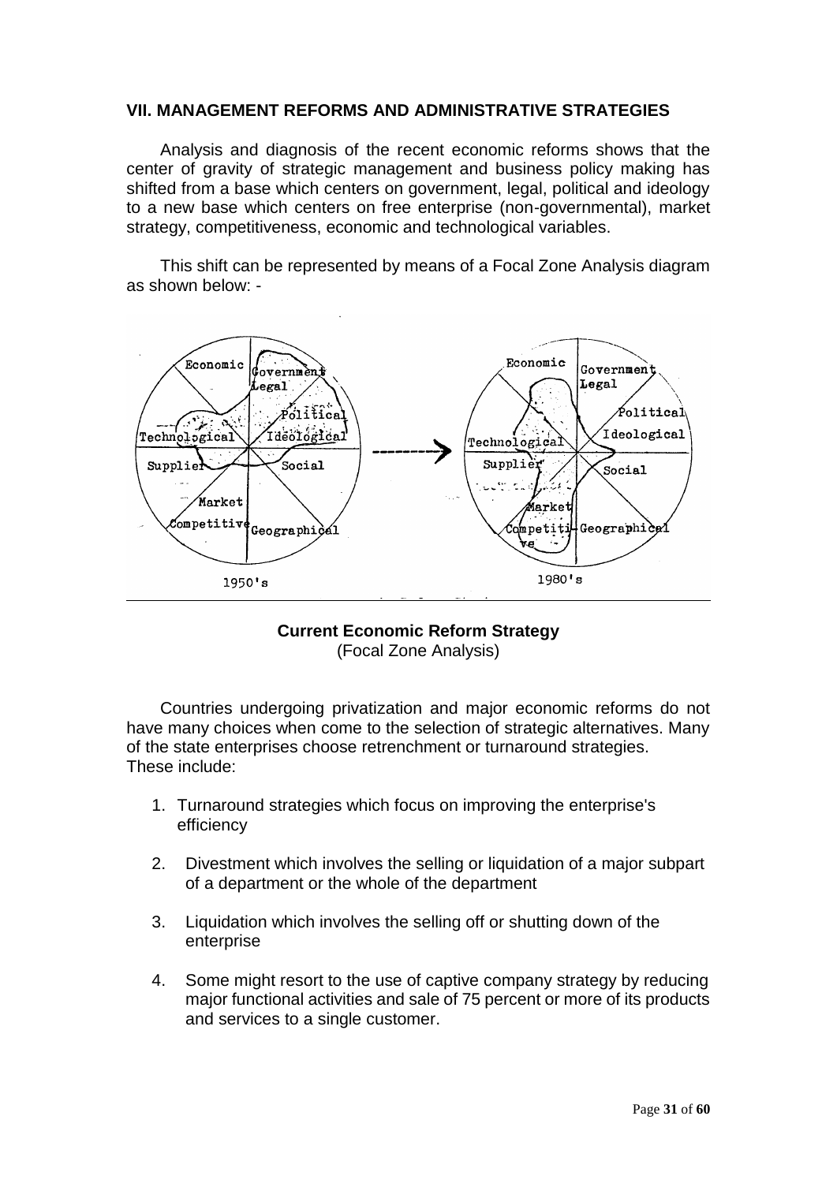## VII. MANAGEMENT REFORMS AND ADMINISTRATIVE STRATEGIES

Analysis and diagnosis of the recent economic reforms shows that the center of gravity of strategic management and business policy making has shifted from a base which centers on government, legal, political and ideology to a new base which centers on free enterprise (non-governmental), market strategy, competitiveness, economic and technological variables.

This shift can be represented by means of a Focal Zone Analysis diagram as shown below: -

**Current Economic Reform Strategy**
(Focal Zone Analysis)

Countries undergoing privatization and major economic reforms do not have many choices when come to the selection of strategic alternatives. Many of the state enterprises choose retrenchment or turnaround strategies. These include:

1. Turnaround strategies which focus on improving the enterprise's efficiency
2. Divestment which involves the selling or liquidation of a major subpart of a department or the whole of the department
3. Liquidation which involves the selling off or shutting down of the enterprise
4. Some might resort to the use of captive company strategy by reducing major functional activities and sale of 75 percent or more of its products and services to a single customer.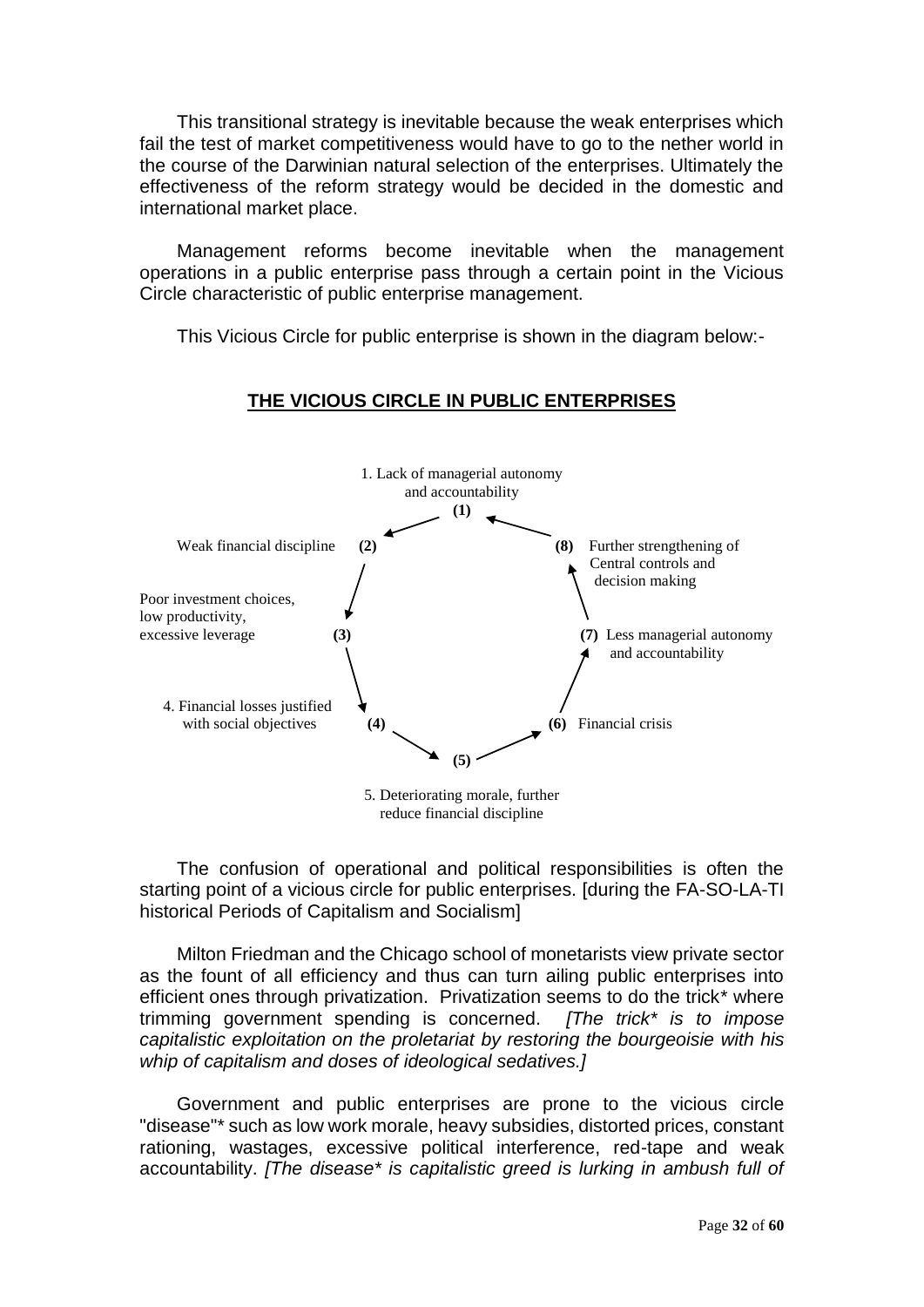This transitional strategy is inevitable because the weak enterprises which fail the test of market competitiveness would have to go to the nether world in the course of the Darwinian natural selection of the enterprises. Ultimately the effectiveness of the reform strategy would be decided in the domestic and international market place.

Management reforms become inevitable when the management operations in a public enterprise pass through a certain point in the Vicious Circle characteristic of public enterprise management.

This Vicious Circle for public enterprise is shown in the diagram below:-

**THE VICIOUS CIRCLE IN PUBLIC ENTERPRISES**

1. Lack of managerial autonomy and accountability **(1)**

Weak financial discipline **(2)**

Poor investment choices, low productivity, excessive leverage **(3)**

4. Financial losses justified with social objectives **(4)**

**(5)** 5. Deteriorating morale, further reduce financial discipline

**(6)** Financial crisis

**(7)** Less managerial autonomy and accountability

**(8)** Further strengthening of Central controls and decision making

The confusion of operational and political responsibilities is often the starting point of a vicious circle for public enterprises. [during the FA-SO-LA-TI historical Periods of Capitalism and Socialism]

Milton Friedman and the Chicago school of monetarists view private sector as the fount of all efficiency and thus can turn ailing public enterprises into efficient ones through privatization. Privatization seems to do the trick* where trimming government spending is concerned. *[The trick* is to impose capitalistic exploitation on the proletariat by restoring the bourgeoisie with his whip of capitalism and doses of ideological sedatives.]*

Government and public enterprises are prone to the vicious circle "disease"* such as low work morale, heavy subsidies, distorted prices, constant rationing, wastages, excessive political interference, red-tape and weak accountability. *[The disease* is capitalistic greed is lurking in ambush full of*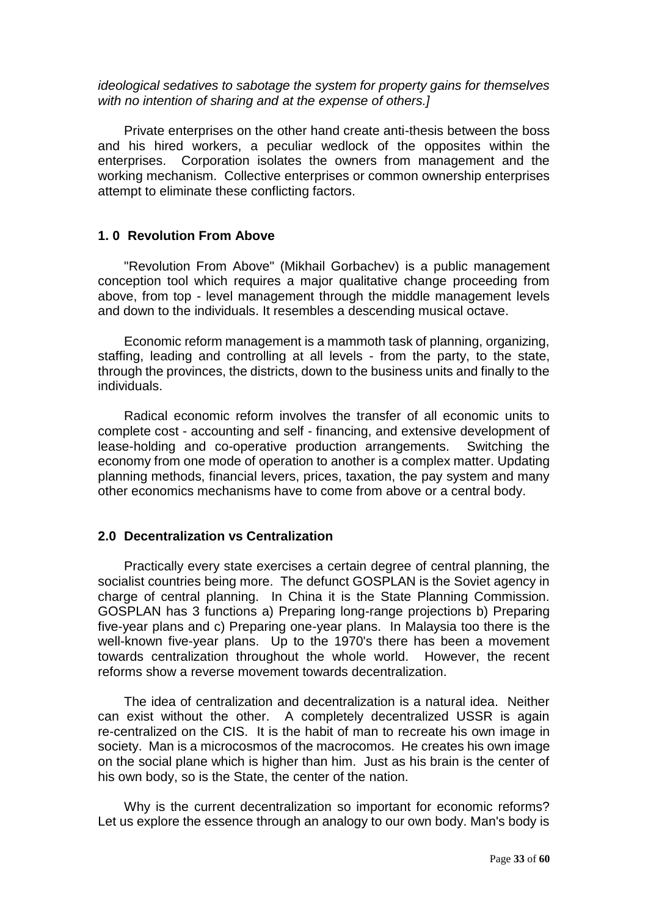*ideological sedatives to sabotage the system for property gains for themselves with no intention of sharing and at the expense of others.]*

Private enterprises on the other hand create anti-thesis between the boss and his hired workers, a peculiar wedlock of the opposites within the enterprises. Corporation isolates the owners from management and the working mechanism. Collective enterprises or common ownership enterprises attempt to eliminate these conflicting factors.

## 1. 0 Revolution From Above

"Revolution From Above" (Mikhail Gorbachev) is a public management conception tool which requires a major qualitative change proceeding from above, from top - level management through the middle management levels and down to the individuals. It resembles a descending musical octave.

Economic reform management is a mammoth task of planning, organizing, staffing, leading and controlling at all levels - from the party, to the state, through the provinces, the districts, down to the business units and finally to the individuals.

Radical economic reform involves the transfer of all economic units to complete cost - accounting and self - financing, and extensive development of lease-holding and co-operative production arrangements. Switching the economy from one mode of operation to another is a complex matter. Updating planning methods, financial levers, prices, taxation, the pay system and many other economics mechanisms have to come from above or a central body.

## 2.0 Decentralization vs Centralization

Practically every state exercises a certain degree of central planning, the socialist countries being more. The defunct GOSPLAN is the Soviet agency in charge of central planning. In China it is the State Planning Commission. GOSPLAN has 3 functions a) Preparing long-range projections b) Preparing five-year plans and c) Preparing one-year plans. In Malaysia too there is the well-known five-year plans. Up to the 1970's there has been a movement towards centralization throughout the whole world. However, the recent reforms show a reverse movement towards decentralization.

The idea of centralization and decentralization is a natural idea. Neither can exist without the other. A completely decentralized USSR is again re-centralized on the CIS. It is the habit of man to recreate his own image in society. Man is a microcosmos of the macrocomos. He creates his own image on the social plane which is higher than him. Just as his brain is the center of his own body, so is the State, the center of the nation.

Why is the current decentralization so important for economic reforms? Let us explore the essence through an analogy to our own body. Man's body is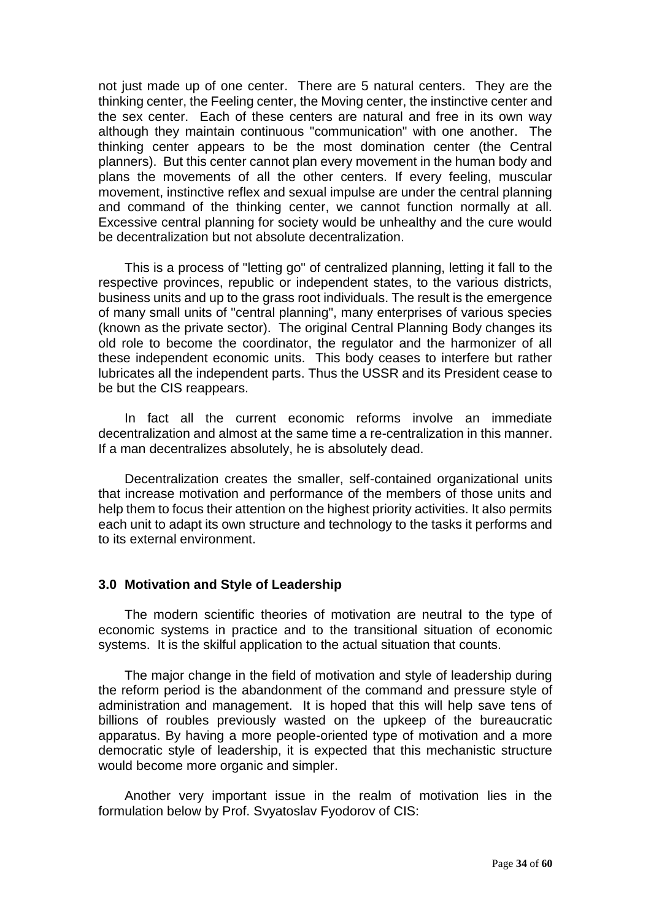not just made up of one center. There are 5 natural centers. They are the thinking center, the Feeling center, the Moving center, the instinctive center and the sex center. Each of these centers are natural and free in its own way although they maintain continuous "communication" with one another. The thinking center appears to be the most domination center (the Central planners). But this center cannot plan every movement in the human body and plans the movements of all the other centers. If every feeling, muscular movement, instinctive reflex and sexual impulse are under the central planning and command of the thinking center, we cannot function normally at all. Excessive central planning for society would be unhealthy and the cure would be decentralization but not absolute decentralization.

This is a process of "letting go" of centralized planning, letting it fall to the respective provinces, republic or independent states, to the various districts, business units and up to the grass root individuals. The result is the emergence of many small units of "central planning", many enterprises of various species (known as the private sector). The original Central Planning Body changes its old role to become the coordinator, the regulator and the harmonizer of all these independent economic units. This body ceases to interfere but rather lubricates all the independent parts. Thus the USSR and its President cease to be but the CIS reappears.

In fact all the current economic reforms involve an immediate decentralization and almost at the same time a re-centralization in this manner. If a man decentralizes absolutely, he is absolutely dead.

Decentralization creates the smaller, self-contained organizational units that increase motivation and performance of the members of those units and help them to focus their attention on the highest priority activities. It also permits each unit to adapt its own structure and technology to the tasks it performs and to its external environment.

### 3.0 Motivation and Style of Leadership

The modern scientific theories of motivation are neutral to the type of economic systems in practice and to the transitional situation of economic systems. It is the skilful application to the actual situation that counts.

The major change in the field of motivation and style of leadership during the reform period is the abandonment of the command and pressure style of administration and management. It is hoped that this will help save tens of billions of roubles previously wasted on the upkeep of the bureaucratic apparatus. By having a more people-oriented type of motivation and a more democratic style of leadership, it is expected that this mechanistic structure would become more organic and simpler.

Another very important issue in the realm of motivation lies in the formulation below by Prof. Svyatoslav Fyodorov of CIS: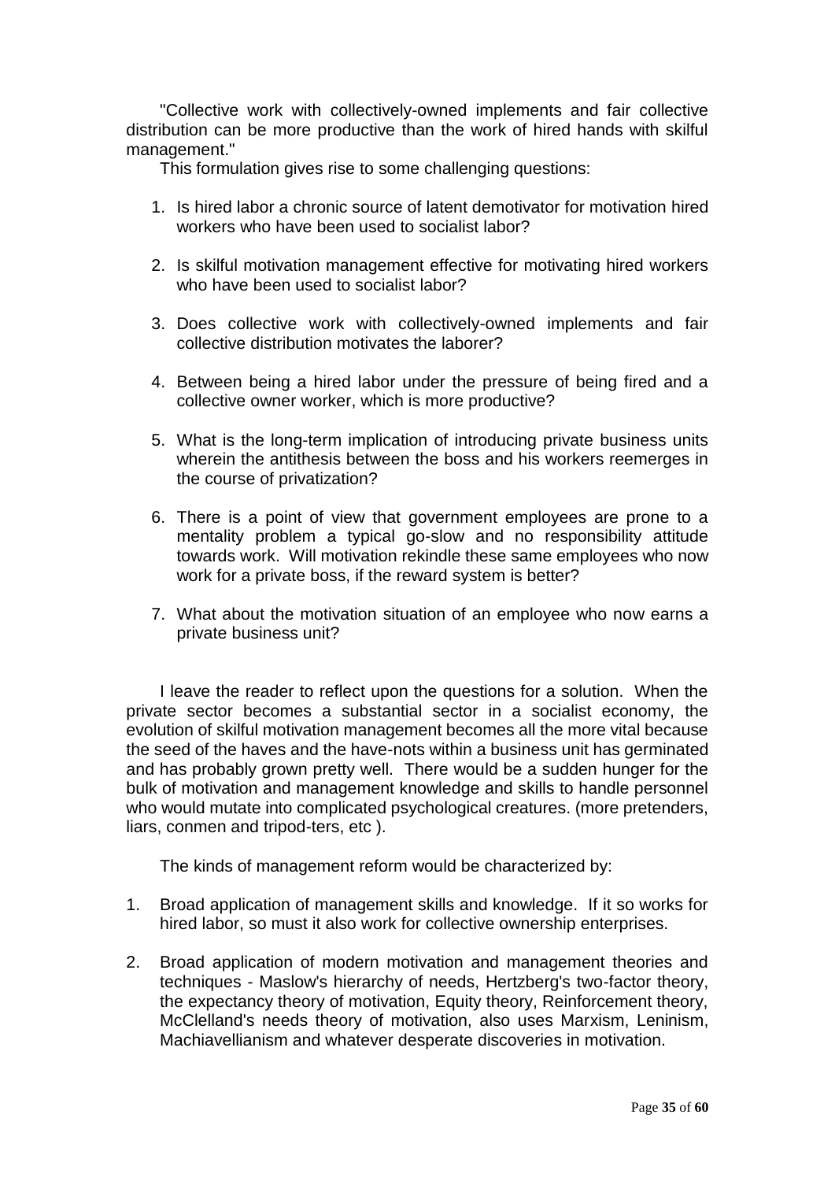"Collective work with collectively-owned implements and fair collective distribution can be more productive than the work of hired hands with skilful management."

This formulation gives rise to some challenging questions:

1. Is hired labor a chronic source of latent demotivator for motivation hired workers who have been used to socialist labor?

2. Is skilful motivation management effective for motivating hired workers who have been used to socialist labor?

3. Does collective work with collectively-owned implements and fair collective distribution motivates the laborer?

4. Between being a hired labor under the pressure of being fired and a collective owner worker, which is more productive?

5. What is the long-term implication of introducing private business units wherein the antithesis between the boss and his workers reemerges in the course of privatization?

6. There is a point of view that government employees are prone to a mentality problem a typical go-slow and no responsibility attitude towards work. Will motivation rekindle these same employees who now work for a private boss, if the reward system is better?

7. What about the motivation situation of an employee who now earns a private business unit?

I leave the reader to reflect upon the questions for a solution. When the private sector becomes a substantial sector in a socialist economy, the evolution of skilful motivation management becomes all the more vital because the seed of the haves and the have-nots within a business unit has germinated and has probably grown pretty well. There would be a sudden hunger for the bulk of motivation and management knowledge and skills to handle personnel who would mutate into complicated psychological creatures. (more pretenders, liars, conmen and tripod-ters, etc ).

The kinds of management reform would be characterized by:

1. Broad application of management skills and knowledge. If it so works for hired labor, so must it also work for collective ownership enterprises.

2. Broad application of modern motivation and management theories and techniques - Maslow's hierarchy of needs, Hertzberg's two-factor theory, the expectancy theory of motivation, Equity theory, Reinforcement theory, McClelland's needs theory of motivation, also uses Marxism, Leninism, Machiavellianism and whatever desperate discoveries in motivation.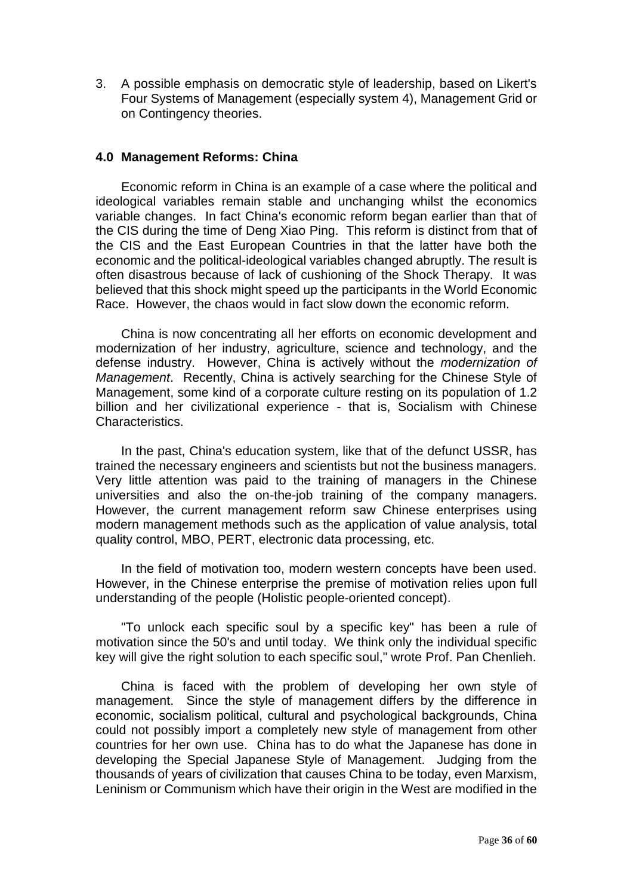3. A possible emphasis on democratic style of leadership, based on Likert's Four Systems of Management (especially system 4), Management Grid or on Contingency theories.

## 4.0 Management Reforms: China

Economic reform in China is an example of a case where the political and ideological variables remain stable and unchanging whilst the economics variable changes. In fact China's economic reform began earlier than that of the CIS during the time of Deng Xiao Ping. This reform is distinct from that of the CIS and the East European Countries in that the latter have both the economic and the political-ideological variables changed abruptly. The result is often disastrous because of lack of cushioning of the Shock Therapy. It was believed that this shock might speed up the participants in the World Economic Race. However, the chaos would in fact slow down the economic reform.

China is now concentrating all her efforts on economic development and modernization of her industry, agriculture, science and technology, and the defense industry. However, China is actively without the *modernization of Management*. Recently, China is actively searching for the Chinese Style of Management, some kind of a corporate culture resting on its population of 1.2 billion and her civilizational experience - that is, Socialism with Chinese Characteristics.

In the past, China's education system, like that of the defunct USSR, has trained the necessary engineers and scientists but not the business managers. Very little attention was paid to the training of managers in the Chinese universities and also the on-the-job training of the company managers. However, the current management reform saw Chinese enterprises using modern management methods such as the application of value analysis, total quality control, MBO, PERT, electronic data processing, etc.

In the field of motivation too, modern western concepts have been used. However, in the Chinese enterprise the premise of motivation relies upon full understanding of the people (Holistic people-oriented concept).

"To unlock each specific soul by a specific key" has been a rule of motivation since the 50's and until today. We think only the individual specific key will give the right solution to each specific soul," wrote Prof. Pan Chenlieh.

China is faced with the problem of developing her own style of management. Since the style of management differs by the difference in economic, socialism political, cultural and psychological backgrounds, China could not possibly import a completely new style of management from other countries for her own use. China has to do what the Japanese has done in developing the Special Japanese Style of Management. Judging from the thousands of years of civilization that causes China to be today, even Marxism, Leninism or Communism which have their origin in the West are modified in the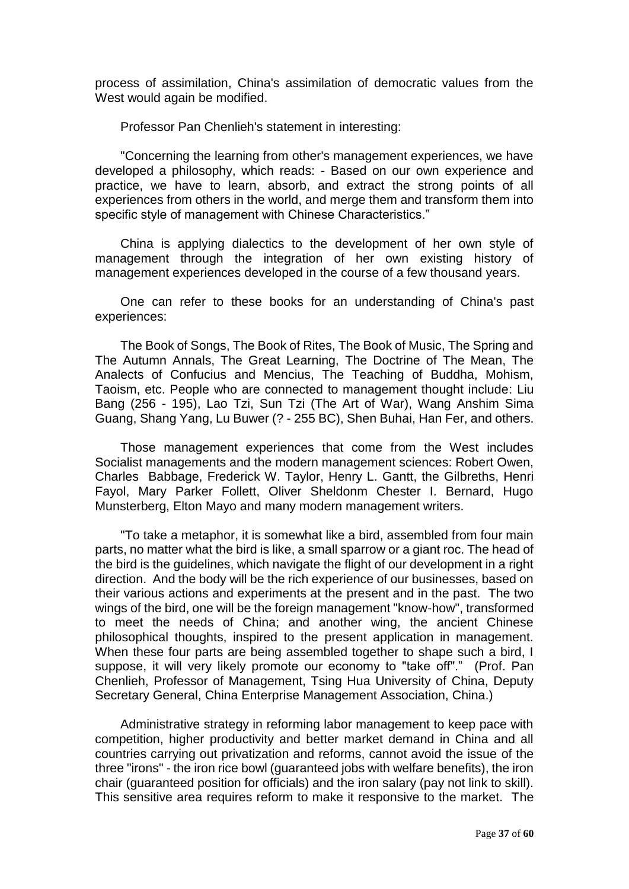process of assimilation, China's assimilation of democratic values from the West would again be modified.

Professor Pan Chenlieh's statement in interesting:

"Concerning the learning from other's management experiences, we have developed a philosophy, which reads: - Based on our own experience and practice, we have to learn, absorb, and extract the strong points of all experiences from others in the world, and merge them and transform them into specific style of management with Chinese Characteristics."

China is applying dialectics to the development of her own style of management through the integration of her own existing history of management experiences developed in the course of a few thousand years.

One can refer to these books for an understanding of China's past experiences:

The Book of Songs, The Book of Rites, The Book of Music, The Spring and The Autumn Annals, The Great Learning, The Doctrine of The Mean, The Analects of Confucius and Mencius, The Teaching of Buddha, Mohism, Taoism, etc. People who are connected to management thought include: Liu Bang (256 - 195), Lao Tzi, Sun Tzi (The Art of War), Wang Anshim Sima Guang, Shang Yang, Lu Buwer (? - 255 BC), Shen Buhai, Han Fer, and others.

Those management experiences that come from the West includes Socialist managements and the modern management sciences: Robert Owen, Charles Babbage, Frederick W. Taylor, Henry L. Gantt, the Gilbreths, Henri Fayol, Mary Parker Follett, Oliver Sheldonm Chester I. Bernard, Hugo Munsterberg, Elton Mayo and many modern management writers.

"To take a metaphor, it is somewhat like a bird, assembled from four main parts, no matter what the bird is like, a small sparrow or a giant roc. The head of the bird is the guidelines, which navigate the flight of our development in a right direction. And the body will be the rich experience of our businesses, based on their various actions and experiments at the present and in the past. The two wings of the bird, one will be the foreign management "know-how", transformed to meet the needs of China; and another wing, the ancient Chinese philosophical thoughts, inspired to the present application in management. When these four parts are being assembled together to shape such a bird, I suppose, it will very likely promote our economy to "take off"." (Prof. Pan Chenlieh, Professor of Management, Tsing Hua University of China, Deputy Secretary General, China Enterprise Management Association, China.)

Administrative strategy in reforming labor management to keep pace with competition, higher productivity and better market demand in China and all countries carrying out privatization and reforms, cannot avoid the issue of the three "irons" - the iron rice bowl (guaranteed jobs with welfare benefits), the iron chair (guaranteed position for officials) and the iron salary (pay not link to skill). This sensitive area requires reform to make it responsive to the market. The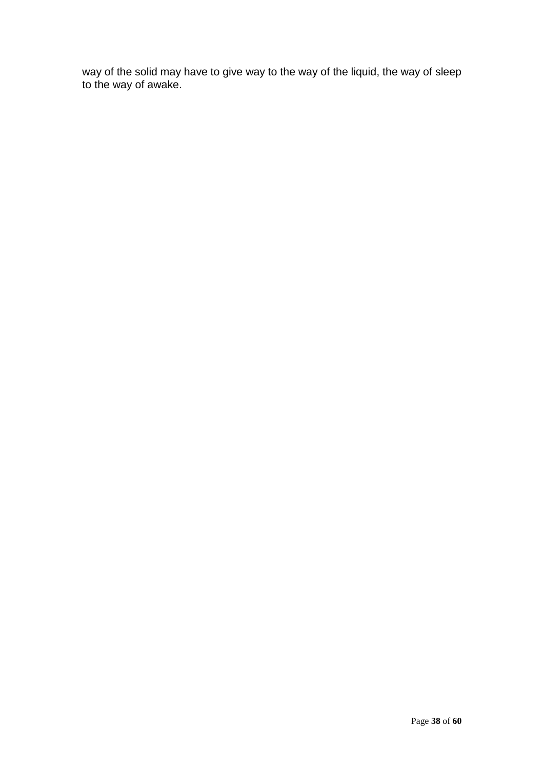way of the solid may have to give way to the way of the liquid, the way of sleep to the way of awake.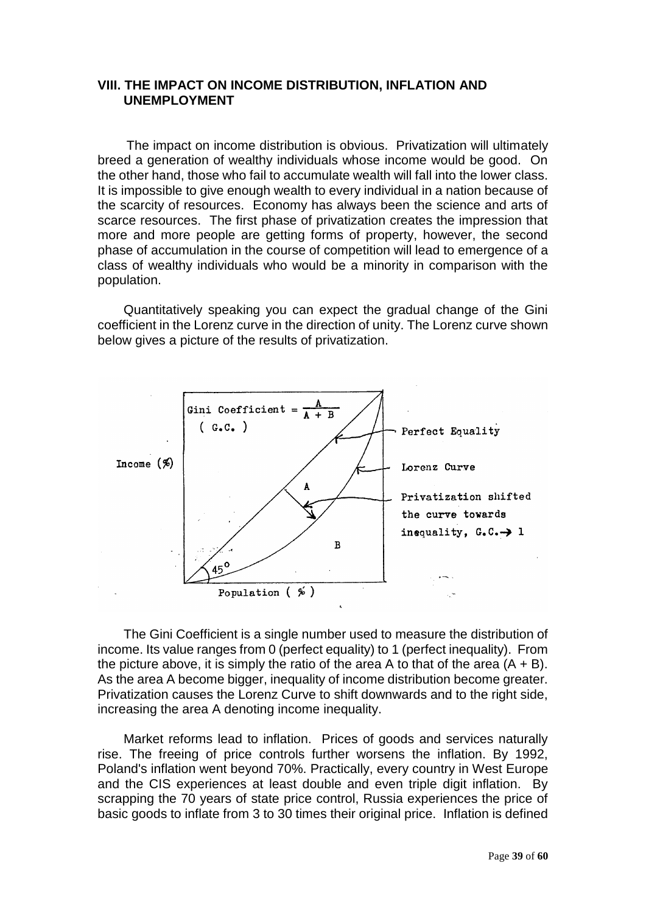## VIII. THE IMPACT ON INCOME DISTRIBUTION, INFLATION AND UNEMPLOYMENT

The impact on income distribution is obvious. Privatization will ultimately breed a generation of wealthy individuals whose income would be good. On the other hand, those who fail to accumulate wealth will fall into the lower class. It is impossible to give enough wealth to every individual in a nation because of the scarcity of resources. Economy has always been the science and arts of scarce resources. The first phase of privatization creates the impression that more and more people are getting forms of property, however, the second phase of accumulation in the course of competition will lead to emergence of a class of wealthy individuals who would be a minority in comparison with the population.

Quantitatively speaking you can expect the gradual change of the Gini coefficient in the Lorenz curve in the direction of unity. The Lorenz curve shown below gives a picture of the results of privatization.

Gini Coefficient = $\frac{A}{A + B}$ (G.C.)

Income (%)

Population (%)

Perfect Equality

Lorenz Curve

Privatization shifted the curve towards inequality, G.C. → 1

The Gini Coefficient is a single number used to measure the distribution of income. Its value ranges from 0 (perfect equality) to 1 (perfect inequality). From the picture above, it is simply the ratio of the area A to that of the area (A + B). As the area A become bigger, inequality of income distribution become greater. Privatization causes the Lorenz Curve to shift downwards and to the right side, increasing the area A denoting income inequality.

Market reforms lead to inflation. Prices of goods and services naturally rise. The freeing of price controls further worsens the inflation. By 1992, Poland's inflation went beyond 70%. Practically, every country in West Europe and the CIS experiences at least double and even triple digit inflation. By scrapping the 70 years of state price control, Russia experiences the price of basic goods to inflate from 3 to 30 times their original price. Inflation is defined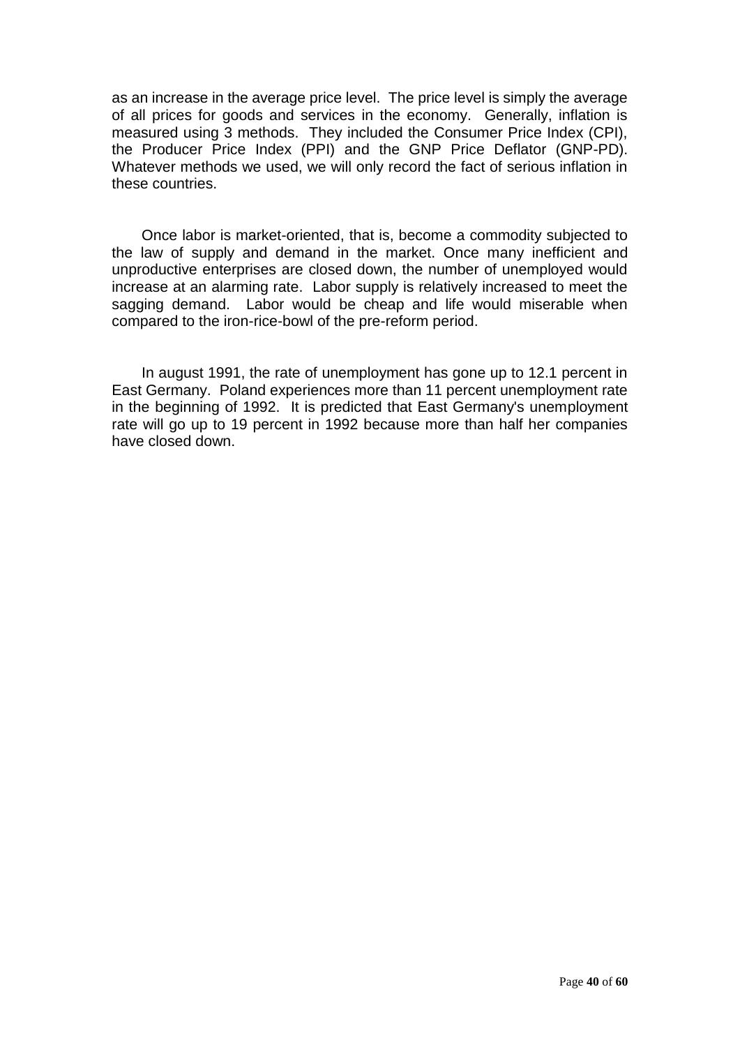as an increase in the average price level. The price level is simply the average of all prices for goods and services in the economy. Generally, inflation is measured using 3 methods. They included the Consumer Price Index (CPI), the Producer Price Index (PPI) and the GNP Price Deflator (GNP-PD). Whatever methods we used, we will only record the fact of serious inflation in these countries.

Once labor is market-oriented, that is, become a commodity subjected to the law of supply and demand in the market. Once many inefficient and unproductive enterprises are closed down, the number of unemployed would increase at an alarming rate. Labor supply is relatively increased to meet the sagging demand. Labor would be cheap and life would miserable when compared to the iron-rice-bowl of the pre-reform period.

In august 1991, the rate of unemployment has gone up to 12.1 percent in East Germany. Poland experiences more than 11 percent unemployment rate in the beginning of 1992. It is predicted that East Germany's unemployment rate will go up to 19 percent in 1992 because more than half her companies have closed down.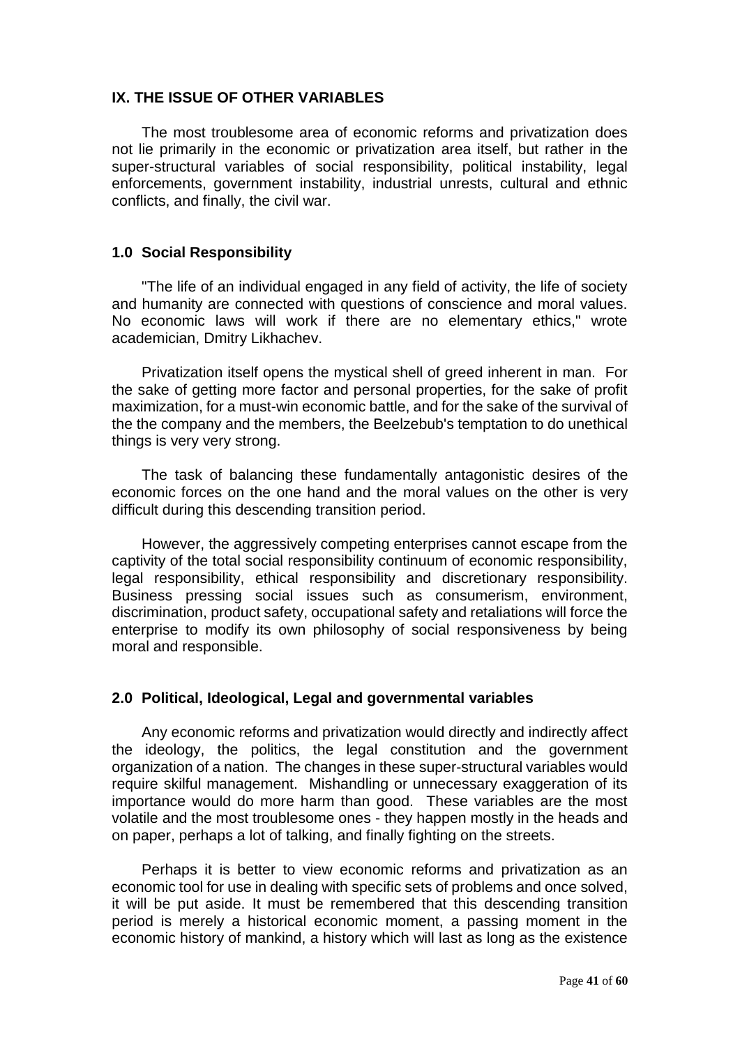## IX. THE ISSUE OF OTHER VARIABLES

The most troublesome area of economic reforms and privatization does not lie primarily in the economic or privatization area itself, but rather in the super-structural variables of social responsibility, political instability, legal enforcements, government instability, industrial unrests, cultural and ethnic conflicts, and finally, the civil war.

### 1.0 Social Responsibility

"The life of an individual engaged in any field of activity, the life of society and humanity are connected with questions of conscience and moral values. No economic laws will work if there are no elementary ethics," wrote academician, Dmitry Likhachev.

Privatization itself opens the mystical shell of greed inherent in man. For the sake of getting more factor and personal properties, for the sake of profit maximization, for a must-win economic battle, and for the sake of the survival of the the company and the members, the Beelzebub's temptation to do unethical things is very very strong.

The task of balancing these fundamentally antagonistic desires of the economic forces on the one hand and the moral values on the other is very difficult during this descending transition period.

However, the aggressively competing enterprises cannot escape from the captivity of the total social responsibility continuum of economic responsibility, legal responsibility, ethical responsibility and discretionary responsibility. Business pressing social issues such as consumerism, environment, discrimination, product safety, occupational safety and retaliations will force the enterprise to modify its own philosophy of social responsiveness by being moral and responsible.

### 2.0 Political, Ideological, Legal and governmental variables

Any economic reforms and privatization would directly and indirectly affect the ideology, the politics, the legal constitution and the government organization of a nation. The changes in these super-structural variables would require skilful management. Mishandling or unnecessary exaggeration of its importance would do more harm than good. These variables are the most volatile and the most troublesome ones - they happen mostly in the heads and on paper, perhaps a lot of talking, and finally fighting on the streets.

Perhaps it is better to view economic reforms and privatization as an economic tool for use in dealing with specific sets of problems and once solved, it will be put aside. It must be remembered that this descending transition period is merely a historical economic moment, a passing moment in the economic history of mankind, a history which will last as long as the existence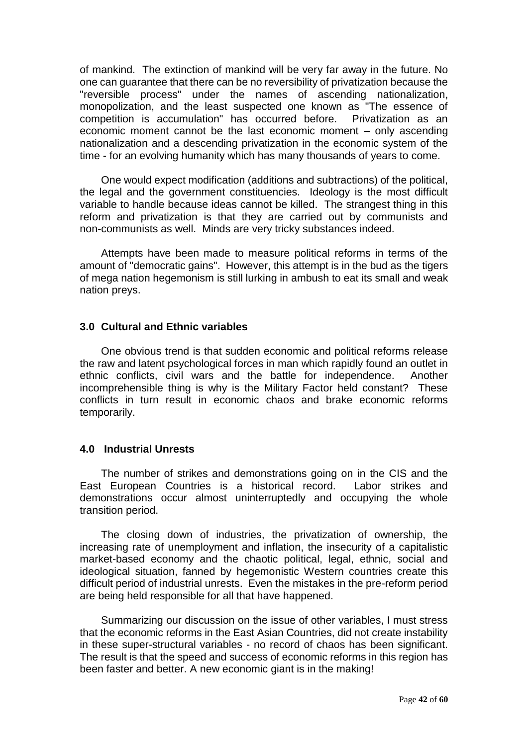of mankind. The extinction of mankind will be very far away in the future. No one can guarantee that there can be no reversibility of privatization because the "reversible process" under the names of ascending nationalization, monopolization, and the least suspected one known as "The essence of competition is accumulation" has occurred before. Privatization as an economic moment cannot be the last economic moment – only ascending nationalization and a descending privatization in the economic system of the time - for an evolving humanity which has many thousands of years to come.

One would expect modification (additions and subtractions) of the political, the legal and the government constituencies. Ideology is the most difficult variable to handle because ideas cannot be killed. The strangest thing in this reform and privatization is that they are carried out by communists and non-communists as well. Minds are very tricky substances indeed.

Attempts have been made to measure political reforms in terms of the amount of "democratic gains". However, this attempt is in the bud as the tigers of mega nation hegemonism is still lurking in ambush to eat its small and weak nation preys.

### 3.0 Cultural and Ethnic variables

One obvious trend is that sudden economic and political reforms release the raw and latent psychological forces in man which rapidly found an outlet in ethnic conflicts, civil wars and the battle for independence. Another incomprehensible thing is why is the Military Factor held constant? These conflicts in turn result in economic chaos and brake economic reforms temporarily.

### 4.0 Industrial Unrests

The number of strikes and demonstrations going on in the CIS and the East European Countries is a historical record. Labor strikes and demonstrations occur almost uninterruptedly and occupying the whole transition period.

The closing down of industries, the privatization of ownership, the increasing rate of unemployment and inflation, the insecurity of a capitalistic market-based economy and the chaotic political, legal, ethnic, social and ideological situation, fanned by hegemonistic Western countries create this difficult period of industrial unrests. Even the mistakes in the pre-reform period are being held responsible for all that have happened.

Summarizing our discussion on the issue of other variables, I must stress that the economic reforms in the East Asian Countries, did not create instability in these super-structural variables - no record of chaos has been significant. The result is that the speed and success of economic reforms in this region has been faster and better. A new economic giant is in the making!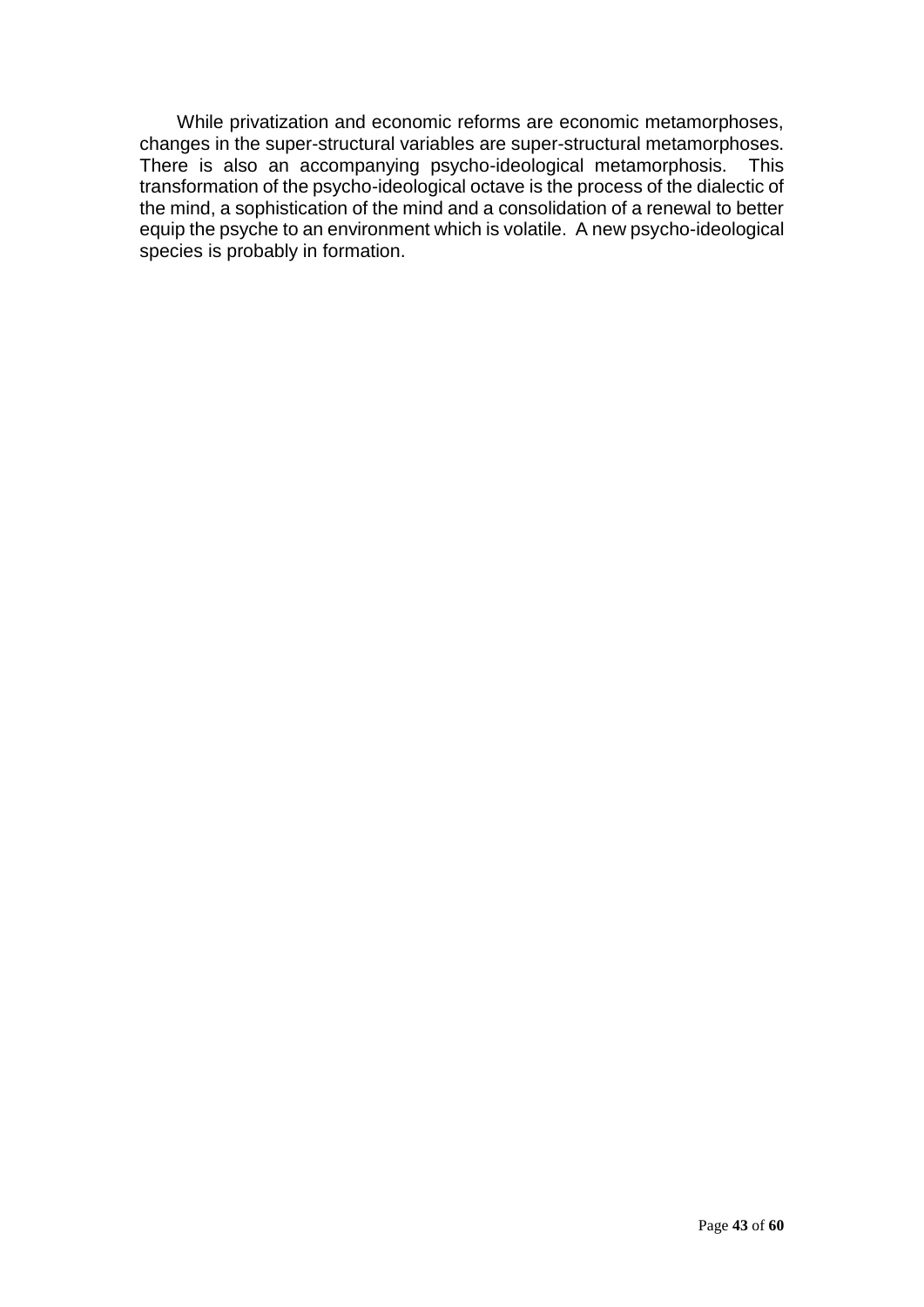While privatization and economic reforms are economic metamorphoses, changes in the super-structural variables are super-structural metamorphoses. There is also an accompanying psycho-ideological metamorphosis. This transformation of the psycho-ideological octave is the process of the dialectic of the mind, a sophistication of the mind and a consolidation of a renewal to better equip the psyche to an environment which is volatile. A new psycho-ideological species is probably in formation.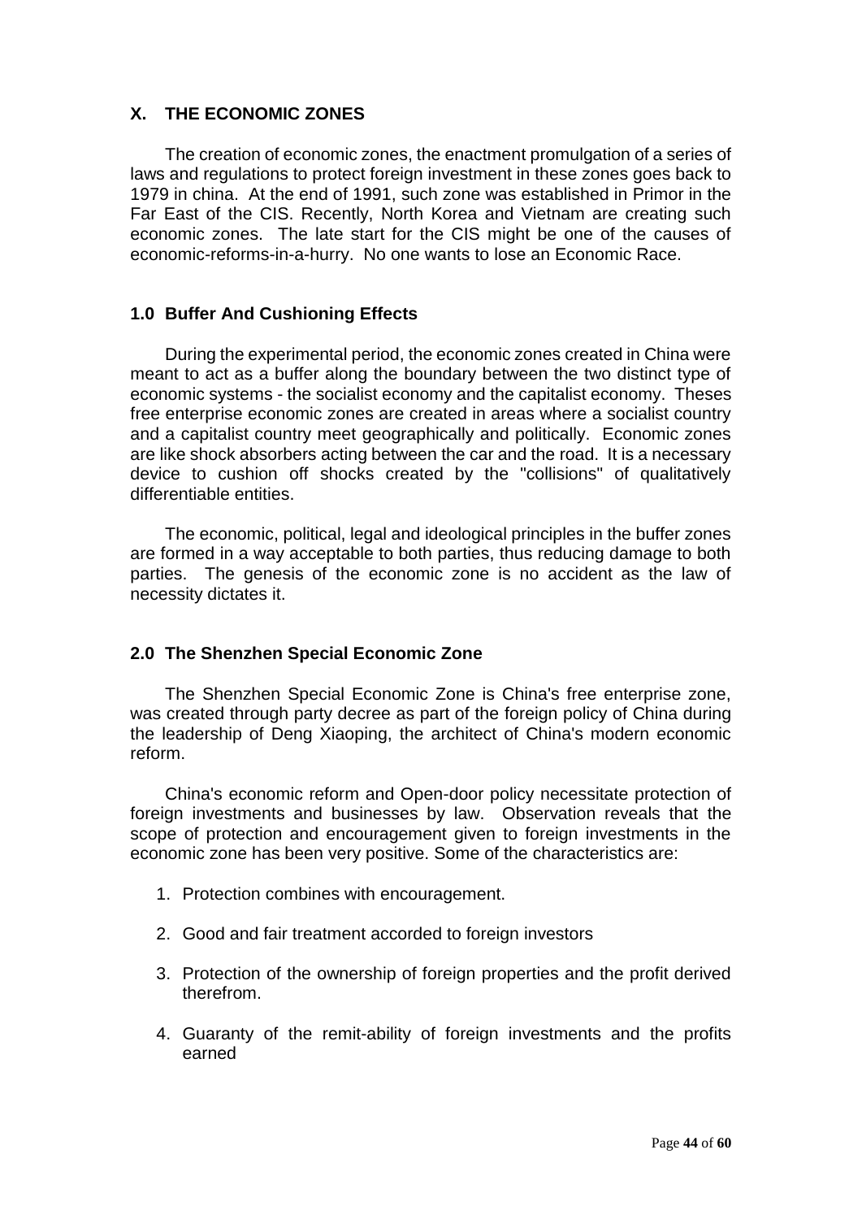## X. THE ECONOMIC ZONES

The creation of economic zones, the enactment promulgation of a series of laws and regulations to protect foreign investment in these zones goes back to 1979 in china. At the end of 1991, such zone was established in Primor in the Far East of the CIS. Recently, North Korea and Vietnam are creating such economic zones. The late start for the CIS might be one of the causes of economic-reforms-in-a-hurry. No one wants to lose an Economic Race.

### 1.0 Buffer And Cushioning Effects

During the experimental period, the economic zones created in China were meant to act as a buffer along the boundary between the two distinct type of economic systems - the socialist economy and the capitalist economy. Theses free enterprise economic zones are created in areas where a socialist country and a capitalist country meet geographically and politically. Economic zones are like shock absorbers acting between the car and the road. It is a necessary device to cushion off shocks created by the "collisions" of qualitatively differentiable entities.

The economic, political, legal and ideological principles in the buffer zones are formed in a way acceptable to both parties, thus reducing damage to both parties. The genesis of the economic zone is no accident as the law of necessity dictates it.

### 2.0 The Shenzhen Special Economic Zone

The Shenzhen Special Economic Zone is China's free enterprise zone, was created through party decree as part of the foreign policy of China during the leadership of Deng Xiaoping, the architect of China's modern economic reform.

China's economic reform and Open-door policy necessitate protection of foreign investments and businesses by law. Observation reveals that the scope of protection and encouragement given to foreign investments in the economic zone has been very positive. Some of the characteristics are:

1. Protection combines with encouragement.
2. Good and fair treatment accorded to foreign investors
3. Protection of the ownership of foreign properties and the profit derived therefrom.
4. Guaranty of the remit-ability of foreign investments and the profits earned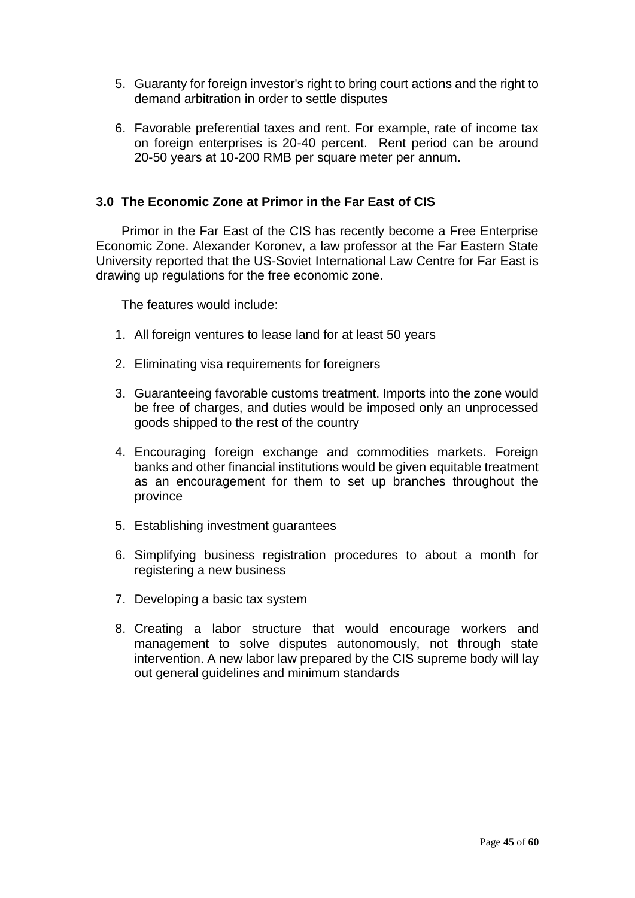5. Guaranty for foreign investor's right to bring court actions and the right to demand arbitration in order to settle disputes

6. Favorable preferential taxes and rent. For example, rate of income tax on foreign enterprises is 20-40 percent. Rent period can be around 20-50 years at 10-200 RMB per square meter per annum.

### 3.0 The Economic Zone at Primor in the Far East of CIS

Primor in the Far East of the CIS has recently become a Free Enterprise Economic Zone. Alexander Koronev, a law professor at the Far Eastern State University reported that the US-Soviet International Law Centre for Far East is drawing up regulations for the free economic zone.

The features would include:

1. All foreign ventures to lease land for at least 50 years

2. Eliminating visa requirements for foreigners

3. Guaranteeing favorable customs treatment. Imports into the zone would be free of charges, and duties would be imposed only an unprocessed goods shipped to the rest of the country

4. Encouraging foreign exchange and commodities markets. Foreign banks and other financial institutions would be given equitable treatment as an encouragement for them to set up branches throughout the province

5. Establishing investment guarantees

6. Simplifying business registration procedures to about a month for registering a new business

7. Developing a basic tax system

8. Creating a labor structure that would encourage workers and management to solve disputes autonomously, not through state intervention. A new labor law prepared by the CIS supreme body will lay out general guidelines and minimum standards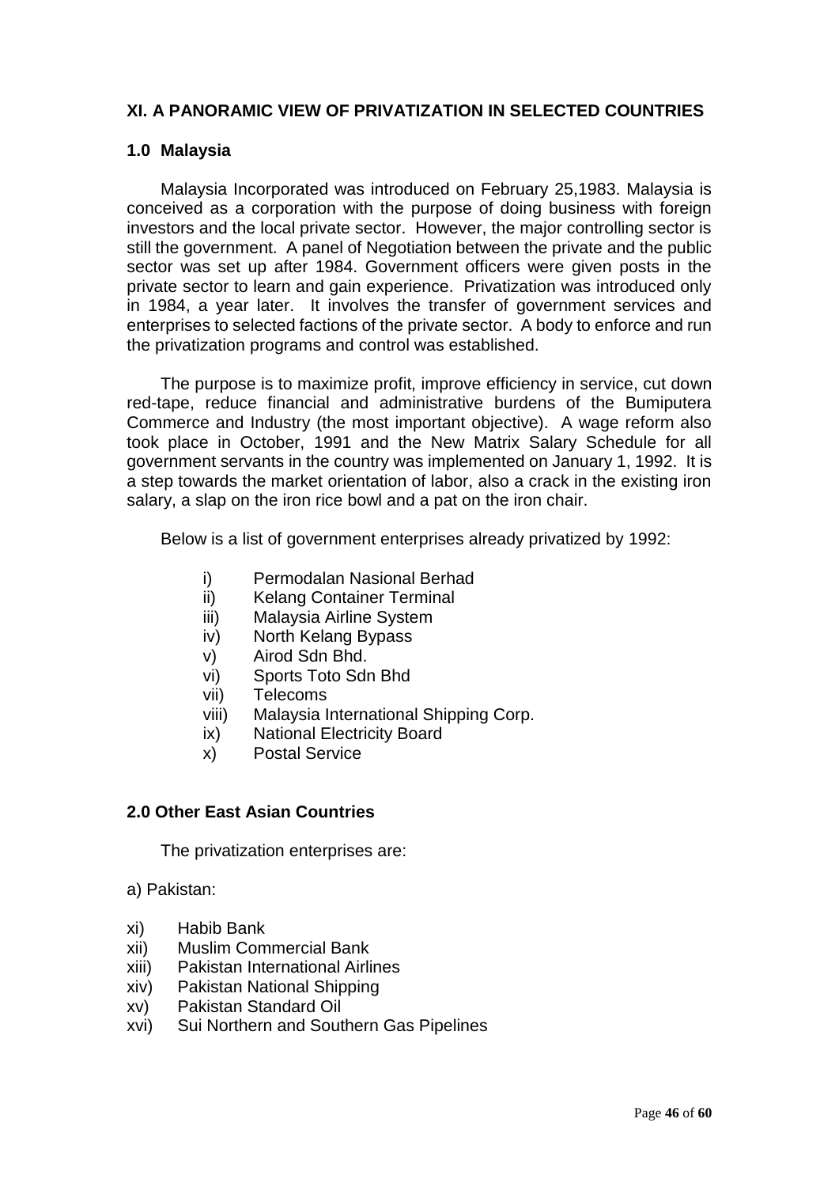## XI. A PANORAMIC VIEW OF PRIVATIZATION IN SELECTED COUNTRIES

### 1.0 Malaysia

Malaysia Incorporated was introduced on February 25,1983. Malaysia is conceived as a corporation with the purpose of doing business with foreign investors and the local private sector. However, the major controlling sector is still the government. A panel of Negotiation between the private and the public sector was set up after 1984. Government officers were given posts in the private sector to learn and gain experience. Privatization was introduced only in 1984, a year later. It involves the transfer of government services and enterprises to selected factions of the private sector. A body to enforce and run the privatization programs and control was established.

The purpose is to maximize profit, improve efficiency in service, cut down red-tape, reduce financial and administrative burdens of the Bumiputera Commerce and Industry (the most important objective). A wage reform also took place in October, 1991 and the New Matrix Salary Schedule for all government servants in the country was implemented on January 1, 1992. It is a step towards the market orientation of labor, also a crack in the existing iron salary, a slap on the iron rice bowl and a pat on the iron chair.

Below is a list of government enterprises already privatized by 1992:

- i) Permodalan Nasional Berhad
- ii) Kelang Container Terminal
- iii) Malaysia Airline System
- iv) North Kelang Bypass
- v) Airod Sdn Bhd.
- vi) Sports Toto Sdn Bhd
- vii) Telecoms
- viii) Malaysia International Shipping Corp.
- ix) National Electricity Board
- x) Postal Service

### 2.0 Other East Asian Countries

The privatization enterprises are:

a) Pakistan:

- xi) Habib Bank
- xii) Muslim Commercial Bank
- xiii) Pakistan International Airlines
- xiv) Pakistan National Shipping
- xv) Pakistan Standard Oil
- xvi) Sui Northern and Southern Gas Pipelines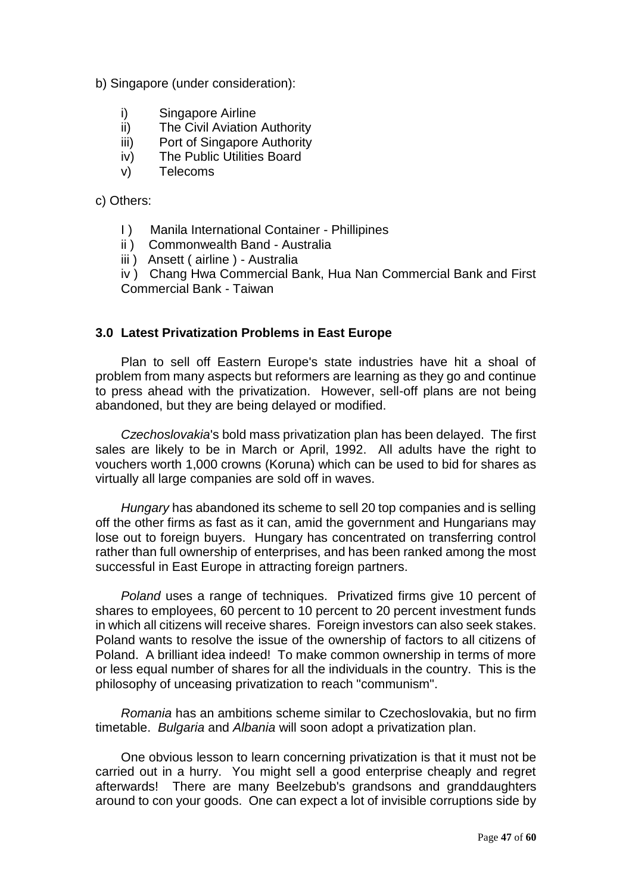b) Singapore (under consideration):

i) Singapore Airline
ii) The Civil Aviation Authority
iii) Port of Singapore Authority
iv) The Public Utilities Board
v) Telecoms

c) Others:

I ) Manila International Container - Phillipines
ii ) Commonwealth Band - Australia
iii ) Ansett ( airline ) - Australia
iv ) Chang Hwa Commercial Bank, Hua Nan Commercial Bank and First Commercial Bank - Taiwan

### 3.0 Latest Privatization Problems in East Europe

Plan to sell off Eastern Europe's state industries have hit a shoal of problem from many aspects but reformers are learning as they go and continue to press ahead with the privatization. However, sell-off plans are not being abandoned, but they are being delayed or modified.

*Czechoslovakia*'s bold mass privatization plan has been delayed. The first sales are likely to be in March or April, 1992. All adults have the right to vouchers worth 1,000 crowns (Koruna) which can be used to bid for shares as virtually all large companies are sold off in waves.

*Hungary* has abandoned its scheme to sell 20 top companies and is selling off the other firms as fast as it can, amid the government and Hungarians may lose out to foreign buyers. Hungary has concentrated on transferring control rather than full ownership of enterprises, and has been ranked among the most successful in East Europe in attracting foreign partners.

*Poland* uses a range of techniques. Privatized firms give 10 percent of shares to employees, 60 percent to 10 percent to 20 percent investment funds in which all citizens will receive shares. Foreign investors can also seek stakes. Poland wants to resolve the issue of the ownership of factors to all citizens of Poland. A brilliant idea indeed! To make common ownership in terms of more or less equal number of shares for all the individuals in the country. This is the philosophy of unceasing privatization to reach "communism".

*Romania* has an ambitions scheme similar to Czechoslovakia, but no firm timetable. *Bulgaria* and *Albania* will soon adopt a privatization plan.

One obvious lesson to learn concerning privatization is that it must not be carried out in a hurry. You might sell a good enterprise cheaply and regret afterwards! There are many Beelzebub's grandsons and granddaughters around to con your goods. One can expect a lot of invisible corruptions side by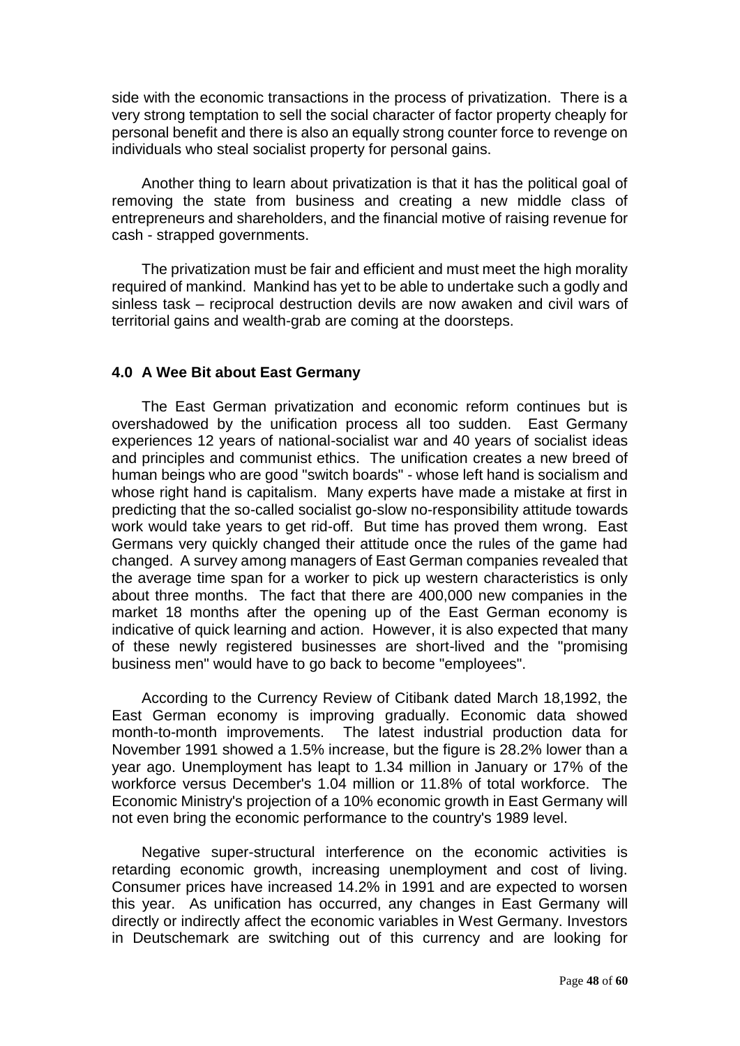side with the economic transactions in the process of privatization. There is a very strong temptation to sell the social character of factor property cheaply for personal benefit and there is also an equally strong counter force to revenge on individuals who steal socialist property for personal gains.

Another thing to learn about privatization is that it has the political goal of removing the state from business and creating a new middle class of entrepreneurs and shareholders, and the financial motive of raising revenue for cash - strapped governments.

The privatization must be fair and efficient and must meet the high morality required of mankind. Mankind has yet to be able to undertake such a godly and sinless task – reciprocal destruction devils are now awaken and civil wars of territorial gains and wealth-grab are coming at the doorsteps.

### 4.0 A Wee Bit about East Germany

The East German privatization and economic reform continues but is overshadowed by the unification process all too sudden. East Germany experiences 12 years of national-socialist war and 40 years of socialist ideas and principles and communist ethics. The unification creates a new breed of human beings who are good "switch boards" - whose left hand is socialism and whose right hand is capitalism. Many experts have made a mistake at first in predicting that the so-called socialist go-slow no-responsibility attitude towards work would take years to get rid-off. But time has proved them wrong. East Germans very quickly changed their attitude once the rules of the game had changed. A survey among managers of East German companies revealed that the average time span for a worker to pick up western characteristics is only about three months. The fact that there are 400,000 new companies in the market 18 months after the opening up of the East German economy is indicative of quick learning and action. However, it is also expected that many of these newly registered businesses are short-lived and the "promising business men" would have to go back to become "employees".

According to the Currency Review of Citibank dated March 18,1992, the East German economy is improving gradually. Economic data showed month-to-month improvements. The latest industrial production data for November 1991 showed a 1.5% increase, but the figure is 28.2% lower than a year ago. Unemployment has leapt to 1.34 million in January or 17% of the workforce versus December's 1.04 million or 11.8% of total workforce. The Economic Ministry's projection of a 10% economic growth in East Germany will not even bring the economic performance to the country's 1989 level.

Negative super-structural interference on the economic activities is retarding economic growth, increasing unemployment and cost of living. Consumer prices have increased 14.2% in 1991 and are expected to worsen this year. As unification has occurred, any changes in East Germany will directly or indirectly affect the economic variables in West Germany. Investors in Deutschemark are switching out of this currency and are looking for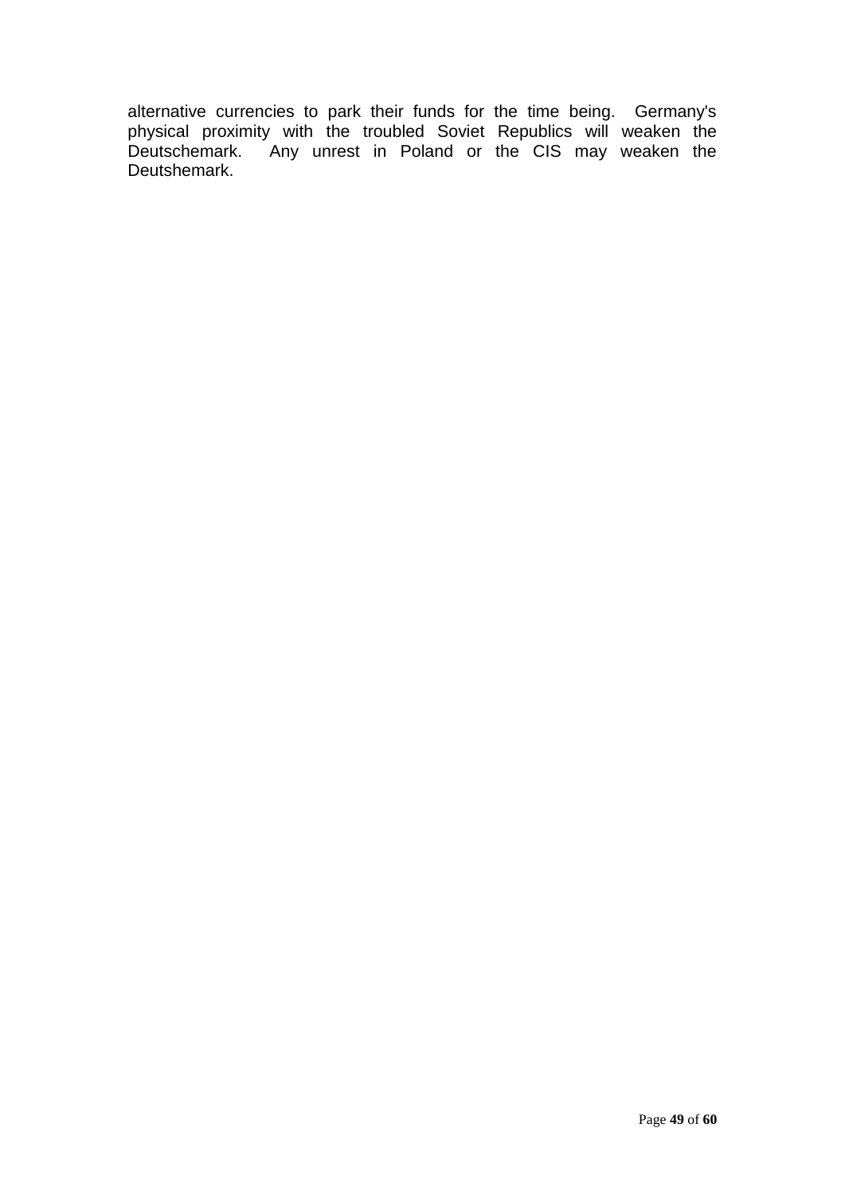alternative currencies to park their funds for the time being. Germany's physical proximity with the troubled Soviet Republics will weaken the Deutschemark. Any unrest in Poland or the CIS may weaken the Deutshemark.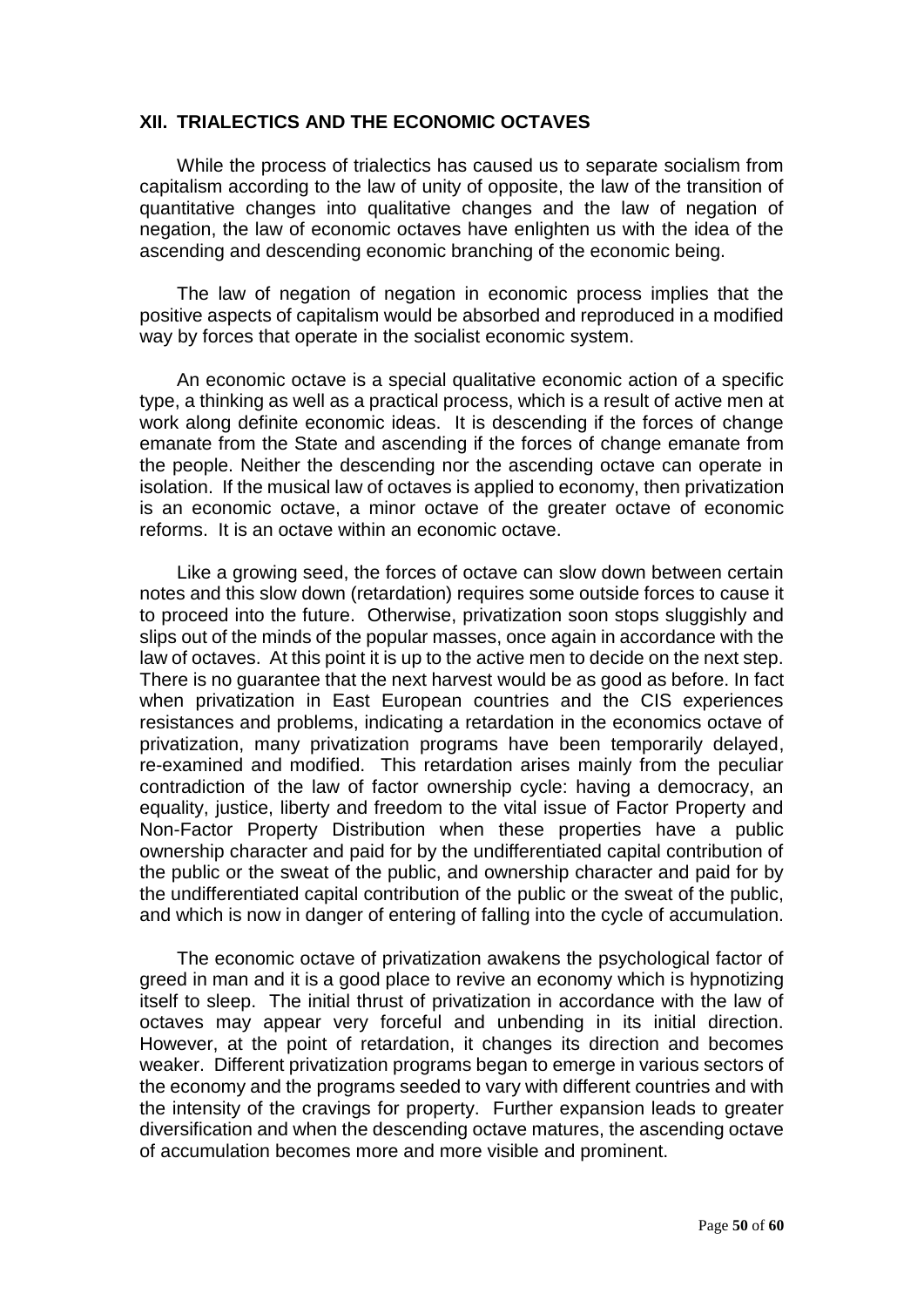## XII. TRIALECTICS AND THE ECONOMIC OCTAVES

While the process of trialectics has caused us to separate socialism from capitalism according to the law of unity of opposite, the law of the transition of quantitative changes into qualitative changes and the law of negation of negation, the law of economic octaves have enlighten us with the idea of the ascending and descending economic branching of the economic being.

The law of negation of negation in economic process implies that the positive aspects of capitalism would be absorbed and reproduced in a modified way by forces that operate in the socialist economic system.

An economic octave is a special qualitative economic action of a specific type, a thinking as well as a practical process, which is a result of active men at work along definite economic ideas. It is descending if the forces of change emanate from the State and ascending if the forces of change emanate from the people. Neither the descending nor the ascending octave can operate in isolation. If the musical law of octaves is applied to economy, then privatization is an economic octave, a minor octave of the greater octave of economic reforms. It is an octave within an economic octave.

Like a growing seed, the forces of octave can slow down between certain notes and this slow down (retardation) requires some outside forces to cause it to proceed into the future. Otherwise, privatization soon stops sluggishly and slips out of the minds of the popular masses, once again in accordance with the law of octaves. At this point it is up to the active men to decide on the next step. There is no guarantee that the next harvest would be as good as before. In fact when privatization in East European countries and the CIS experiences resistances and problems, indicating a retardation in the economics octave of privatization, many privatization programs have been temporarily delayed, re-examined and modified. This retardation arises mainly from the peculiar contradiction of the law of factor ownership cycle: having a democracy, an equality, justice, liberty and freedom to the vital issue of Factor Property and Non-Factor Property Distribution when these properties have a public ownership character and paid for by the undifferentiated capital contribution of the public or the sweat of the public, and ownership character and paid for by the undifferentiated capital contribution of the public or the sweat of the public, and which is now in danger of entering of falling into the cycle of accumulation.

The economic octave of privatization awakens the psychological factor of greed in man and it is a good place to revive an economy which is hypnotizing itself to sleep. The initial thrust of privatization in accordance with the law of octaves may appear very forceful and unbending in its initial direction. However, at the point of retardation, it changes its direction and becomes weaker. Different privatization programs began to emerge in various sectors of the economy and the programs seeded to vary with different countries and with the intensity of the cravings for property. Further expansion leads to greater diversification and when the descending octave matures, the ascending octave of accumulation becomes more and more visible and prominent.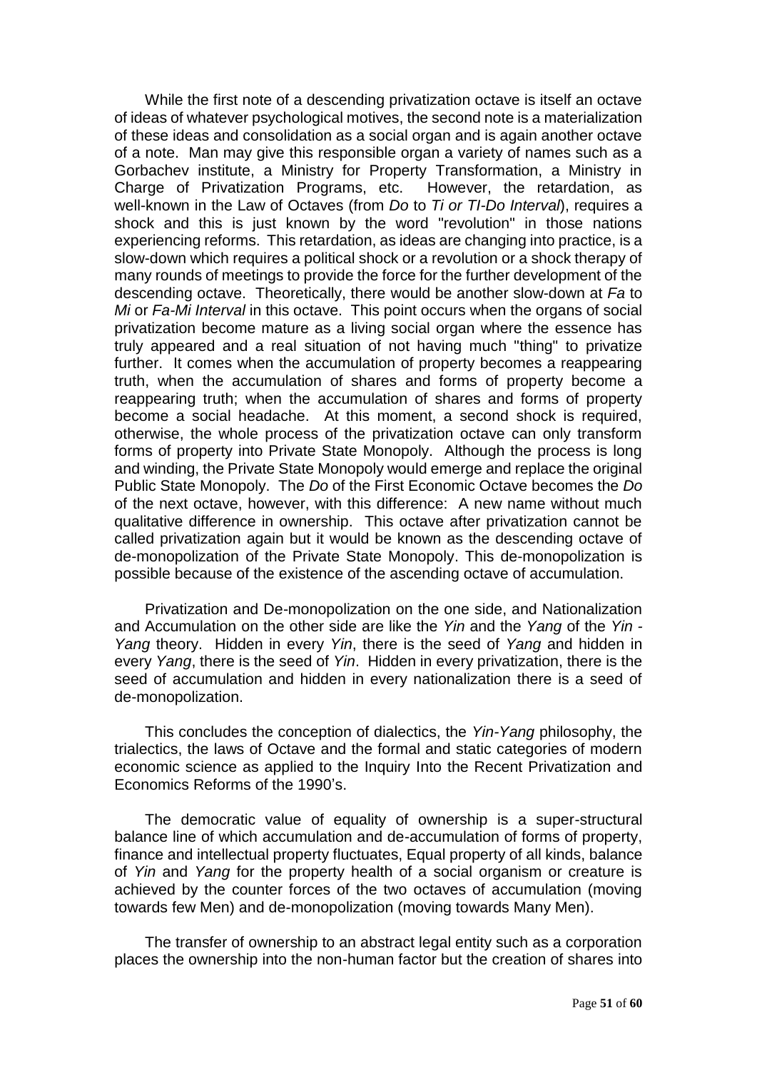While the first note of a descending privatization octave is itself an octave of ideas of whatever psychological motives, the second note is a materialization of these ideas and consolidation as a social organ and is again another octave of a note. Man may give this responsible organ a variety of names such as a Gorbachev institute, a Ministry for Property Transformation, a Ministry in Charge of Privatization Programs, etc. However, the retardation, as well-known in the Law of Octaves (from *Do* to *Ti or TI-Do Interval*), requires a shock and this is just known by the word "revolution" in those nations experiencing reforms. This retardation, as ideas are changing into practice, is a slow-down which requires a political shock or a revolution or a shock therapy of many rounds of meetings to provide the force for the further development of the descending octave. Theoretically, there would be another slow-down at *Fa* to *Mi* or *Fa-Mi Interval* in this octave. This point occurs when the organs of social privatization become mature as a living social organ where the essence has truly appeared and a real situation of not having much "thing" to privatize further. It comes when the accumulation of property becomes a reappearing truth, when the accumulation of shares and forms of property become a reappearing truth; when the accumulation of shares and forms of property become a social headache. At this moment, a second shock is required, otherwise, the whole process of the privatization octave can only transform forms of property into Private State Monopoly. Although the process is long and winding, the Private State Monopoly would emerge and replace the original Public State Monopoly. The *Do* of the First Economic Octave becomes the *Do* of the next octave, however, with this difference: A new name without much qualitative difference in ownership. This octave after privatization cannot be called privatization again but it would be known as the descending octave of de-monopolization of the Private State Monopoly. This de-monopolization is possible because of the existence of the ascending octave of accumulation.

Privatization and De-monopolization on the one side, and Nationalization and Accumulation on the other side are like the *Yin* and the *Yang* of the *Yin - Yang* theory. Hidden in every *Yin*, there is the seed of *Yang* and hidden in every *Yang*, there is the seed of *Yin*. Hidden in every privatization, there is the seed of accumulation and hidden in every nationalization there is a seed of de-monopolization.

This concludes the conception of dialectics, the *Yin-Yang* philosophy, the trialectics, the laws of Octave and the formal and static categories of modern economic science as applied to the Inquiry Into the Recent Privatization and Economics Reforms of the 1990's.

The democratic value of equality of ownership is a super-structural balance line of which accumulation and de-accumulation of forms of property, finance and intellectual property fluctuates, Equal property of all kinds, balance of *Yin* and *Yang* for the property health of a social organism or creature is achieved by the counter forces of the two octaves of accumulation (moving towards few Men) and de-monopolization (moving towards Many Men).

The transfer of ownership to an abstract legal entity such as a corporation places the ownership into the non-human factor but the creation of shares into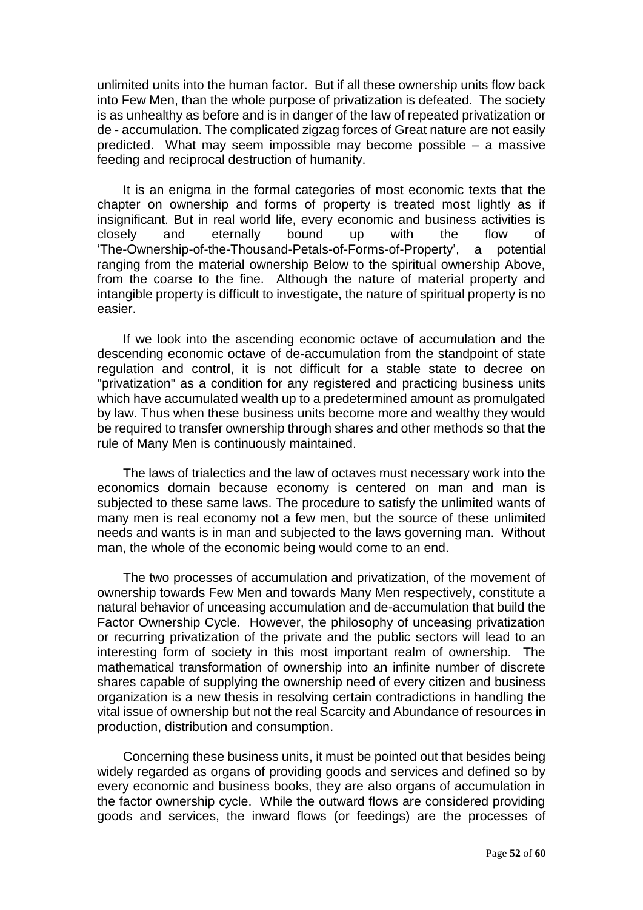unlimited units into the human factor. But if all these ownership units flow back into Few Men, than the whole purpose of privatization is defeated. The society is as unhealthy as before and is in danger of the law of repeated privatization or de - accumulation. The complicated zigzag forces of Great nature are not easily predicted. What may seem impossible may become possible – a massive feeding and reciprocal destruction of humanity.

It is an enigma in the formal categories of most economic texts that the chapter on ownership and forms of property is treated most lightly as if insignificant. But in real world life, every economic and business activities is closely and eternally bound up with the flow of 'The-Ownership-of-the-Thousand-Petals-of-Forms-of-Property', a potential ranging from the material ownership Below to the spiritual ownership Above, from the coarse to the fine. Although the nature of material property and intangible property is difficult to investigate, the nature of spiritual property is no easier.

If we look into the ascending economic octave of accumulation and the descending economic octave of de-accumulation from the standpoint of state regulation and control, it is not difficult for a stable state to decree on "privatization" as a condition for any registered and practicing business units which have accumulated wealth up to a predetermined amount as promulgated by law. Thus when these business units become more and wealthy they would be required to transfer ownership through shares and other methods so that the rule of Many Men is continuously maintained.

The laws of trialectics and the law of octaves must necessary work into the economics domain because economy is centered on man and man is subjected to these same laws. The procedure to satisfy the unlimited wants of many men is real economy not a few men, but the source of these unlimited needs and wants is in man and subjected to the laws governing man. Without man, the whole of the economic being would come to an end.

The two processes of accumulation and privatization, of the movement of ownership towards Few Men and towards Many Men respectively, constitute a natural behavior of unceasing accumulation and de-accumulation that build the Factor Ownership Cycle. However, the philosophy of unceasing privatization or recurring privatization of the private and the public sectors will lead to an interesting form of society in this most important realm of ownership. The mathematical transformation of ownership into an infinite number of discrete shares capable of supplying the ownership need of every citizen and business organization is a new thesis in resolving certain contradictions in handling the vital issue of ownership but not the real Scarcity and Abundance of resources in production, distribution and consumption.

Concerning these business units, it must be pointed out that besides being widely regarded as organs of providing goods and services and defined so by every economic and business books, they are also organs of accumulation in the factor ownership cycle. While the outward flows are considered providing goods and services, the inward flows (or feedings) are the processes of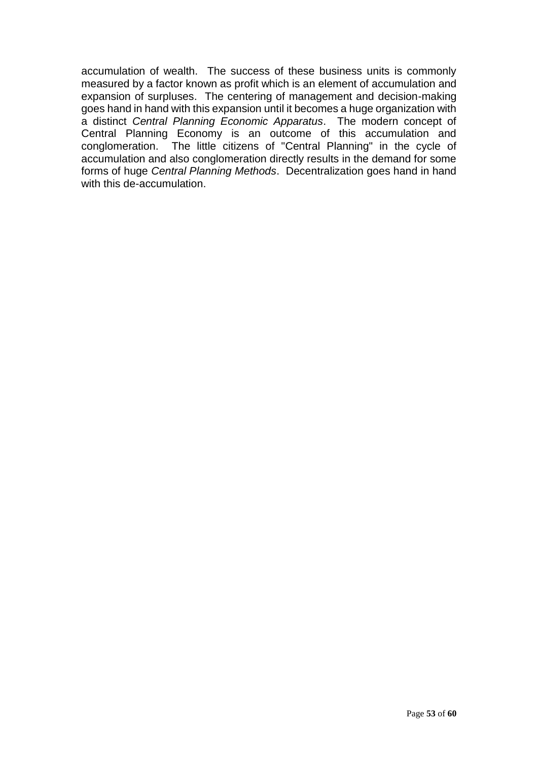accumulation of wealth. The success of these business units is commonly measured by a factor known as profit which is an element of accumulation and expansion of surpluses. The centering of management and decision-making goes hand in hand with this expansion until it becomes a huge organization with a distinct *Central Planning Economic Apparatus*. The modern concept of Central Planning Economy is an outcome of this accumulation and conglomeration. The little citizens of "Central Planning" in the cycle of accumulation and also conglomeration directly results in the demand for some forms of huge *Central Planning Methods*. Decentralization goes hand in hand with this de-accumulation.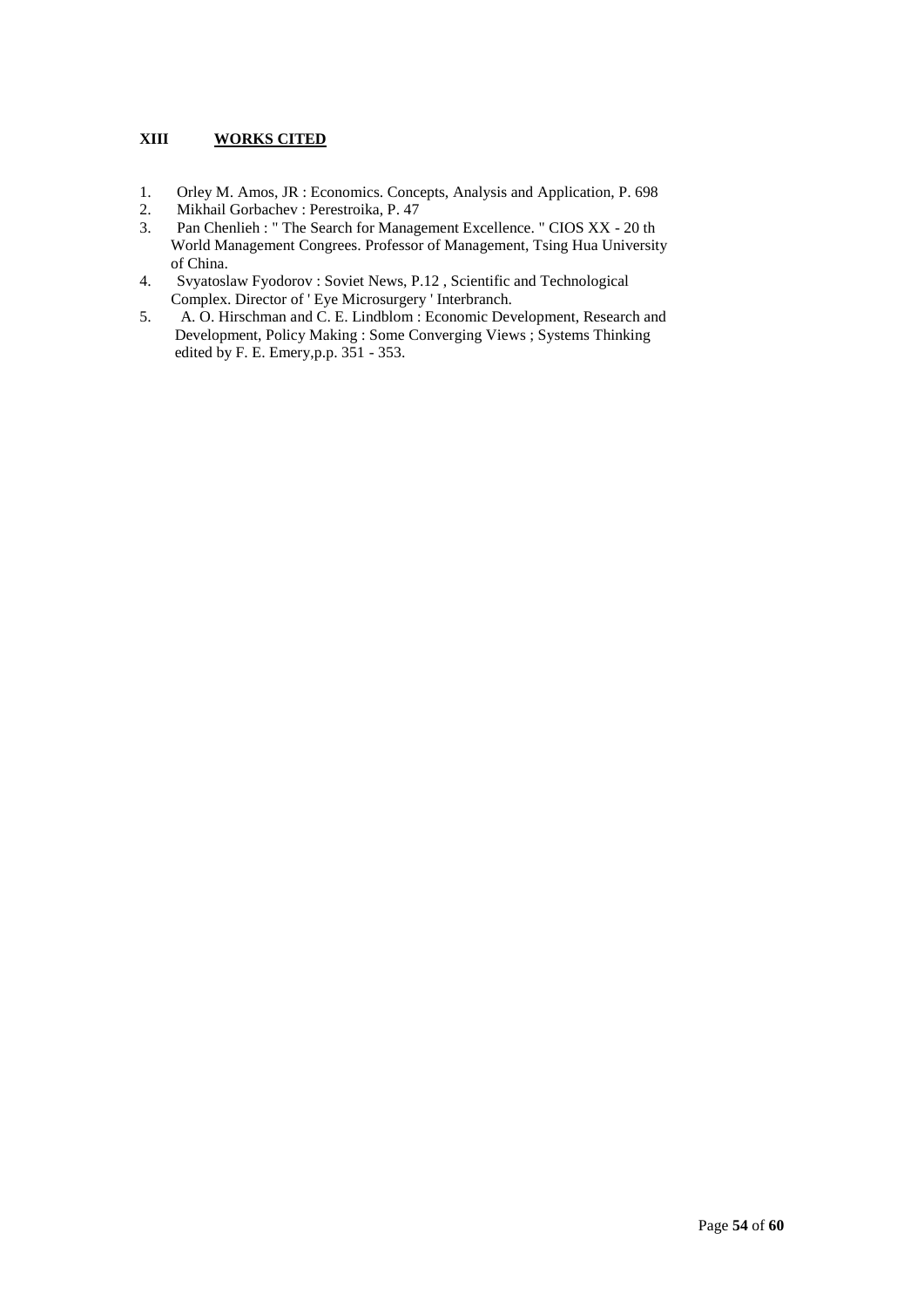## XIII **WORKS CITED**

1. Orley M. Amos, JR : Economics. Concepts, Analysis and Application, P. 698
2. Mikhail Gorbachev : Perestroika, P. 47
3. Pan Chenlieh : " The Search for Management Excellence. " CIOS XX - 20 th World Management Congrees. Professor of Management, Tsing Hua University of China.
4. Svyatoslaw Fyodorov : Soviet News, P.12 , Scientific and Technological Complex. Director of ' Eye Microsurgery ' Interbranch.
5. A. O. Hirschman and C. E. Lindblom : Economic Development, Research and Development, Policy Making : Some Converging Views ; Systems Thinking edited by F. E. Emery,p.p. 351 - 353.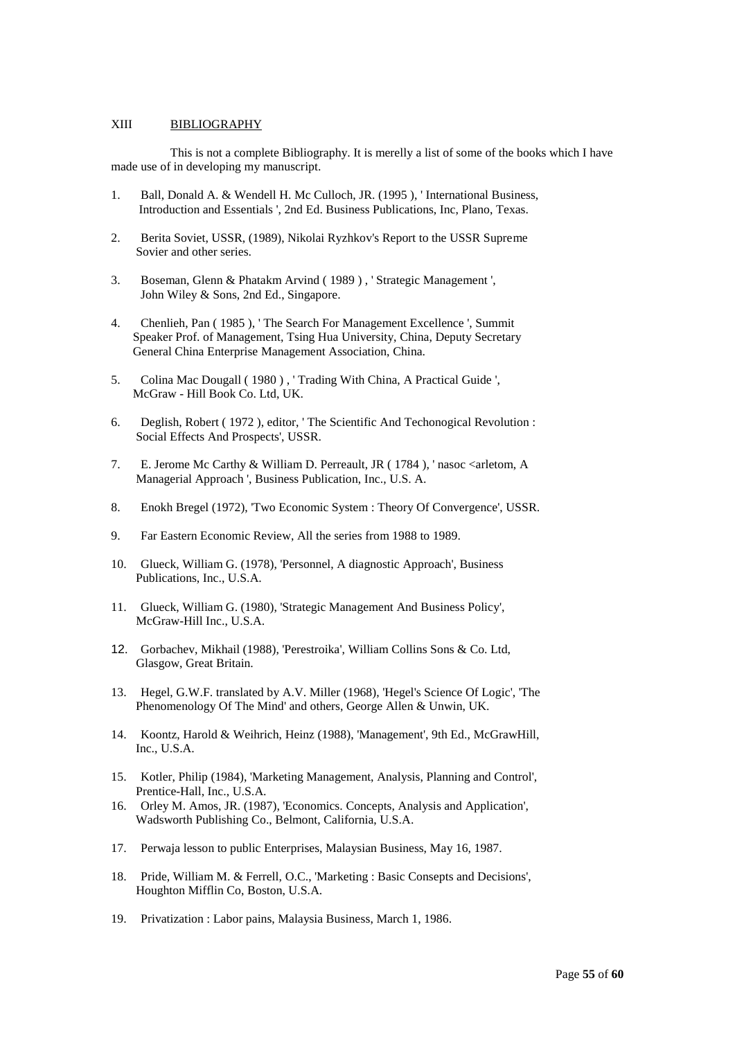## XIII BIBLIOGRAPHY

This is not a complete Bibliography. It is merelly a list of some of the books which I have made use of in developing my manuscript.

1. Ball, Donald A. & Wendell H. Mc Culloch, JR. (1995 ), ' International Business, Introduction and Essentials ', 2nd Ed. Business Publications, Inc, Plano, Texas.

2. Berita Soviet, USSR, (1989), Nikolai Ryzhkov's Report to the USSR Supreme Sovier and other series.

3. Boseman, Glenn & Phatakm Arvind ( 1989 ) , ' Strategic Management ', John Wiley & Sons, 2nd Ed., Singapore.

4. Chenlieh, Pan ( 1985 ), ' The Search For Management Excellence ', Summit Speaker Prof. of Management, Tsing Hua University, China, Deputy Secretary General China Enterprise Management Association, China.

5. Colina Mac Dougall ( 1980 ) , ' Trading With China, A Practical Guide ', McGraw - Hill Book Co. Ltd, UK.

6. Deglish, Robert ( 1972 ), editor, ' The Scientific And Techonogical Revolution : Social Effects And Prospects', USSR.

7. E. Jerome Mc Carthy & William D. Perreault, JR ( 1784 ), ' nasoc <arletom, A Managerial Approach ', Business Publication, Inc., U.S. A.

8. Enokh Bregel (1972), 'Two Economic System : Theory Of Convergence', USSR.

9. Far Eastern Economic Review, All the series from 1988 to 1989.

10. Glueck, William G. (1978), 'Personnel, A diagnostic Approach', Business Publications, Inc., U.S.A.

11. Glueck, William G. (1980), 'Strategic Management And Business Policy', McGraw-Hill Inc., U.S.A.

12. Gorbachev, Mikhail (1988), 'Perestroika', William Collins Sons & Co. Ltd, Glasgow, Great Britain.

13. Hegel, G.W.F. translated by A.V. Miller (1968), 'Hegel's Science Of Logic', 'The Phenomenology Of The Mind' and others, George Allen & Unwin, UK.

14. Koontz, Harold & Weihrich, Heinz (1988), 'Management', 9th Ed., McGrawHill, Inc., U.S.A.

15. Kotler, Philip (1984), 'Marketing Management, Analysis, Planning and Control', Prentice-Hall, Inc., U.S.A.

16. Orley M. Amos, JR. (1987), 'Economics. Concepts, Analysis and Application', Wadsworth Publishing Co., Belmont, California, U.S.A.

17. Perwaja lesson to public Enterprises, Malaysian Business, May 16, 1987.

18. Pride, William M. & Ferrell, O.C., 'Marketing : Basic Consepts and Decisions', Houghton Mifflin Co, Boston, U.S.A.

19. Privatization : Labor pains, Malaysia Business, March 1, 1986.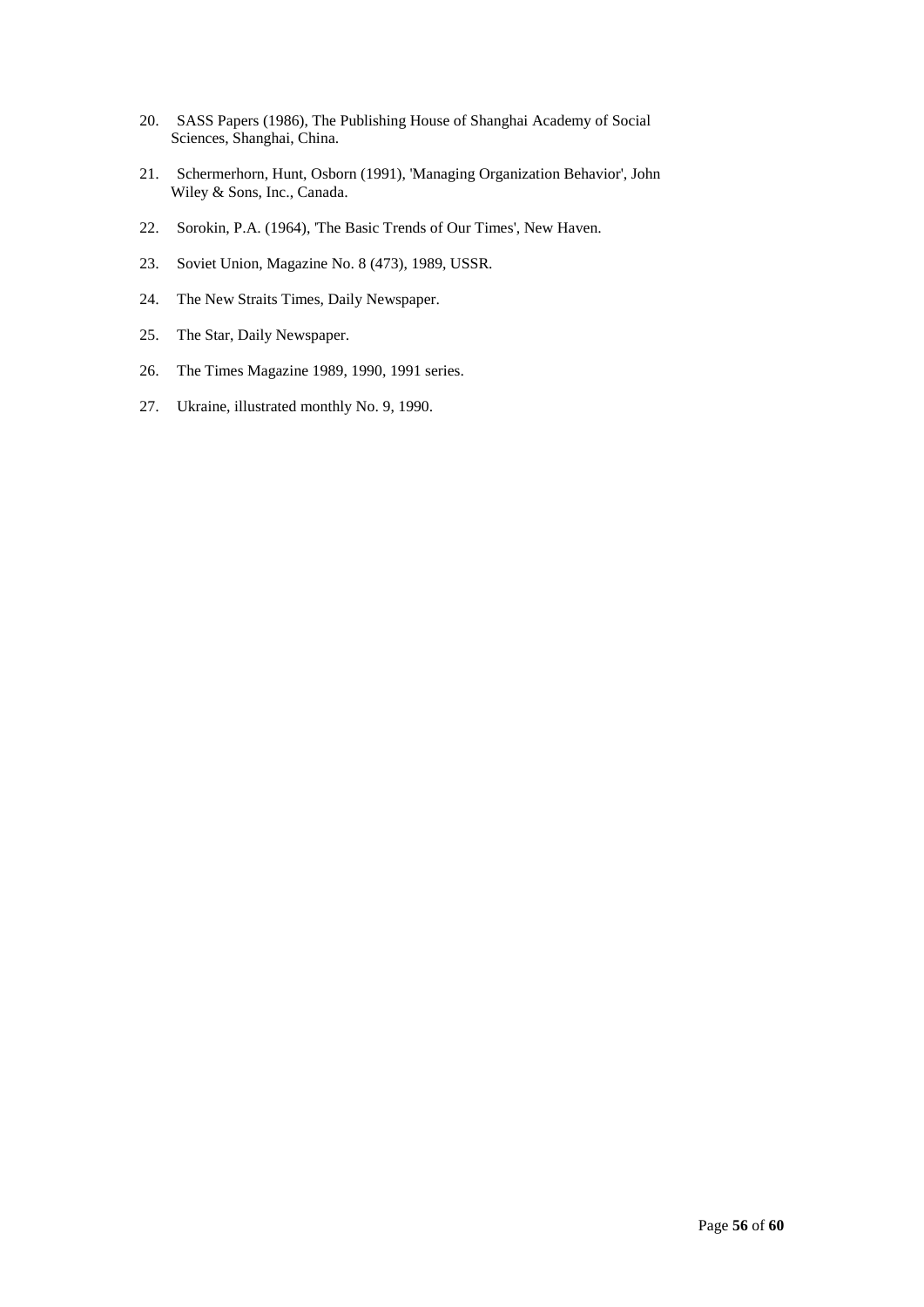20. SASS Papers (1986), The Publishing House of Shanghai Academy of Social Sciences, Shanghai, China.

21. Schermerhorn, Hunt, Osborn (1991), 'Managing Organization Behavior', John Wiley & Sons, Inc., Canada.

22. Sorokin, P.A. (1964), 'The Basic Trends of Our Times', New Haven.

23. Soviet Union, Magazine No. 8 (473), 1989, USSR.

24. The New Straits Times, Daily Newspaper.

25. The Star, Daily Newspaper.

26. The Times Magazine 1989, 1990, 1991 series.

27. Ukraine, illustrated monthly No. 9, 1990.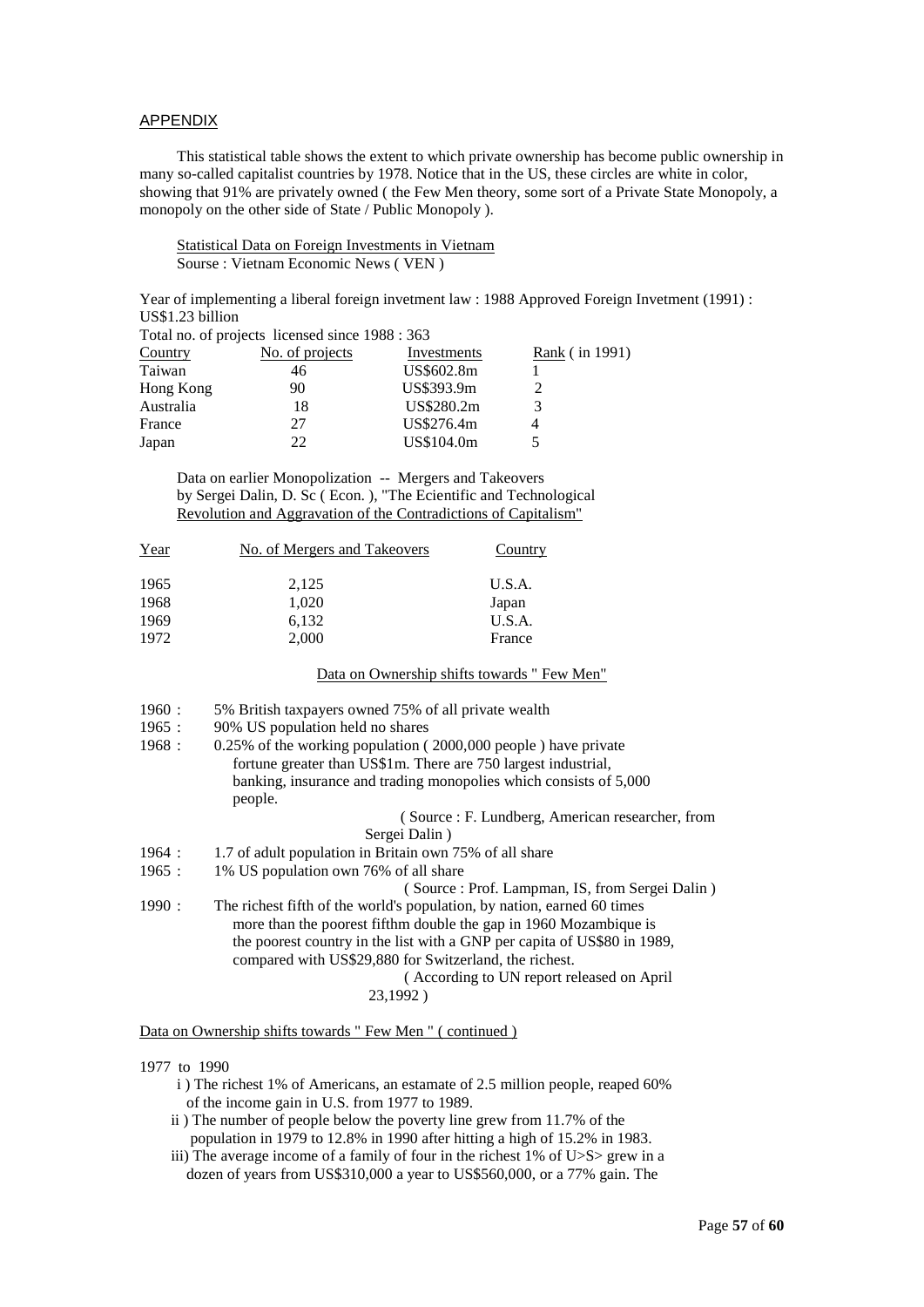## APPENDIX

This statistical table shows the extent to which private ownership has become public ownership in many so-called capitalist countries by 1978. Notice that in the US, these circles are white in color, showing that 91% are privately owned ( the Few Men theory, some sort of a Private State Monopoly, a monopoly on the other side of State / Public Monopoly ).

Statistical Data on Foreign Investments in Vietnam
Sourse : Vietnam Economic News ( VEN )

Year of implementing a liberal foreign invetment law : 1988 Approved Foreign Invetment (1991) : US$1.23 billion

Total no. of projects licensed since 1988 : 363

| Country | No. of projects | Investments | Rank ( in 1991) |
|---|---|---|---|
| Taiwan | 46 | US$602.8m | 1 |
| Hong Kong | 90 | US$393.9m | 2 |
| Australia | 18 | US$280.2m | 3 |
| France | 27 | US$276.4m | 4 |
| Japan | 22 | US$104.0m | 5 |

Data on earlier Monopolization -- Mergers and Takeovers
by Sergei Dalin, D. Sc ( Econ. ), "The Ecientific and Technological Revolution and Aggravation of the Contradictions of Capitalism"

| Year | No. of Mergers and Takeovers | Country |
|---|---|---|
| 1965 | 2,125 | U.S.A. |
| 1968 | 1,020 | Japan |
| 1969 | 6,132 | U.S.A. |
| 1972 | 2,000 | France |

Data on Ownership shifts towards " Few Men"

1960 : 5% British taxpayers owned 75% of all private wealth
1965 : 90% US population held no shares
1968 : 0.25% of the working population ( 2000,000 people ) have private fortune greater than US$1m. There are 750 largest industrial, banking, insurance and trading monopolies which consists of 5,000 people.

( Source : F. Lundberg, American researcher, from Sergei Dalin )

1964 : 1.7 of adult population in Britain own 75% of all share
1965 : 1% US population own 76% of all share

( Source : Prof. Lampman, IS, from Sergei Dalin )

1990 : The richest fifth of the world's population, by nation, earned 60 times more than the poorest fifthm double the gap in 1960 Mozambique is the poorest country in the list with a GNP per capita of US$80 in 1989, compared with US$29,880 for Switzerland, the richest.

( According to UN report released on April 23,1992 )

Data on Ownership shifts towards " Few Men " ( continued )

1977 to 1990

i ) The richest 1% of Americans, an estamate of 2.5 million people, reaped 60% of the income gain in U.S. from 1977 to 1989.

ii ) The number of people below the poverty line grew from 11.7% of the population in 1979 to 12.8% in 1990 after hitting a high of 15.2% in 1983.

iii) The average income of a family of four in the richest 1% of U>S> grew in a dozen of years from US$310,000 a year to US$560,000, or a 77% gain. The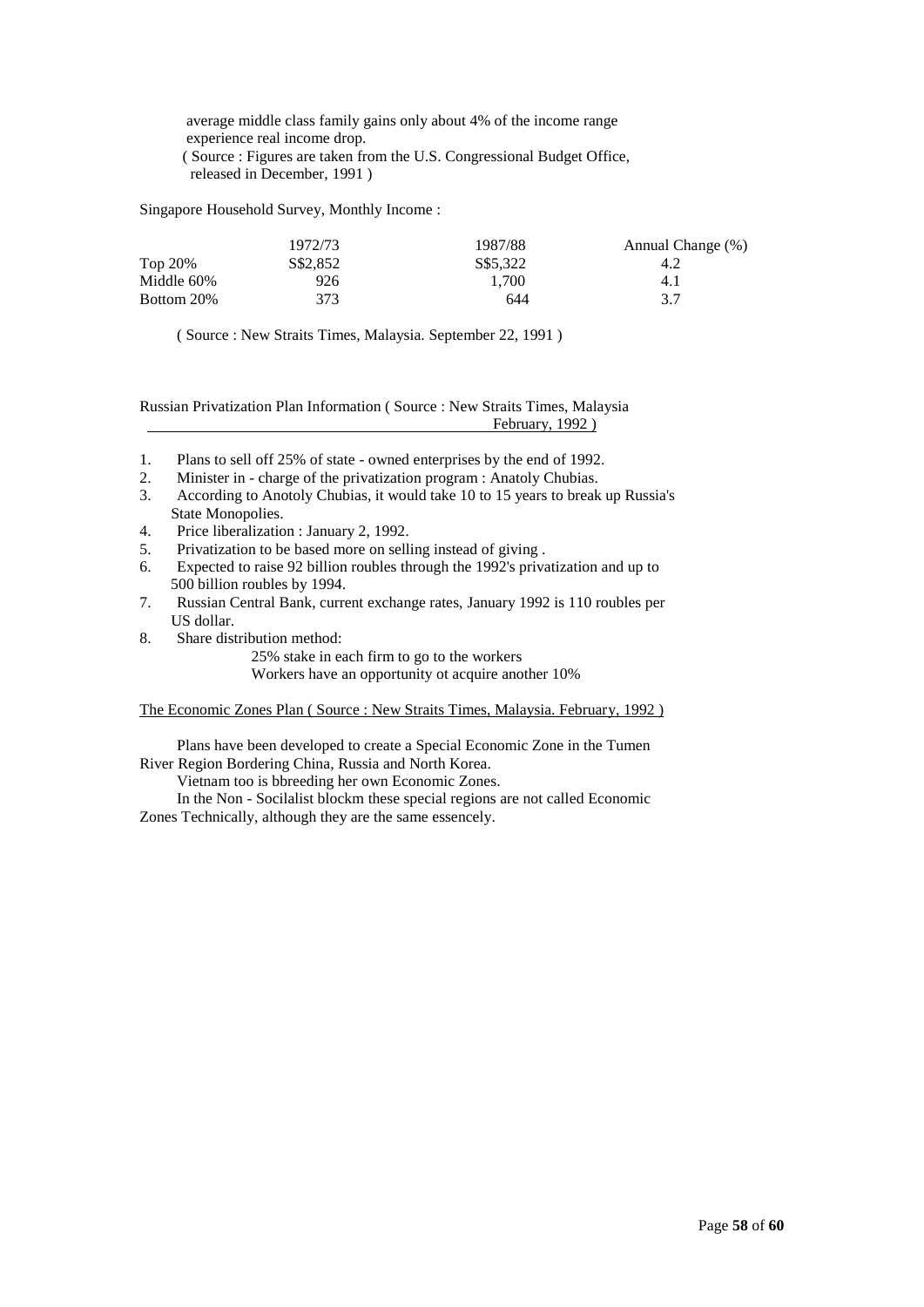average middle class family gains only about 4% of the income range experience real income drop.
( Source : Figures are taken from the U.S. Congressional Budget Office, released in December, 1991 )

Singapore Household Survey, Monthly Income :

| | 1972/73 | 1987/88 | Annual Change (%) |
|---|---|---|---|
| Top 20% | S$2,852 | S$5,322 | 4.2 |
| Middle 60% | 926 | 1,700 | 4.1 |
| Bottom 20% | 373 | 644 | 3.7 |

( Source : New Straits Times, Malaysia. September 22, 1991 )

Russian Privatization Plan Information ( Source : New Straits Times, Malaysia February, 1992 )

1. Plans to sell off 25% of state - owned enterprises by the end of 1992.
2. Minister in - charge of the privatization program : Anatoly Chubias.
3. According to Anotoly Chubias, it would take 10 to 15 years to break up Russia's State Monopolies.
4. Price liberalization : January 2, 1992.
5. Privatization to be based more on selling instead of giving .
6. Expected to raise 92 billion roubles through the 1992's privatization and up to 500 billion roubles by 1994.
7. Russian Central Bank, current exchange rates, January 1992 is 110 roubles per US dollar.
8. Share distribution method:
   25% stake in each firm to go to the workers
   Workers have an opportunity ot acquire another 10%

The Economic Zones Plan ( Source : New Straits Times, Malaysia. February, 1992 )

Plans have been developed to create a Special Economic Zone in the Tumen River Region Bordering China, Russia and North Korea.

Vietnam too is bbreeding her own Economic Zones.

In the Non - Socilalist blockm these special regions are not called Economic Zones Technically, although they are the same essencely.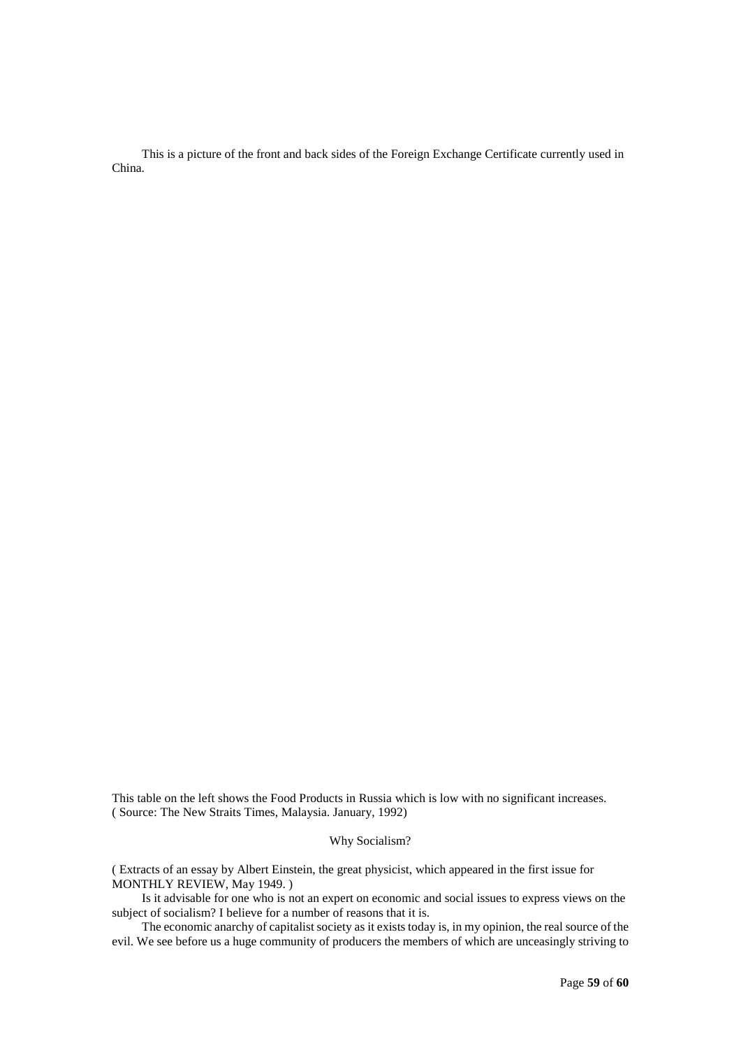This is a picture of the front and back sides of the Foreign Exchange Certificate currently used in China.

This table on the left shows the Food Products in Russia which is low with no significant increases. ( Source: The New Straits Times, Malaysia. January, 1992)

## Why Socialism?

( Extracts of an essay by Albert Einstein, the great physicist, which appeared in the first issue for MONTHLY REVIEW, May 1949. )

Is it advisable for one who is not an expert on economic and social issues to express views on the subject of socialism? I believe for a number of reasons that it is.

The economic anarchy of capitalist society as it exists today is, in my opinion, the real source of the evil. We see before us a huge community of producers the members of which are unceasingly striving to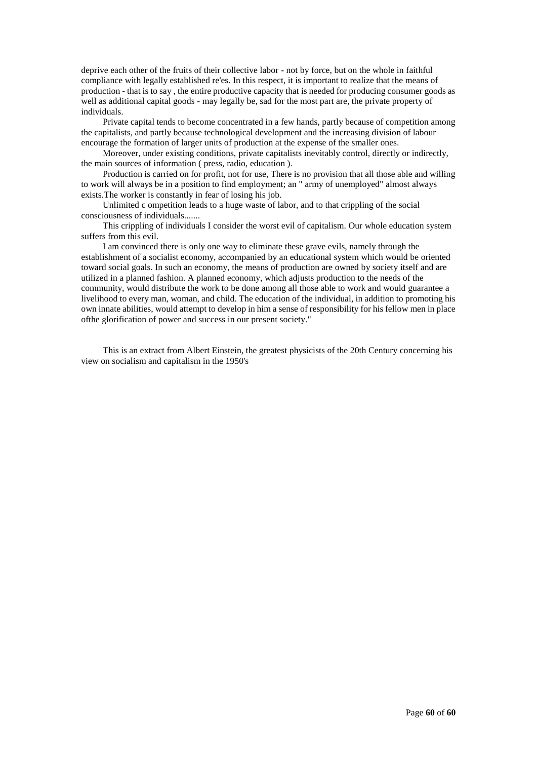deprive each other of the fruits of their collective labor - not by force, but on the whole in faithful compliance with legally established re'es. In this respect, it is important to realize that the means of production - that is to say , the entire productive capacity that is needed for producing consumer goods as well as additional capital goods - may legally be, sad for the most part are, the private property of individuals.

Private capital tends to become concentrated in a few hands, partly because of competition among the capitalists, and partly because technological development and the increasing division of labour encourage the formation of larger units of production at the expense of the smaller ones.

Moreover, under existing conditions, private capitalists inevitably control, directly or indirectly, the main sources of information ( press, radio, education ).

Production is carried on for profit, not for use, There is no provision that all those able and willing to work will always be in a position to find employment; an " army of unemployed" almost always exists.The worker is constantly in fear of losing his job.

Unlimited c ompetition leads to a huge waste of labor, and to that crippling of the social consciousness of individuals.......

This crippling of individuals I consider the worst evil of capitalism. Our whole education system suffers from this evil.

I am convinced there is only one way to eliminate these grave evils, namely through the establishment of a socialist economy, accompanied by an educational system which would be oriented toward social goals. In such an economy, the means of production are owned by society itself and are utilized in a planned fashion. A planned economy, which adjusts production to the needs of the community, would distribute the work to be done among all those able to work and would guarantee a livelihood to every man, woman, and child. The education of the individual, in addition to promoting his own innate abilities, would attempt to develop in him a sense of responsibility for his fellow men in place ofthe glorification of power and success in our present society."

This is an extract from Albert Einstein, the greatest physicists of the 20th Century concerning his view on socialism and capitalism in the 1950's